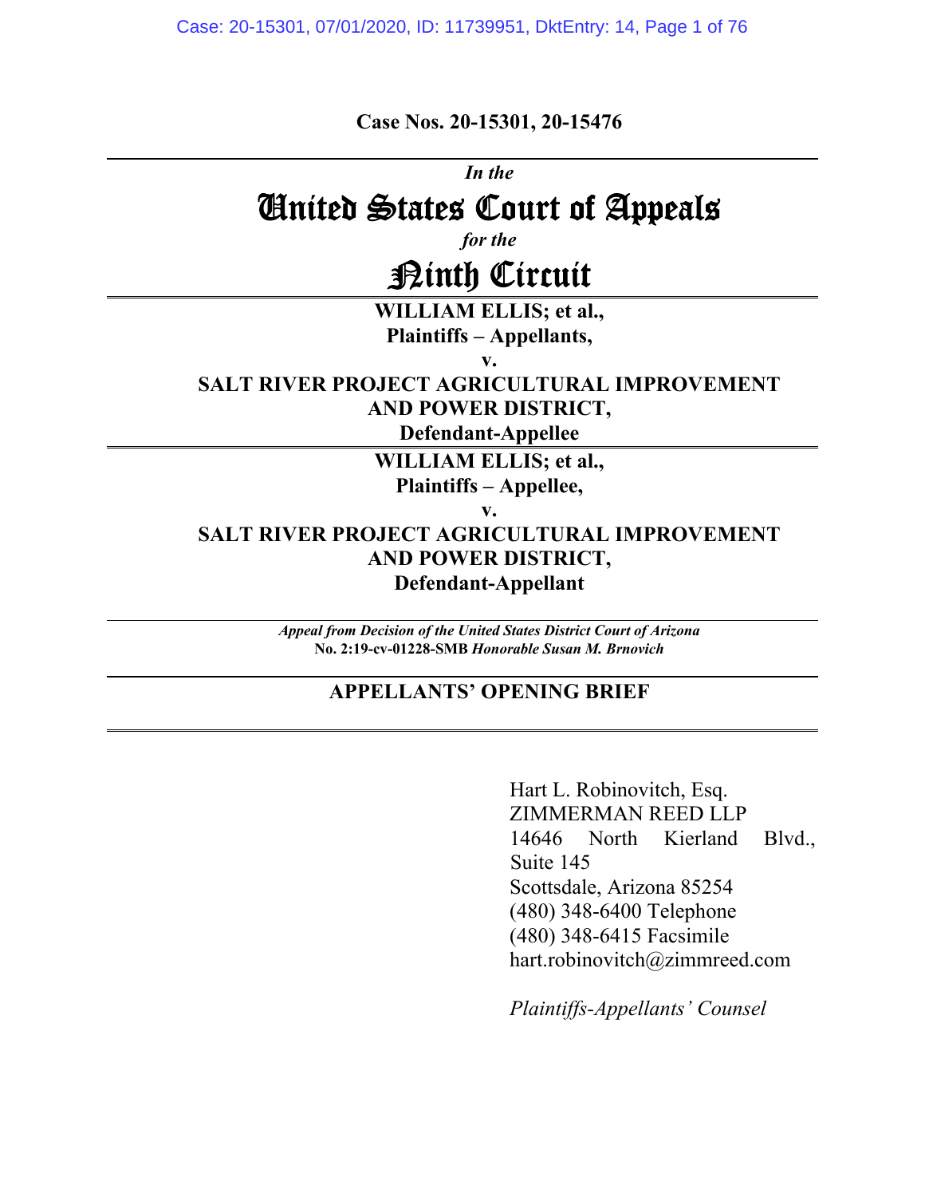**Case Nos. 20-15301, 20-15476**

---

*In the*

# United States Court of Appeals

*for the*

# Ninth Circuit

---

**WILLIAM ELLIS; et al.,**
**Plaintiffs – Appellants,**

**v.**

**SALT RIVER PROJECT AGRICULTURAL IMPROVEMENT AND POWER DISTRICT,**
**Defendant-Appellee**

---

**WILLIAM ELLIS; et al.,**
**Plaintiffs – Appellee,**

**v.**

**SALT RIVER PROJECT AGRICULTURAL IMPROVEMENT AND POWER DISTRICT,**
**Defendant-Appellant**

---

***Appeal from Decision of the United States District Court of Arizona***
**No. 2:19-cv-01228-SMB** ***Honorable Susan M. Brnovich***

---

## APPELLANTS' OPENING BRIEF

---

Hart L. Robinovitch, Esq.
ZIMMERMAN REED LLP
14646 North Kierland Blvd., Suite 145
Scottsdale, Arizona 85254
(480) 348-6400 Telephone
(480) 348-6415 Facsimile
hart.robinovitch@zimmreed.com

*Plaintiffs-Appellants' Counsel*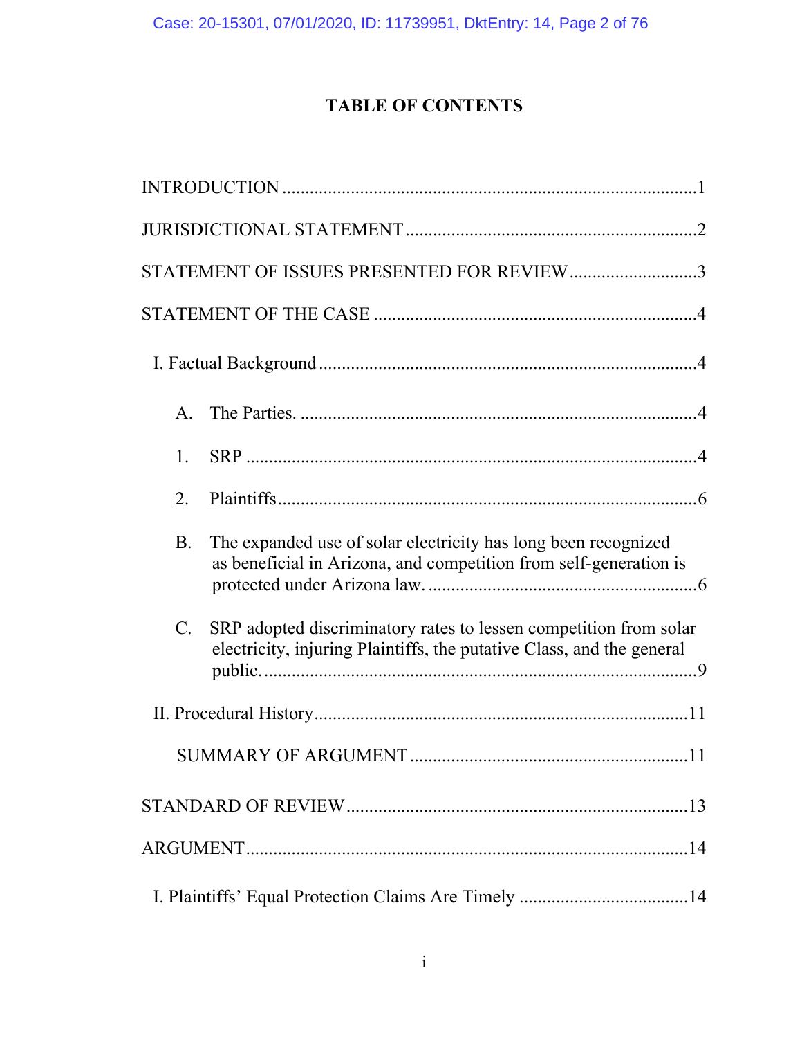# TABLE OF CONTENTS

INTRODUCTION ........................................................................................1

JURISDICTIONAL STATEMENT ...............................................................2

STATEMENT OF ISSUES PRESENTED FOR REVIEW ............................3

STATEMENT OF THE CASE .....................................................................4

I. Factual Background ..................................................................................4

A. The Parties. ......................................................................................4

1. SRP ..................................................................................................4

2. Plaintiffs............................................................................................6

B. The expanded use of solar electricity has long been recognized as beneficial in Arizona, and competition from self-generation is protected under Arizona law. ...........................................................6

C. SRP adopted discriminatory rates to lessen competition from solar electricity, injuring Plaintiffs, the putative Class, and the general public. ..............................................................................................9

II. Procedural History..................................................................................11

SUMMARY OF ARGUMENT ............................................................11

STANDARD OF REVIEW.........................................................................13

ARGUMENT.................................................................................................14

I. Plaintiffs' Equal Protection Claims Are Timely .....................................14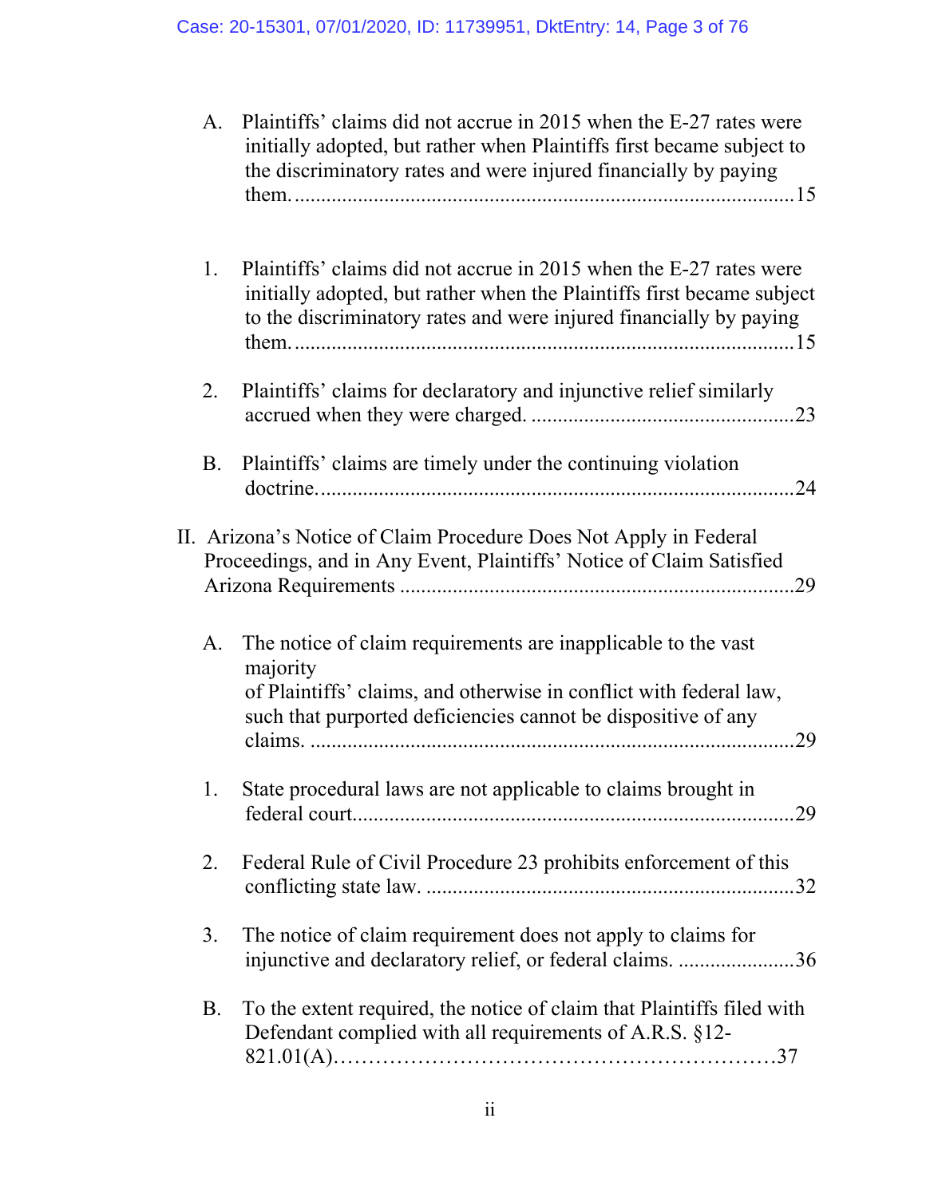A. Plaintiffs' claims did not accrue in 2015 when the E-27 rates were initially adopted, but rather when Plaintiffs first became subject to the discriminatory rates and were injured financially by paying them. ............................................................................... 15

1. Plaintiffs' claims did not accrue in 2015 when the E-27 rates were initially adopted, but rather when the Plaintiffs first became subject to the discriminatory rates and were injured financially by paying them. ............................................................................... 15

2. Plaintiffs' claims for declaratory and injunctive relief similarly accrued when they were charged. ................................................. 23

B. Plaintiffs' claims are timely under the continuing violation doctrine. ........................................................................................ 24

II. Arizona's Notice of Claim Procedure Does Not Apply in Federal Proceedings, and in Any Event, Plaintiffs' Notice of Claim Satisfied Arizona Requirements .......................................................................... 29

A. The notice of claim requirements are inapplicable to the vast majority of Plaintiffs' claims, and otherwise in conflict with federal law, such that purported deficiencies cannot be dispositive of any claims. ........................................................................................... 29

1. State procedural laws are not applicable to claims brought in federal court.................................................................................. 29

2. Federal Rule of Civil Procedure 23 prohibits enforcement of this conflicting state law. ..................................................................... 32

3. The notice of claim requirement does not apply to claims for injunctive and declaratory relief, or federal claims. ...................... 36

B. To the extent required, the notice of claim that Plaintiffs filed with Defendant complied with all requirements of A.R.S. §12-821.01(A)…………………………………………………… 37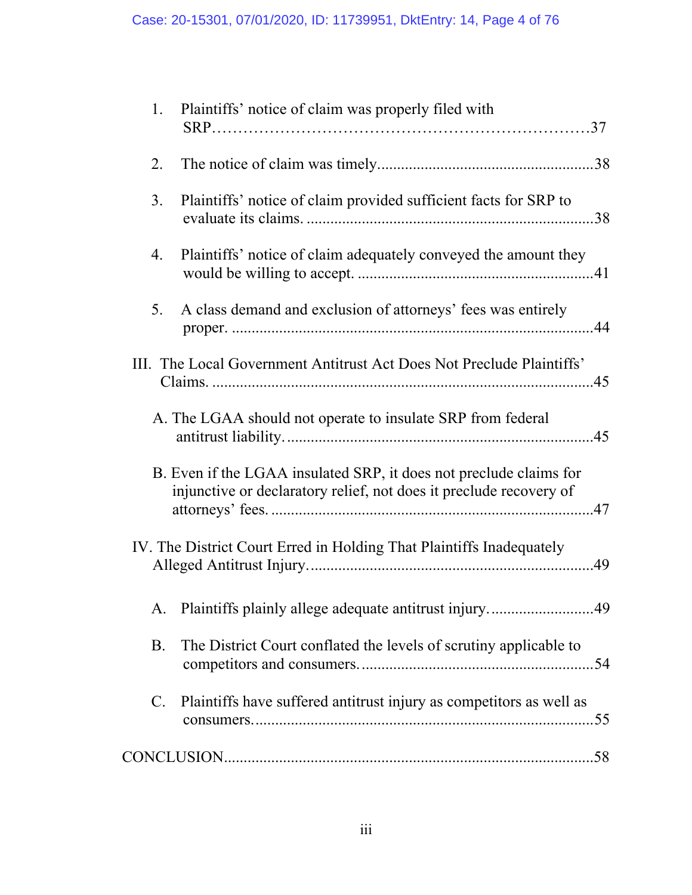1. Plaintiffs' notice of claim was properly filed with SRP……………………………………………………………37

2. The notice of claim was timely......................................................38

3. Plaintiffs' notice of claim provided sufficient facts for SRP to evaluate its claims. .......................................................................38

4. Plaintiffs' notice of claim adequately conveyed the amount they would be willing to accept. ..........................................................41

5. A class demand and exclusion of attorneys' fees was entirely proper. .........................................................................................44

III. The Local Government Antitrust Act Does Not Preclude Plaintiffs' Claims. ................................................................................................45

A. The LGAA should not operate to insulate SRP from federal antitrust liability. ............................................................................45

B. Even if the LGAA insulated SRP, it does not preclude claims for injunctive or declaratory relief, not does it preclude recovery of attorneys' fees. .................................................................................47

IV. The District Court Erred in Holding That Plaintiffs Inadequately Alleged Antitrust Injury. ......................................................................49

A. Plaintiffs plainly allege adequate antitrust injury. ..........................49

B. The District Court conflated the levels of scrutiny applicable to competitors and consumers. ..........................................................54

C. Plaintiffs have suffered antitrust injury as competitors as well as consumers. .....................................................................................55

CONCLUSION............................................................................................58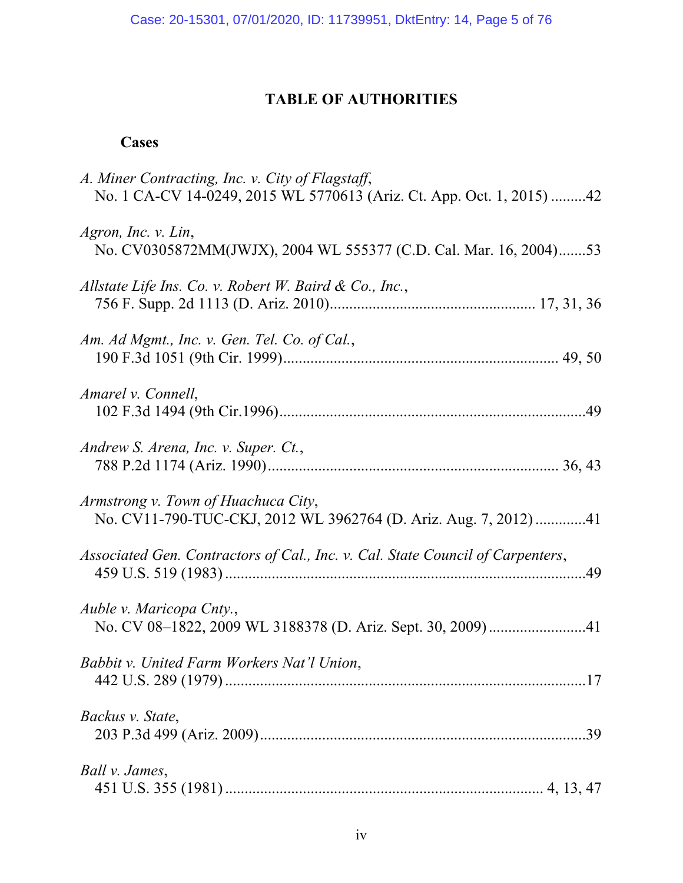# TABLE OF AUTHORITIES

## Cases

*A. Miner Contracting, Inc. v. City of Flagstaff*,
No. 1 CA-CV 14-0249, 2015 WL 5770613 (Ariz. Ct. App. Oct. 1, 2015) .........42

*Agron, Inc. v. Lin*,
No. CV0305872MM(JWJX), 2004 WL 555377 (C.D. Cal. Mar. 16, 2004).......53

*Allstate Life Ins. Co. v. Robert W. Baird & Co., Inc.*,
756 F. Supp. 2d 1113 (D. Ariz. 2010).................................................... 17, 31, 36

*Am. Ad Mgmt., Inc. v. Gen. Tel. Co. of Cal.*,
190 F.3d 1051 (9th Cir. 1999)...................................................................... 49, 50

*Amarel v. Connell*,
102 F.3d 1494 (9th Cir.1996)..............................................................................49

*Andrew S. Arena, Inc. v. Super. Ct.*,
788 P.2d 1174 (Ariz. 1990).......................................................................... 36, 43

*Armstrong v. Town of Huachuca City*,
No. CV11-790-TUC-CKJ, 2012 WL 3962764 (D. Ariz. Aug. 7, 2012).............41

*Associated Gen. Contractors of Cal., Inc. v. Cal. State Council of Carpenters*,
459 U.S. 519 (1983) .............................................................................................49

*Auble v. Maricopa Cnty.*,
No. CV 08–1822, 2009 WL 3188378 (D. Ariz. Sept. 30, 2009).........................41

*Babbit v. United Farm Workers Nat'l Union*,
442 U.S. 289 (1979) .............................................................................................17

*Backus v. State*,
203 P.3d 499 (Ariz. 2009)....................................................................................39

*Ball v. James*,
451 U.S. 355 (1981) ................................................................................ 4, 13, 47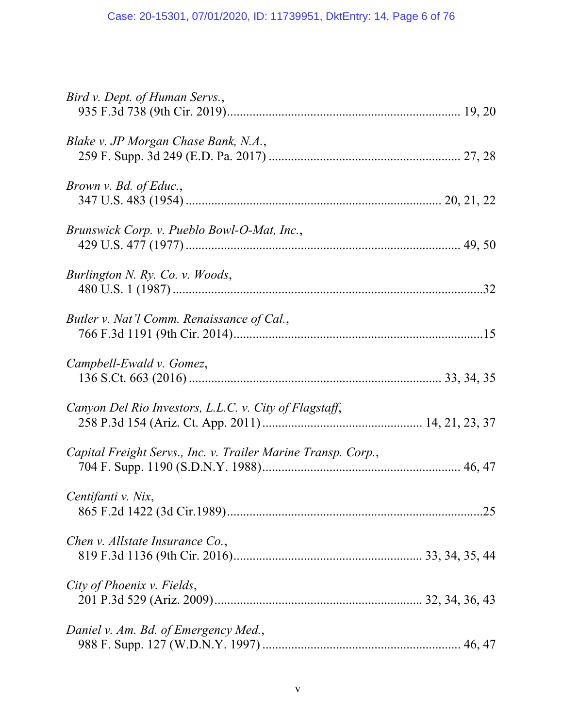*Bird v. Dept. of Human Servs.*,
935 F.3d 738 (9th Cir. 2019)........................................................................ 19, 20

*Blake v. JP Morgan Chase Bank, N.A.*,
259 F. Supp. 3d 249 (E.D. Pa. 2017) .......................................................... 27, 28

*Brown v. Bd. of Educ.*,
347 U.S. 483 (1954) ............................................................................. 20, 21, 22

*Brunswick Corp. v. Pueblo Bowl-O-Mat, Inc.*,
429 U.S. 477 (1977) ..................................................................................... 49, 50

*Burlington N. Ry. Co. v. Woods*,
480 U.S. 1 (1987) .................................................................................................32

*Butler v. Nat'l Comm. Renaissance of Cal.*,
766 F.3d 1191 (9th Cir. 2014)..............................................................................15

*Campbell-Ewald v. Gomez*,
136 S.Ct. 663 (2016) ............................................................................ 33, 34, 35

*Canyon Del Rio Investors, L.L.C. v. City of Flagstaff*,
258 P.3d 154 (Ariz. Ct. App. 2011) ................................................ 14, 21, 23, 37

*Capital Freight Servs., Inc. v. Trailer Marine Transp. Corp.*,
704 F. Supp. 1190 (S.D.N.Y. 1988)............................................................ 46, 47

*Centifanti v. Nix*,
865 F.2d 1422 (3d Cir.1989)................................................................................25

*Chen v. Allstate Insurance Co.*,
819 F.3d 1136 (9th Cir. 2016).......................................................... 33, 34, 35, 44

*City of Phoenix v. Fields*,
201 P.3d 529 (Ariz. 2009)................................................................ 32, 34, 36, 43

*Daniel v. Am. Bd. of Emergency Med.*,
988 F. Supp. 127 (W.D.N.Y. 1997) ............................................................ 46, 47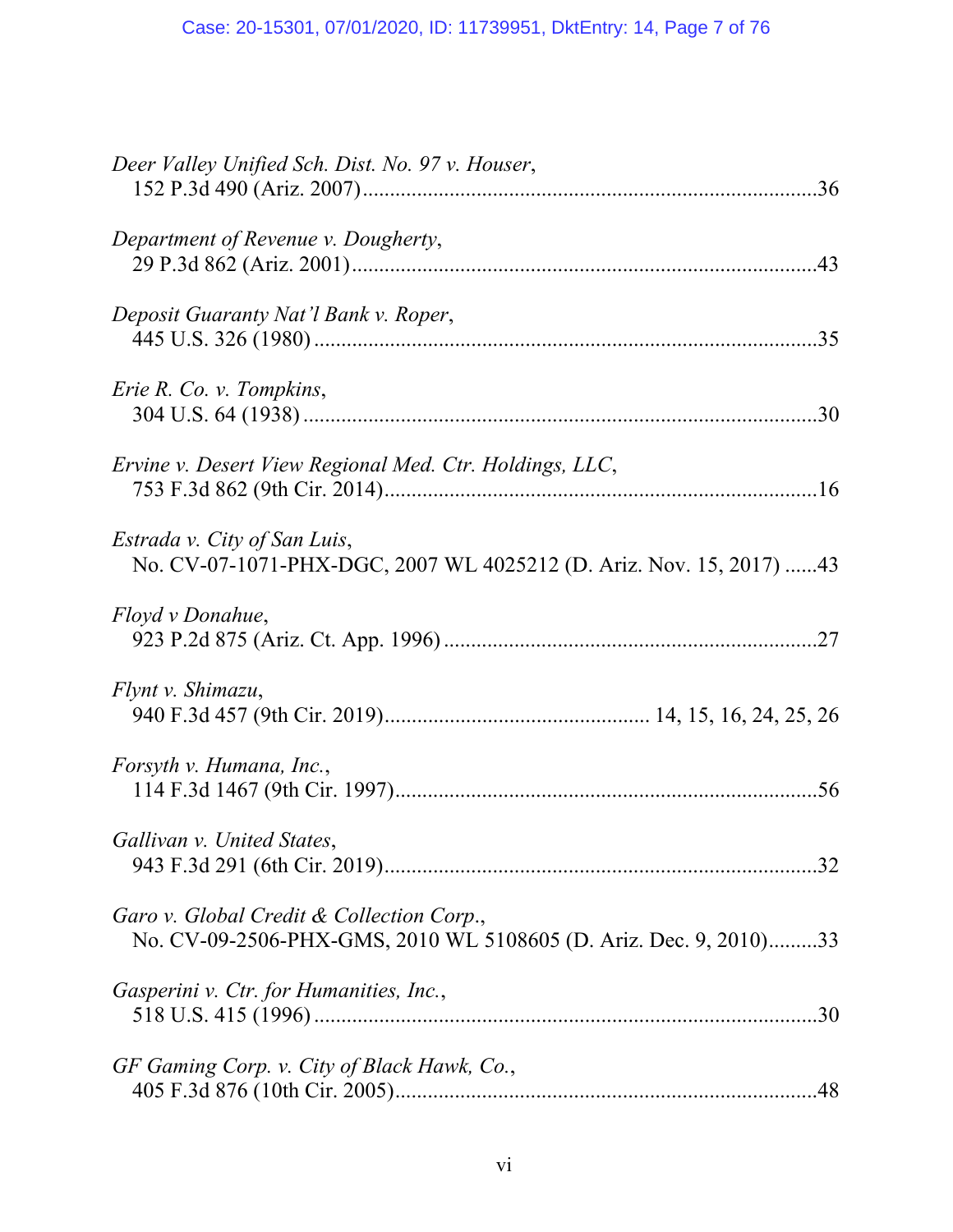*Deer Valley Unified Sch. Dist. No. 97 v. Houser*,
152 P.3d 490 (Ariz. 2007)....................................................................................36

*Department of Revenue v. Dougherty*,
29 P.3d 862 (Ariz. 2001).....................................................................................43

*Deposit Guaranty Nat'l Bank v. Roper*,
445 U.S. 326 (1980) ............................................................................................35

*Erie R. Co. v. Tompkins*,
304 U.S. 64 (1938) ..............................................................................................30

*Ervine v. Desert View Regional Med. Ctr. Holdings, LLC*,
753 F.3d 862 (9th Cir. 2014)................................................................................16

*Estrada v. City of San Luis*,
No. CV-07-1071-PHX-DGC, 2007 WL 4025212 (D. Ariz. Nov. 15, 2017) ......43

*Floyd v Donahue*,
923 P.2d 875 (Ariz. Ct. App. 1996) ....................................................................27

*Flynt v. Shimazu*,
940 F.3d 457 (9th Cir. 2019)................................................ 14, 15, 16, 24, 25, 26

*Forsyth v. Humana, Inc.*,
114 F.3d 1467 (9th Cir. 1997)..............................................................................56

*Gallivan v. United States*,
943 F.3d 291 (6th Cir. 2019)................................................................................32

*Garo v. Global Credit & Collection Corp.*,
No. CV-09-2506-PHX-GMS, 2010 WL 5108605 (D. Ariz. Dec. 9, 2010).........33

*Gasperini v. Ctr. for Humanities, Inc.*,
518 U.S. 415 (1996) ............................................................................................30

*GF Gaming Corp. v. City of Black Hawk, Co.*,
405 F.3d 876 (10th Cir. 2005)..............................................................................48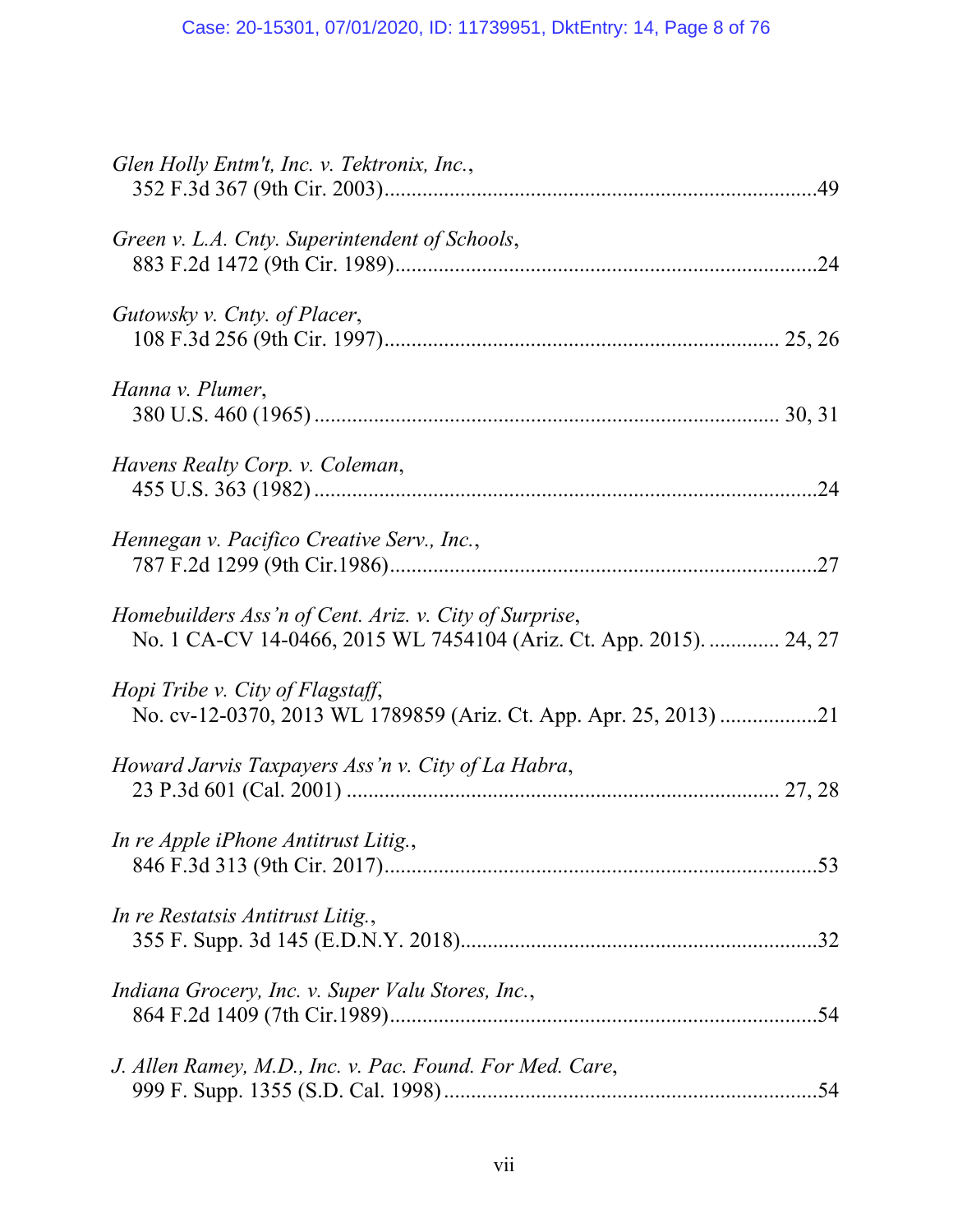*Glen Holly Entm't, Inc. v. Tektronix, Inc.*,
352 F.3d 367 (9th Cir. 2003)................................................................................49

*Green v. L.A. Cnty. Superintendent of Schools*,
883 F.2d 1472 (9th Cir. 1989)..............................................................................24

*Gutowsky v. Cnty. of Placer*,
108 F.3d 256 (9th Cir. 1997)......................................................................... 25, 26

*Hanna v. Plumer*,
380 U.S. 460 (1965) ..................................................................................... 30, 31

*Havens Realty Corp. v. Coleman*,
455 U.S. 363 (1982) ............................................................................................24

*Hennegan v. Pacifico Creative Serv., Inc.*,
787 F.2d 1299 (9th Cir.1986)...............................................................................27

*Homebuilders Ass'n of Cent. Ariz. v. City of Surprise*,
No. 1 CA-CV 14-0466, 2015 WL 7454104 (Ariz. Ct. App. 2015). ............. 24, 27

*Hopi Tribe v. City of Flagstaff*,
No. cv-12-0370, 2013 WL 1789859 (Ariz. Ct. App. Apr. 25, 2013) ..................21

*Howard Jarvis Taxpayers Ass'n v. City of La Habra*,
23 P.3d 601 (Cal. 2001) ............................................................................... 27, 28

*In re Apple iPhone Antitrust Litig.*,
846 F.3d 313 (9th Cir. 2017)................................................................................53

*In re Restatsis Antitrust Litig.*,
355 F. Supp. 3d 145 (E.D.N.Y. 2018)..................................................................32

*Indiana Grocery, Inc. v. Super Valu Stores, Inc.*,
864 F.2d 1409 (7th Cir.1989)...............................................................................54

*J. Allen Ramey, M.D., Inc. v. Pac. Found. For Med. Care*,
999 F. Supp. 1355 (S.D. Cal. 1998) ....................................................................54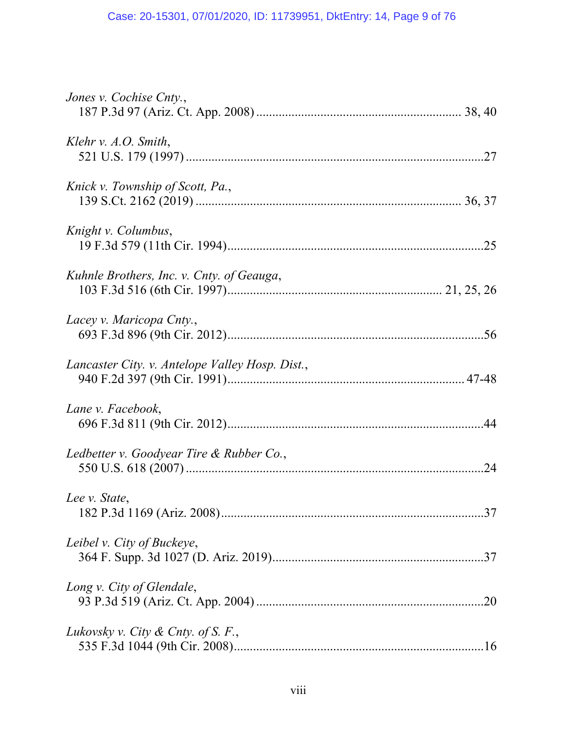*Jones v. Cochise Cnty.*,
187 P.3d 97 (Ariz. Ct. App. 2008) ............................................................. 38, 40

*Klehr v. A.O. Smith*,
521 U.S. 179 (1997) ..........................................................................................27

*Knick v. Township of Scott, Pa.*,
139 S.Ct. 2162 (2019) ................................................................................ 36, 37

*Knight v. Columbus*,
19 F.3d 579 (11th Cir. 1994)..............................................................................25

*Kuhnle Brothers, Inc. v. Cnty. of Geauga*,
103 F.3d 516 (6th Cir. 1997)................................................................ 21, 25, 26

*Lacey v. Maricopa Cnty.*,
693 F.3d 896 (9th Cir. 2012)..............................................................................56

*Lancaster City. v. Antelope Valley Hosp. Dist.*,
940 F.2d 397 (9th Cir. 1991)........................................................................ 47-48

*Lane v. Facebook*,
696 F.3d 811 (9th Cir. 2012)..............................................................................44

*Ledbetter v. Goodyear Tire & Rubber Co.*,
550 U.S. 618 (2007) ..........................................................................................24

*Lee v. State*,
182 P.3d 1169 (Ariz. 2008)................................................................................37

*Leibel v. City of Buckeye*,
364 F. Supp. 3d 1027 (D. Ariz. 2019)................................................................37

*Long v. City of Glendale*,
93 P.3d 519 (Ariz. Ct. App. 2004) .....................................................................20

*Lukovsky v. City & Cnty. of S. F.*,
535 F.3d 1044 (9th Cir. 2008)............................................................................16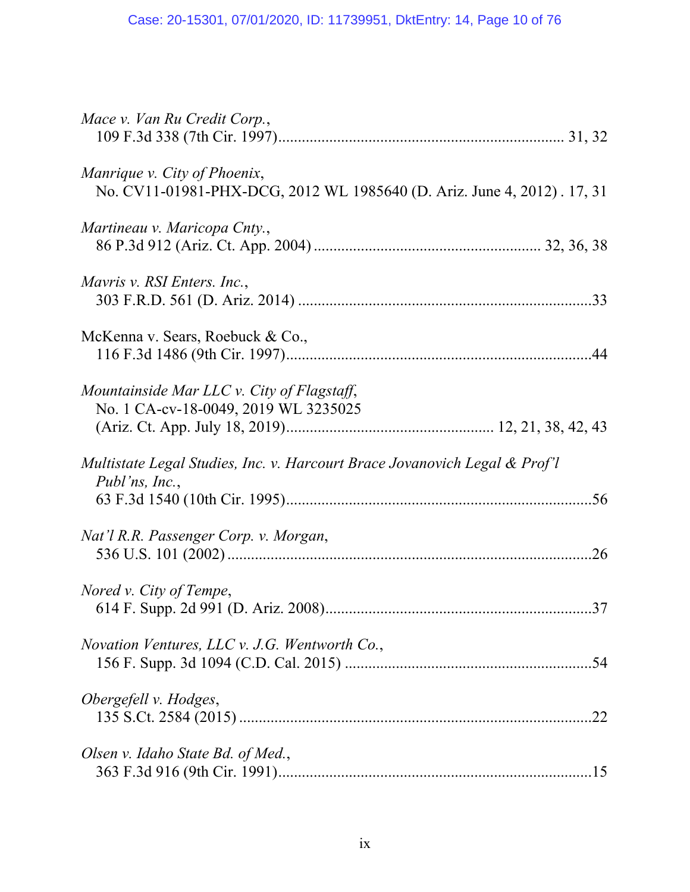*Mace v. Van Ru Credit Corp.*,
109 F.3d 338 (7th Cir. 1997)........................................................................ 31, 32

*Manrique v. City of Phoenix*,
No. CV11-01981-PHX-DCG, 2012 WL 1985640 (D. Ariz. June 4, 2012) . 17, 31

*Martineau v. Maricopa Cnty.*,
86 P.3d 912 (Ariz. Ct. App. 2004) ......................................................... 32, 36, 38

*Mavris v. RSI Enters. Inc.*,
303 F.R.D. 561 (D. Ariz. 2014) ...........................................................................33

McKenna v. Sears, Roebuck & Co.,
116 F.3d 1486 (9th Cir. 1997)..............................................................................44

*Mountainside Mar LLC v. City of Flagstaff*,
No. 1 CA-cv-18-0049, 2019 WL 3235025
(Ariz. Ct. App. July 18, 2019).................................................... 12, 21, 38, 42, 43

*Multistate Legal Studies, Inc. v. Harcourt Brace Jovanovich Legal & Prof'l Publ'ns, Inc.*,
63 F.3d 1540 (10th Cir. 1995)..............................................................................56

*Nat'l R.R. Passenger Corp. v. Morgan*,
536 U.S. 101 (2002) .............................................................................................26

*Nored v. City of Tempe*,
614 F. Supp. 2d 991 (D. Ariz. 2008)....................................................................37

*Novation Ventures, LLC v. J.G. Wentworth Co.*,
156 F. Supp. 3d 1094 (C.D. Cal. 2015) ...............................................................54

*Obergefell v. Hodges*,
135 S.Ct. 2584 (2015) .........................................................................................22

*Olsen v. Idaho State Bd. of Med.*,
363 F.3d 916 (9th Cir. 1991)................................................................................15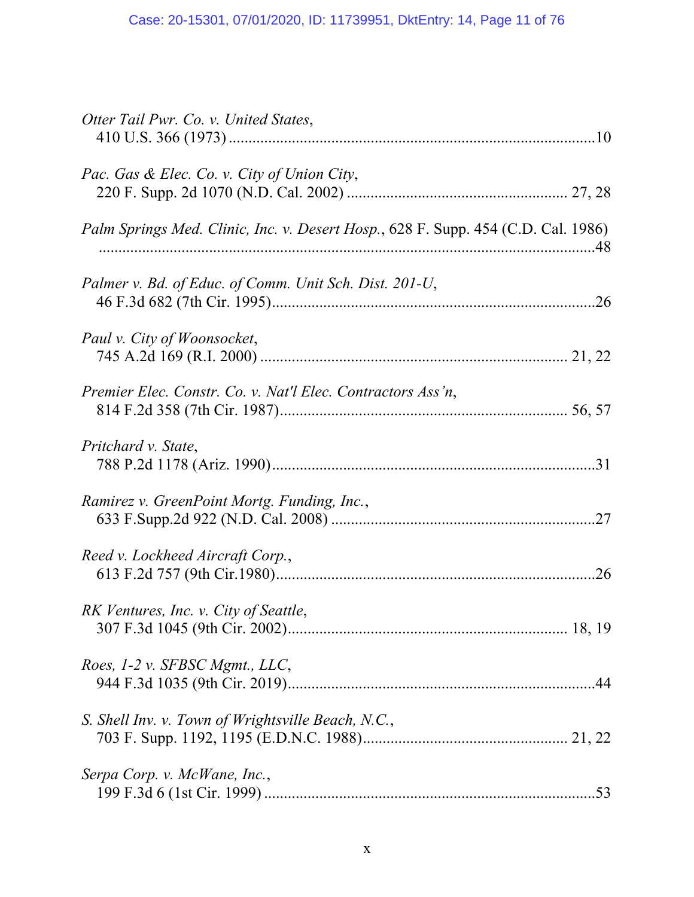*Otter Tail Pwr. Co. v. United States*,
410 U.S. 366 (1973) ..........................................................................................10

*Pac. Gas & Elec. Co. v. City of Union City*,
220 F. Supp. 2d 1070 (N.D. Cal. 2002) ...................................................... 27, 28

*Palm Springs Med. Clinic, Inc. v. Desert Hosp.*, 628 F. Supp. 454 (C.D. Cal. 1986)
..........................................................................................................................48

*Palmer v. Bd. of Educ. of Comm. Unit Sch. Dist. 201-U*,
46 F.3d 682 (7th Cir. 1995)................................................................................26

*Paul v. City of Woonsocket*,
745 A.2d 169 (R.I. 2000) ............................................................................ 21, 22

*Premier Elec. Constr. Co. v. Nat'l Elec. Contractors Ass'n*,
814 F.2d 358 (7th Cir. 1987)...................................................................... 56, 57

*Pritchard v. State*,
788 P.2d 1178 (Ariz. 1990)................................................................................31

*Ramirez v. GreenPoint Mortg. Funding, Inc.*,
633 F.Supp.2d 922 (N.D. Cal. 2008) .................................................................27

*Reed v. Lockheed Aircraft Corp.*,
613 F.2d 757 (9th Cir.1980)................................................................................26

*RK Ventures, Inc. v. City of Seattle*,
307 F.3d 1045 (9th Cir. 2002)..................................................................... 18, 19

*Roes, 1-2 v. SFBSC Mgmt., LLC*,
944 F.3d 1035 (9th Cir. 2019).............................................................................44

*S. Shell Inv. v. Town of Wrightsville Beach, N.C.*,
703 F. Supp. 1192, 1195 (E.D.N.C. 1988).................................................. 21, 22

*Serpa Corp. v. McWane, Inc.*,
199 F.3d 6 (1st Cir. 1999) ..................................................................................53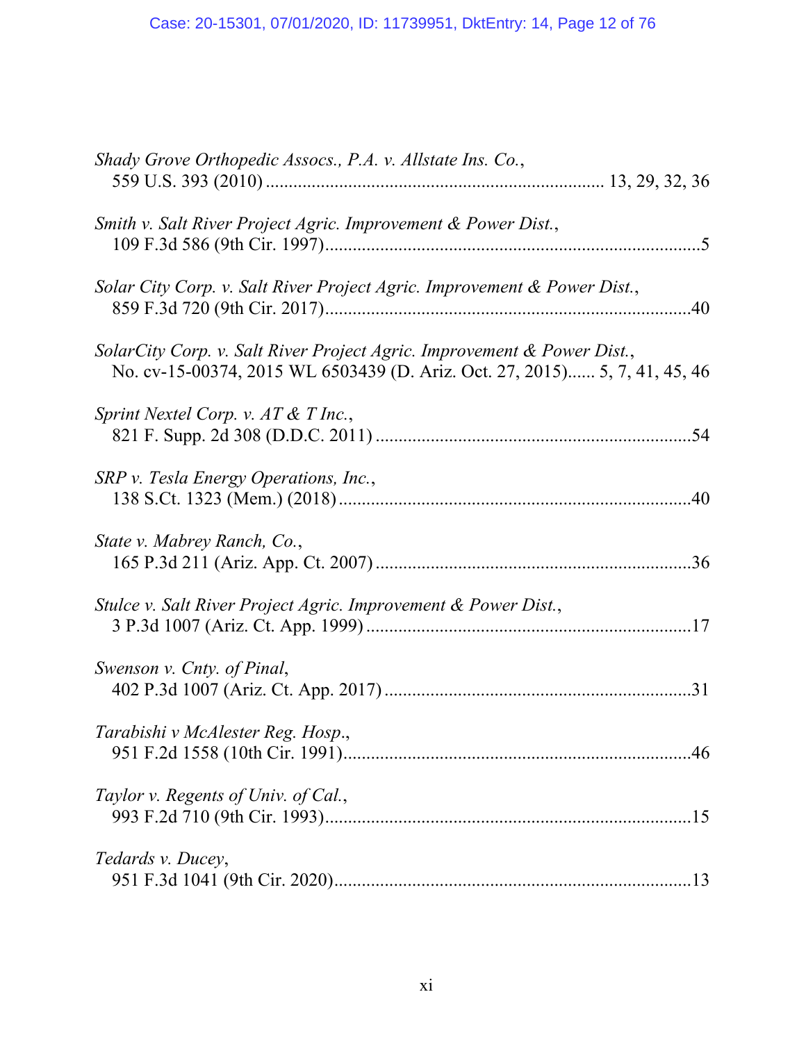*Shady Grove Orthopedic Assocs., P.A. v. Allstate Ins. Co.*,
559 U.S. 393 (2010) ........................................................................ 13, 29, 32, 36

*Smith v. Salt River Project Agric. Improvement & Power Dist.*,
109 F.3d 586 (9th Cir. 1997)..................................................................................5

*Solar City Corp. v. Salt River Project Agric. Improvement & Power Dist.*,
859 F.3d 720 (9th Cir. 2017)................................................................................40

*SolarCity Corp. v. Salt River Project Agric. Improvement & Power Dist.*,
No. cv-15-00374, 2015 WL 6503439 (D. Ariz. Oct. 27, 2015)...... 5, 7, 41, 45, 46

*Sprint Nextel Corp. v. AT & T Inc.*,
821 F. Supp. 2d 308 (D.D.C. 2011) ....................................................................54

*SRP v. Tesla Energy Operations, Inc.*,
138 S.Ct. 1323 (Mem.) (2018) ............................................................................40

*State v. Mabrey Ranch, Co.*,
165 P.3d 211 (Ariz. App. Ct. 2007) ....................................................................36

*Stulce v. Salt River Project Agric. Improvement & Power Dist.*,
3 P.3d 1007 (Ariz. Ct. App. 1999) .......................................................................17

*Swenson v. Cnty. of Pinal*,
402 P.3d 1007 (Ariz. Ct. App. 2017) ..................................................................31

*Tarabishi v McAlester Reg. Hosp.*,
951 F.2d 1558 (10th Cir. 1991)............................................................................46

*Taylor v. Regents of Univ. of Cal.*,
993 F.2d 710 (9th Cir. 1993)................................................................................15

*Tedards v. Ducey*,
951 F.3d 1041 (9th Cir. 2020)..............................................................................13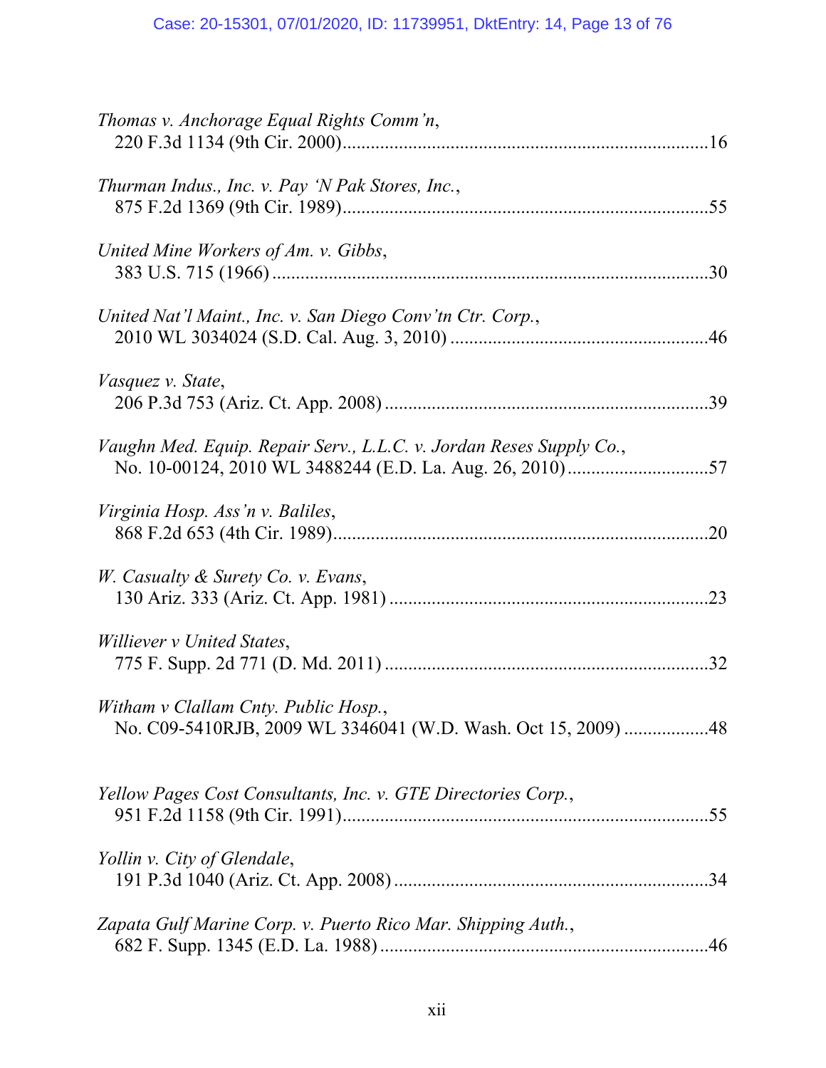*Thomas v. Anchorage Equal Rights Comm'n*,
220 F.3d 1134 (9th Cir. 2000)..........................................................................16

*Thurman Indus., Inc. v. Pay 'N Pak Stores, Inc.*,
875 F.2d 1369 (9th Cir. 1989)..........................................................................55

*United Mine Workers of Am. v. Gibbs*,
383 U.S. 715 (1966) ..........................................................................................30

*United Nat'l Maint., Inc. v. San Diego Conv'tn Ctr. Corp.*,
2010 WL 3034024 (S.D. Cal. Aug. 3, 2010) .....................................................46

*Vasquez v. State*,
206 P.3d 753 (Ariz. Ct. App. 2008) ..................................................................39

*Vaughn Med. Equip. Repair Serv., L.L.C. v. Jordan Reses Supply Co.*,
No. 10-00124, 2010 WL 3488244 (E.D. La. Aug. 26, 2010).............................57

*Virginia Hosp. Ass'n v. Baliles*,
868 F.2d 653 (4th Cir. 1989)..............................................................................20

*W. Casualty & Surety Co. v. Evans*,
130 Ariz. 333 (Ariz. Ct. App. 1981) .................................................................23

*Williever v United States*,
775 F. Supp. 2d 771 (D. Md. 2011) ..................................................................32

*Witham v Clallam Cnty. Public Hosp.*,
No. C09-5410RJB, 2009 WL 3346041 (W.D. Wash. Oct 15, 2009) .................48

*Yellow Pages Cost Consultants, Inc. v. GTE Directories Corp.*,
951 F.2d 1158 (9th Cir. 1991)............................................................................55

*Yollin v. City of Glendale*,
191 P.3d 1040 (Ariz. Ct. App. 2008) ................................................................34

*Zapata Gulf Marine Corp. v. Puerto Rico Mar. Shipping Auth.*,
682 F. Supp. 1345 (E.D. La. 1988) ...................................................................46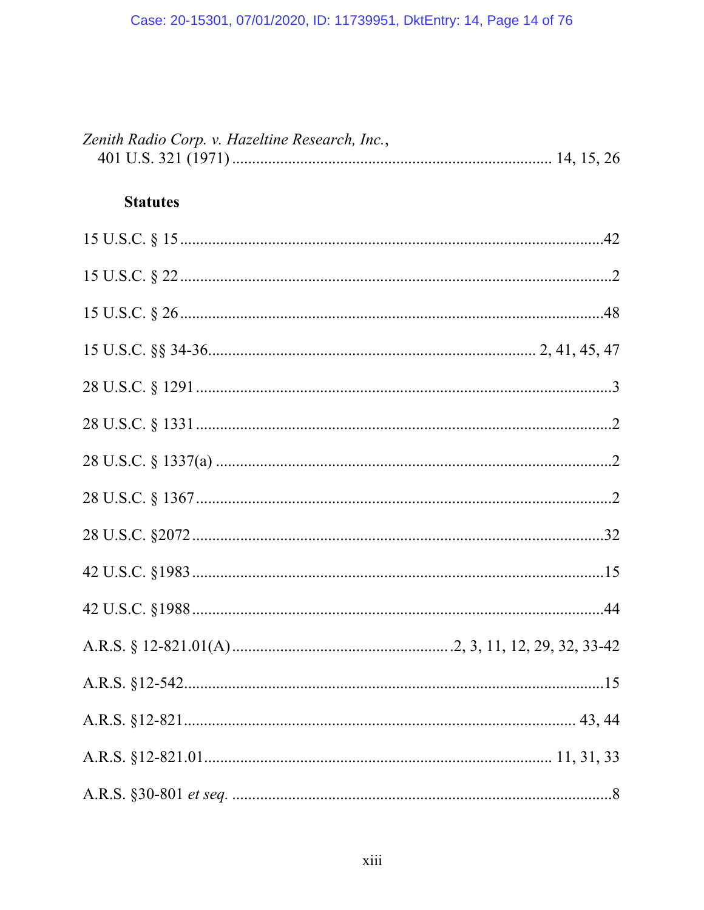*Zenith Radio Corp. v. Hazeltine Research, Inc.*,
401 U.S. 321 (1971) .............................................................................. 14, 15, 26

### Statutes

15 U.S.C. § 15 .........................................................................................................42

15 U.S.C. § 22 ...........................................................................................................2

15 U.S.C. § 26 .........................................................................................................48

15 U.S.C. §§ 34-36.................................................................................. 2, 41, 45, 47

28 U.S.C. § 1291 .......................................................................................................3

28 U.S.C. § 1331 .......................................................................................................2

28 U.S.C. § 1337(a) ..................................................................................................2

28 U.S.C. § 1367 .......................................................................................................2

28 U.S.C. §2072 .......................................................................................................32

42 U.S.C. §1983 .......................................................................................................15

42 U.S.C. §1988 .......................................................................................................44

A.R.S. § 12-821.01(A) .....................................................2, 3, 11, 12, 29, 32, 33-42

A.R.S. §12-542..........................................................................................................15

A.R.S. §12-821.......................................................................................... 43, 44

A.R.S. §12-821.01..................................................................................... 11, 31, 33

A.R.S. §30-801 *et seq.* ...............................................................................................8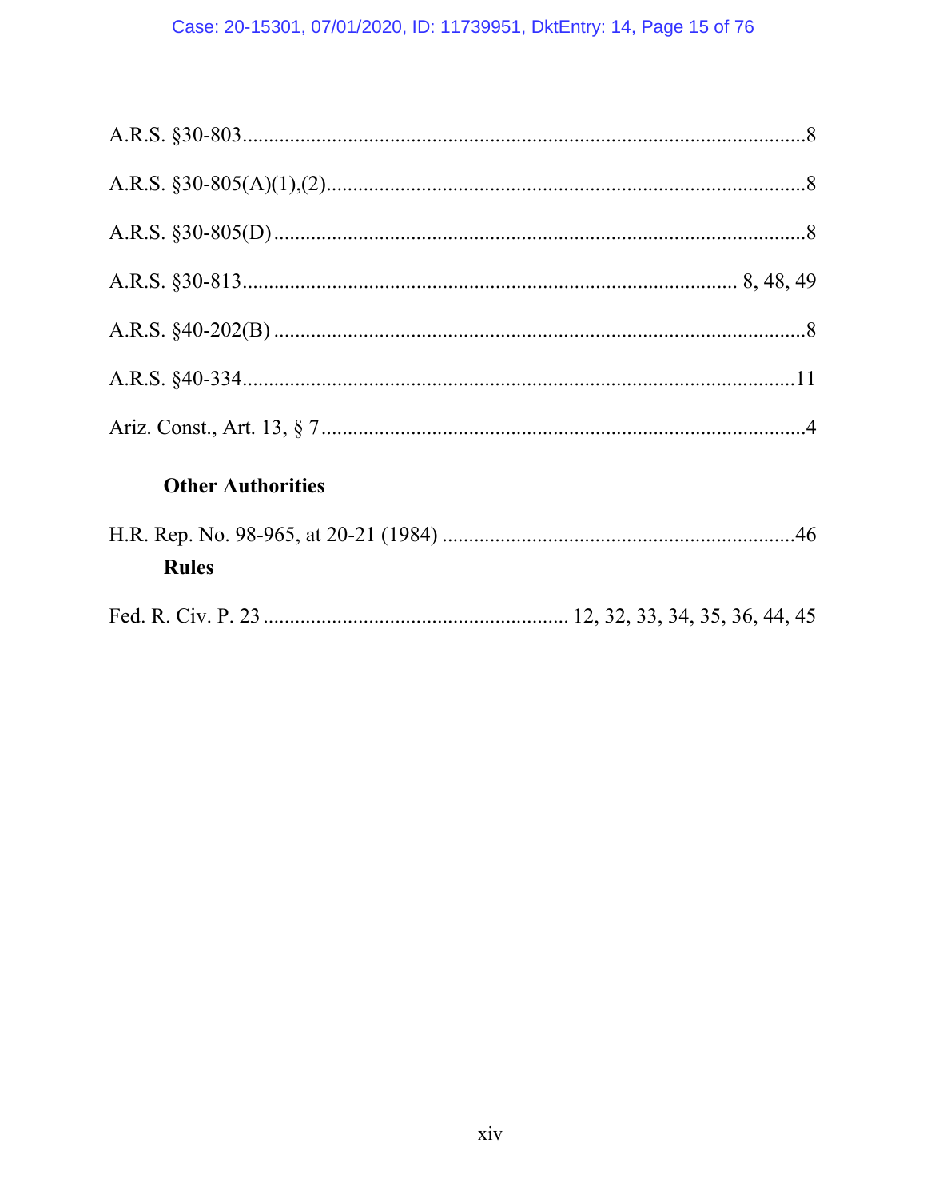A.R.S. §30-803 .......................................................................................................8

A.R.S. §30-805(A)(1),(2) .........................................................................................8

A.R.S. §30-805(D) ...................................................................................................8

A.R.S. §30-813 ........................................................................................... 8, 48, 49

A.R.S. §40-202(B) ...................................................................................................8

A.R.S. §40-334 .......................................................................................................11

Ariz. Const., Art. 13, § 7 ..........................................................................................4

**Other Authorities**

H.R. Rep. No. 98-965, at 20-21 (1984) ..................................................................46

**Rules**

Fed. R. Civ. P. 23 ........................................................ 12, 32, 33, 34, 35, 36, 44, 45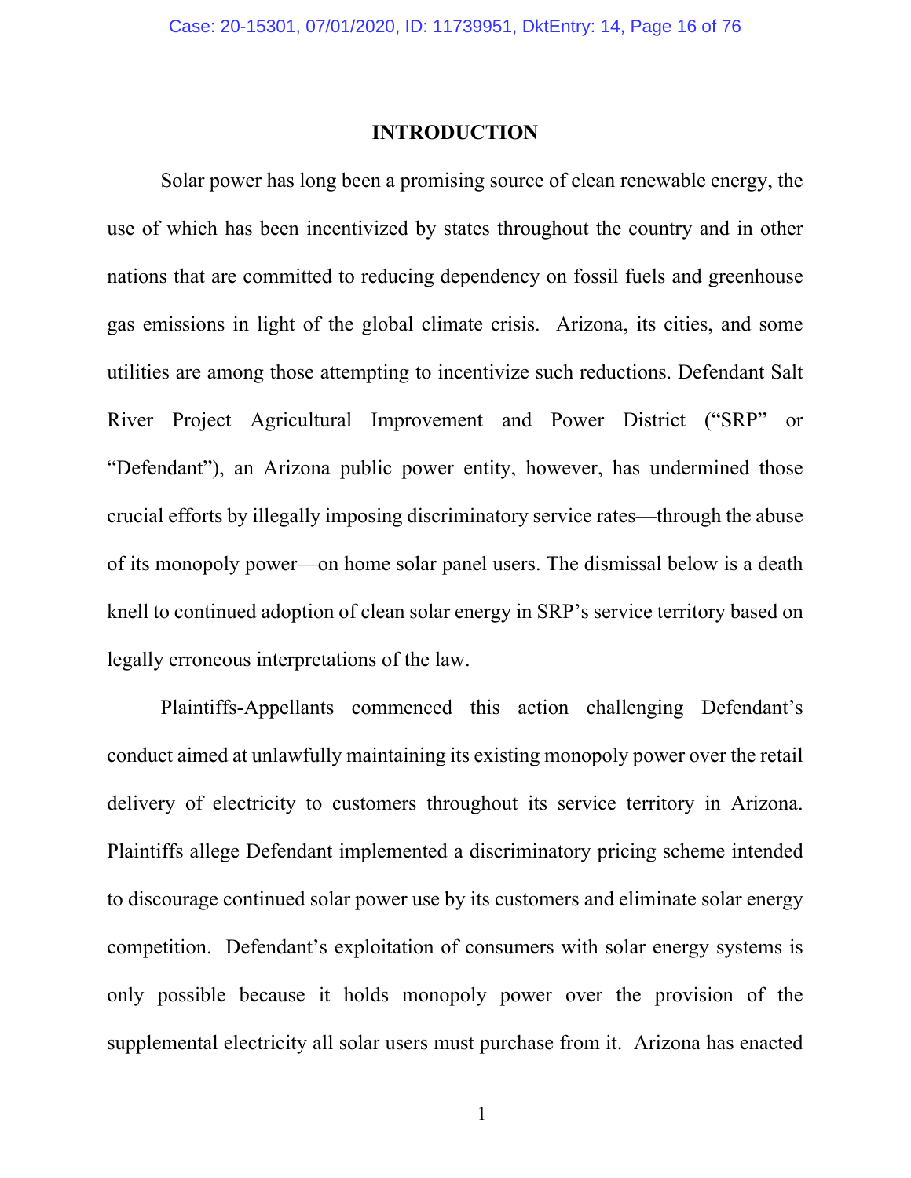# INTRODUCTION

Solar power has long been a promising source of clean renewable energy, the use of which has been incentivized by states throughout the country and in other nations that are committed to reducing dependency on fossil fuels and greenhouse gas emissions in light of the global climate crisis. Arizona, its cities, and some utilities are among those attempting to incentivize such reductions. Defendant Salt River Project Agricultural Improvement and Power District ("SRP" or "Defendant"), an Arizona public power entity, however, has undermined those crucial efforts by illegally imposing discriminatory service rates—through the abuse of its monopoly power—on home solar panel users. The dismissal below is a death knell to continued adoption of clean solar energy in SRP's service territory based on legally erroneous interpretations of the law.

Plaintiffs-Appellants commenced this action challenging Defendant's conduct aimed at unlawfully maintaining its existing monopoly power over the retail delivery of electricity to customers throughout its service territory in Arizona. Plaintiffs allege Defendant implemented a discriminatory pricing scheme intended to discourage continued solar power use by its customers and eliminate solar energy competition. Defendant's exploitation of consumers with solar energy systems is only possible because it holds monopoly power over the provision of the supplemental electricity all solar users must purchase from it. Arizona has enacted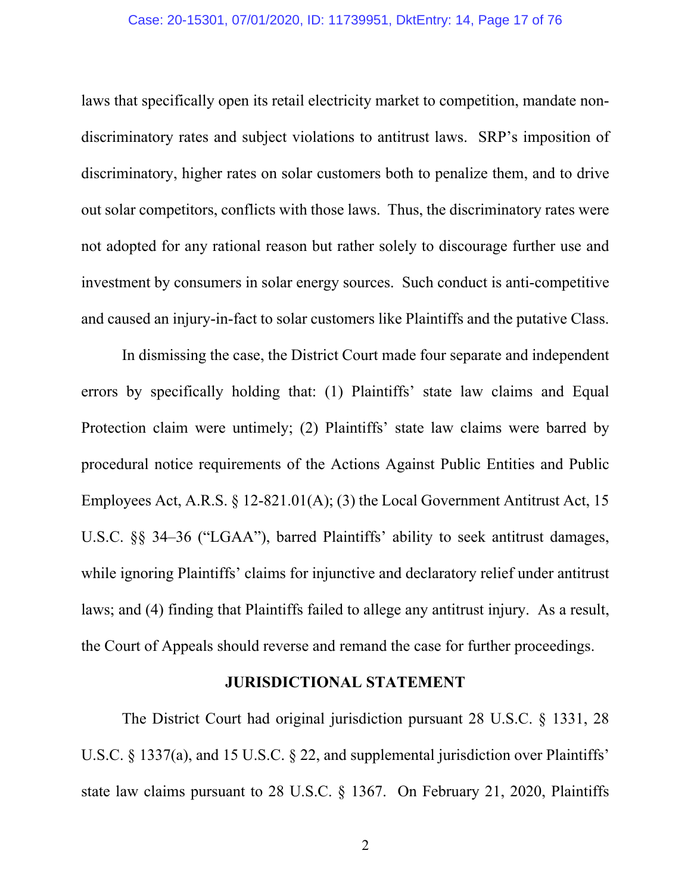laws that specifically open its retail electricity market to competition, mandate non-discriminatory rates and subject violations to antitrust laws. SRP's imposition of discriminatory, higher rates on solar customers both to penalize them, and to drive out solar competitors, conflicts with those laws. Thus, the discriminatory rates were not adopted for any rational reason but rather solely to discourage further use and investment by consumers in solar energy sources. Such conduct is anti-competitive and caused an injury-in-fact to solar customers like Plaintiffs and the putative Class.

In dismissing the case, the District Court made four separate and independent errors by specifically holding that: (1) Plaintiffs' state law claims and Equal Protection claim were untimely; (2) Plaintiffs' state law claims were barred by procedural notice requirements of the Actions Against Public Entities and Public Employees Act, A.R.S. § 12-821.01(A); (3) the Local Government Antitrust Act, 15 U.S.C. §§ 34–36 ("LGAA"), barred Plaintiffs' ability to seek antitrust damages, while ignoring Plaintiffs' claims for injunctive and declaratory relief under antitrust laws; and (4) finding that Plaintiffs failed to allege any antitrust injury. As a result, the Court of Appeals should reverse and remand the case for further proceedings.

## JURISDICTIONAL STATEMENT

The District Court had original jurisdiction pursuant 28 U.S.C. § 1331, 28 U.S.C. § 1337(a), and 15 U.S.C. § 22, and supplemental jurisdiction over Plaintiffs' state law claims pursuant to 28 U.S.C. § 1367. On February 21, 2020, Plaintiffs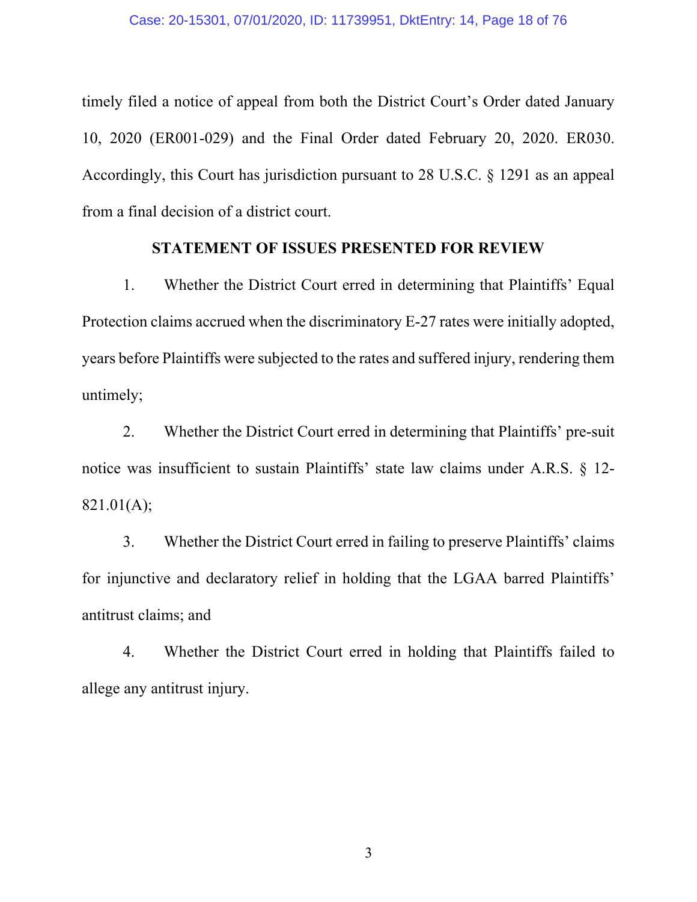timely filed a notice of appeal from both the District Court's Order dated January 10, 2020 (ER001-029) and the Final Order dated February 20, 2020. ER030. Accordingly, this Court has jurisdiction pursuant to 28 U.S.C. § 1291 as an appeal from a final decision of a district court.

## STATEMENT OF ISSUES PRESENTED FOR REVIEW

1. Whether the District Court erred in determining that Plaintiffs' Equal Protection claims accrued when the discriminatory E-27 rates were initially adopted, years before Plaintiffs were subjected to the rates and suffered injury, rendering them untimely;

2. Whether the District Court erred in determining that Plaintiffs' pre-suit notice was insufficient to sustain Plaintiffs' state law claims under A.R.S. § 12-821.01(A);

3. Whether the District Court erred in failing to preserve Plaintiffs' claims for injunctive and declaratory relief in holding that the LGAA barred Plaintiffs' antitrust claims; and

4. Whether the District Court erred in holding that Plaintiffs failed to allege any antitrust injury.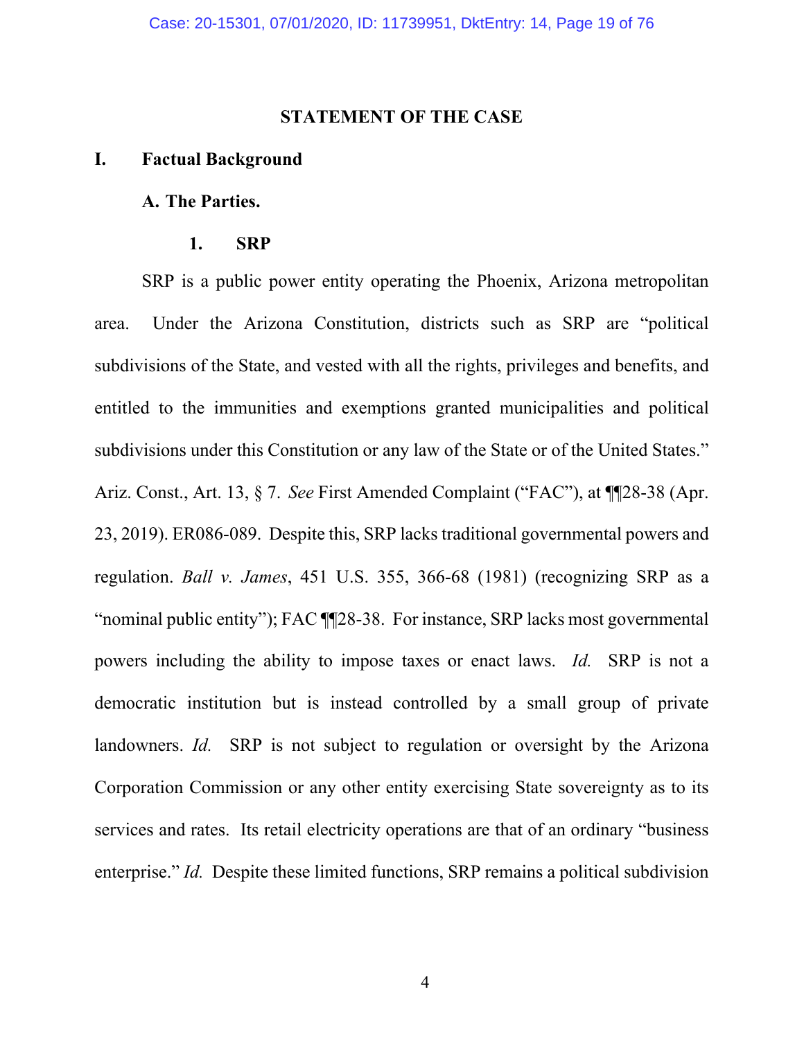## STATEMENT OF THE CASE

### I. Factual Background

#### A. The Parties.

##### 1. SRP

SRP is a public power entity operating the Phoenix, Arizona metropolitan area. Under the Arizona Constitution, districts such as SRP are "political subdivisions of the State, and vested with all the rights, privileges and benefits, and entitled to the immunities and exemptions granted municipalities and political subdivisions under this Constitution or any law of the State or of the United States." Ariz. Const., Art. 13, § 7. *See* First Amended Complaint ("FAC"), at ¶¶28-38 (Apr. 23, 2019). ER086-089. Despite this, SRP lacks traditional governmental powers and regulation. *Ball v. James*, 451 U.S. 355, 366-68 (1981) (recognizing SRP as a "nominal public entity"); FAC ¶¶28-38. For instance, SRP lacks most governmental powers including the ability to impose taxes or enact laws. *Id.* SRP is not a democratic institution but is instead controlled by a small group of private landowners. *Id.* SRP is not subject to regulation or oversight by the Arizona Corporation Commission or any other entity exercising State sovereignty as to its services and rates. Its retail electricity operations are that of an ordinary "business enterprise." *Id.* Despite these limited functions, SRP remains a political subdivision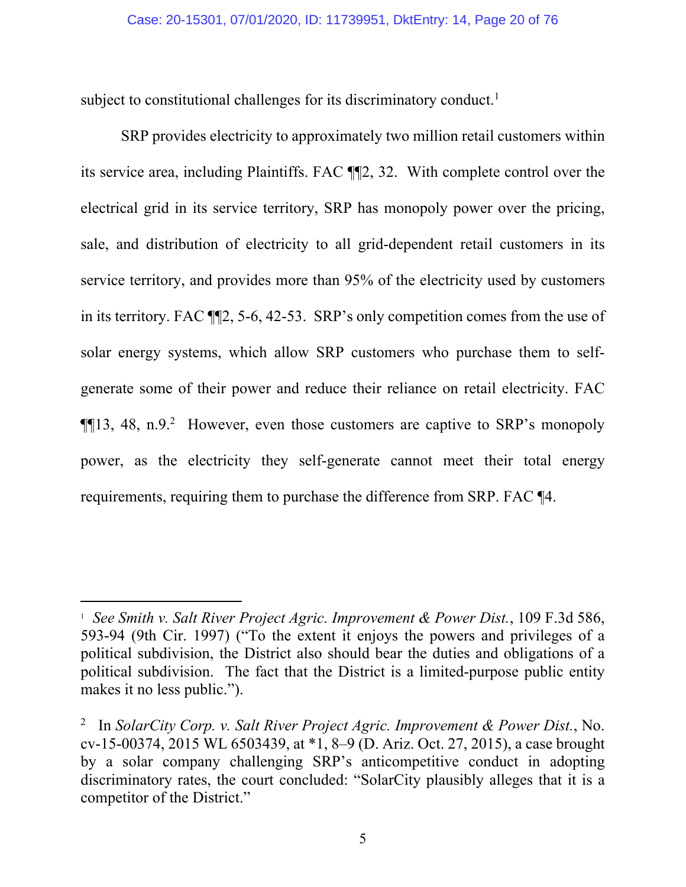subject to constitutional challenges for its discriminatory conduct.[1]

SRP provides electricity to approximately two million retail customers within its service area, including Plaintiffs. FAC ¶¶2, 32. With complete control over the electrical grid in its service territory, SRP has monopoly power over the pricing, sale, and distribution of electricity to all grid-dependent retail customers in its service territory, and provides more than 95% of the electricity used by customers in its territory. FAC ¶¶2, 5-6, 42-53. SRP's only competition comes from the use of solar energy systems, which allow SRP customers who purchase them to self-generate some of their power and reduce their reliance on retail electricity. FAC ¶¶13, 48, n.9.[2] However, even those customers are captive to SRP's monopoly power, as the electricity they self-generate cannot meet their total energy requirements, requiring them to purchase the difference from SRP. FAC ¶4.

---

[1] *See Smith v. Salt River Project Agric. Improvement & Power Dist.*, 109 F.3d 586, 593-94 (9th Cir. 1997) ("To the extent it enjoys the powers and privileges of a political subdivision, the District also should bear the duties and obligations of a political subdivision. The fact that the District is a limited-purpose public entity makes it no less public.").

[2] In *SolarCity Corp. v. Salt River Project Agric. Improvement & Power Dist.*, No. cv-15-00374, 2015 WL 6503439, at *1, 8–9 (D. Ariz. Oct. 27, 2015), a case brought by a solar company challenging SRP's anticompetitive conduct in adopting discriminatory rates, the court concluded: "SolarCity plausibly alleges that it is a competitor of the District."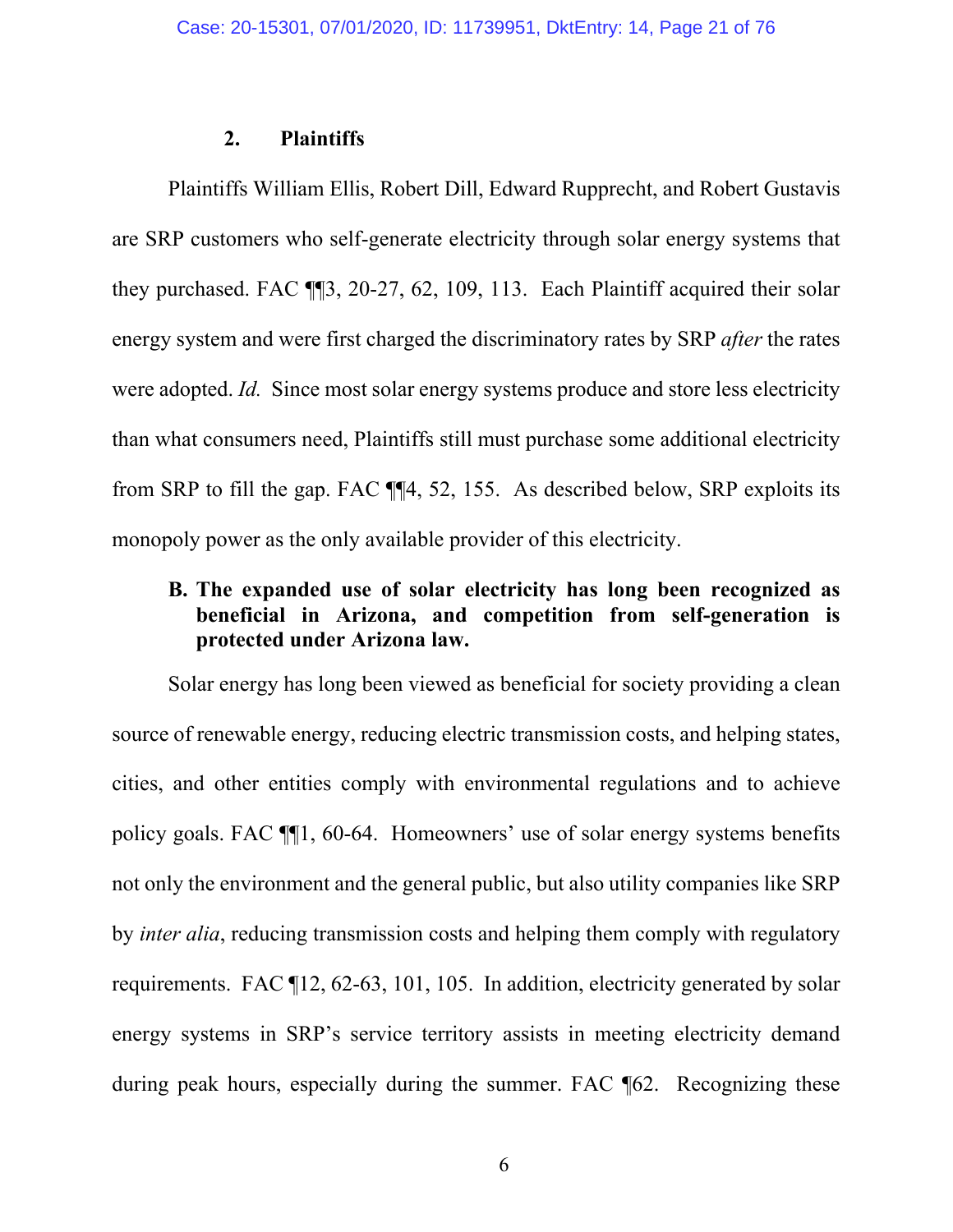### 2. Plaintiffs

Plaintiffs William Ellis, Robert Dill, Edward Rupprecht, and Robert Gustavis are SRP customers who self-generate electricity through solar energy systems that they purchased. FAC ¶¶3, 20-27, 62, 109, 113. Each Plaintiff acquired their solar energy system and were first charged the discriminatory rates by SRP *after* the rates were adopted. *Id.* Since most solar energy systems produce and store less electricity than what consumers need, Plaintiffs still must purchase some additional electricity from SRP to fill the gap. FAC ¶¶4, 52, 155. As described below, SRP exploits its monopoly power as the only available provider of this electricity.

## B. The expanded use of solar electricity has long been recognized as beneficial in Arizona, and competition from self-generation is protected under Arizona law.

Solar energy has long been viewed as beneficial for society providing a clean source of renewable energy, reducing electric transmission costs, and helping states, cities, and other entities comply with environmental regulations and to achieve policy goals. FAC ¶¶1, 60-64. Homeowners' use of solar energy systems benefits not only the environment and the general public, but also utility companies like SRP by *inter alia*, reducing transmission costs and helping them comply with regulatory requirements. FAC ¶12, 62-63, 101, 105. In addition, electricity generated by solar energy systems in SRP's service territory assists in meeting electricity demand during peak hours, especially during the summer. FAC ¶62. Recognizing these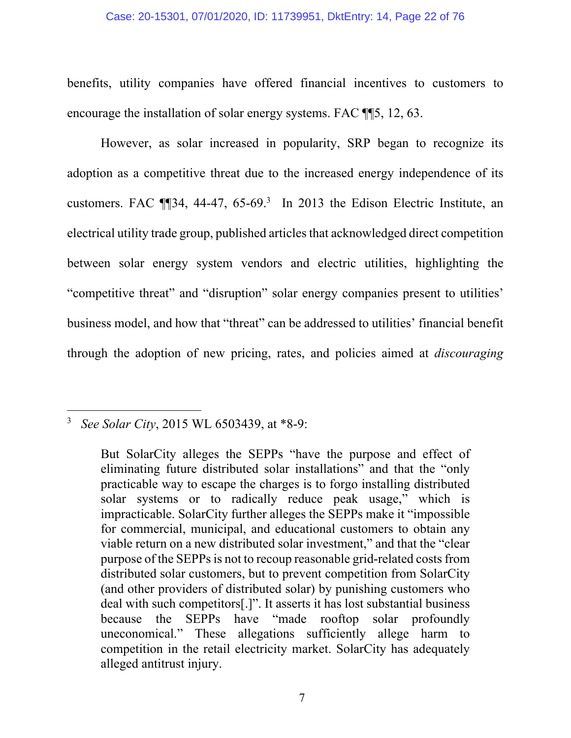benefits, utility companies have offered financial incentives to customers to encourage the installation of solar energy systems. FAC ¶¶5, 12, 63.

However, as solar increased in popularity, SRP began to recognize its adoption as a competitive threat due to the increased energy independence of its customers. FAC ¶¶34, 44-47, 65-69.[3] In 2013 the Edison Electric Institute, an electrical utility trade group, published articles that acknowledged direct competition between solar energy system vendors and electric utilities, highlighting the "competitive threat" and "disruption" solar energy companies present to utilities' business model, and how that "threat" can be addressed to utilities' financial benefit through the adoption of new pricing, rates, and policies aimed at *discouraging*

---

[3] *See Solar City*, 2015 WL 6503439, at *8-9:

> But SolarCity alleges the SEPPs "have the purpose and effect of eliminating future distributed solar installations" and that the "only practicable way to escape the charges is to forgo installing distributed solar systems or to radically reduce peak usage," which is impracticable. SolarCity further alleges the SEPPs make it "impossible for commercial, municipal, and educational customers to obtain any viable return on a new distributed solar investment," and that the "clear purpose of the SEPPs is not to recoup reasonable grid-related costs from distributed solar customers, but to prevent competition from SolarCity (and other providers of distributed solar) by punishing customers who deal with such competitors[.]". It asserts it has lost substantial business because the SEPPs have "made rooftop solar profoundly uneconomical." These allegations sufficiently allege harm to competition in the retail electricity market. SolarCity has adequately alleged antitrust injury.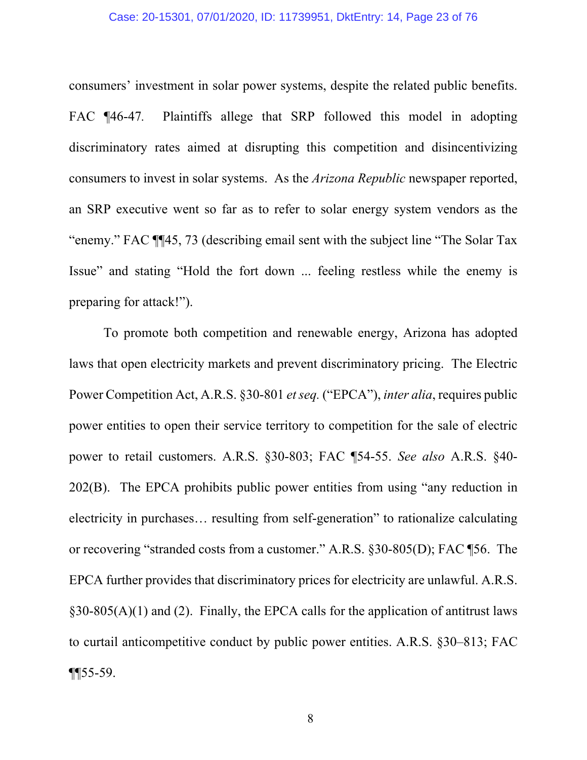consumers' investment in solar power systems, despite the related public benefits. FAC ¶46-47. Plaintiffs allege that SRP followed this model in adopting discriminatory rates aimed at disrupting this competition and disincentivizing consumers to invest in solar systems. As the *Arizona Republic* newspaper reported, an SRP executive went so far as to refer to solar energy system vendors as the "enemy." FAC ¶¶45, 73 (describing email sent with the subject line "The Solar Tax Issue" and stating "Hold the fort down ... feeling restless while the enemy is preparing for attack!").

To promote both competition and renewable energy, Arizona has adopted laws that open electricity markets and prevent discriminatory pricing. The Electric Power Competition Act, A.R.S. §30-801 *et seq.* ("EPCA"), *inter alia*, requires public power entities to open their service territory to competition for the sale of electric power to retail customers. A.R.S. §30-803; FAC ¶54-55. *See also* A.R.S. §40-202(B). The EPCA prohibits public power entities from using "any reduction in electricity in purchases… resulting from self-generation" to rationalize calculating or recovering "stranded costs from a customer." A.R.S. §30-805(D); FAC ¶56. The EPCA further provides that discriminatory prices for electricity are unlawful. A.R.S. §30-805(A)(1) and (2). Finally, the EPCA calls for the application of antitrust laws to curtail anticompetitive conduct by public power entities. A.R.S. §30–813; FAC ¶¶55-59.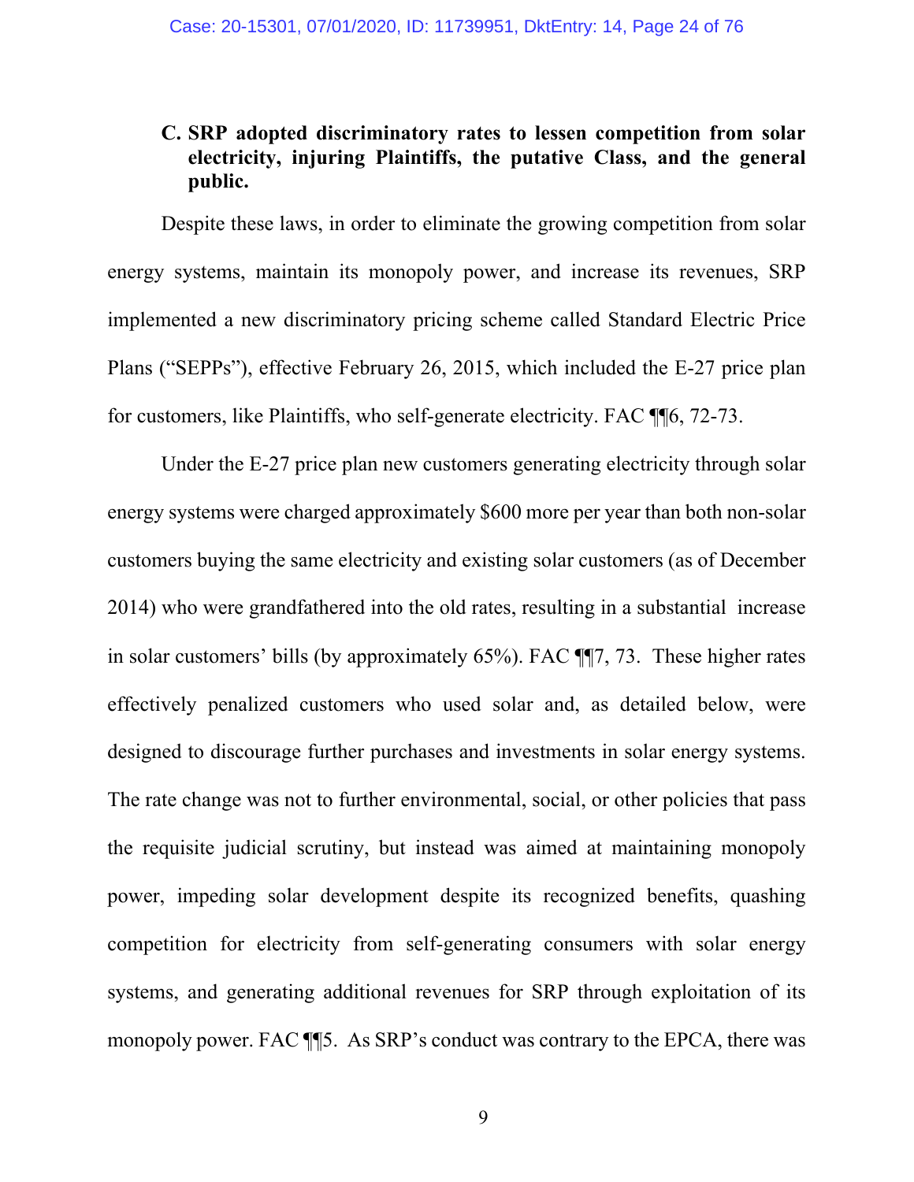### C. SRP adopted discriminatory rates to lessen competition from solar electricity, injuring Plaintiffs, the putative Class, and the general public.

Despite these laws, in order to eliminate the growing competition from solar energy systems, maintain its monopoly power, and increase its revenues, SRP implemented a new discriminatory pricing scheme called Standard Electric Price Plans ("SEPPs"), effective February 26, 2015, which included the E-27 price plan for customers, like Plaintiffs, who self-generate electricity. FAC ¶¶6, 72-73.

Under the E-27 price plan new customers generating electricity through solar energy systems were charged approximately $600 more per year than both non-solar customers buying the same electricity and existing solar customers (as of December 2014) who were grandfathered into the old rates, resulting in a substantial increase in solar customers' bills (by approximately 65%). FAC ¶¶7, 73. These higher rates effectively penalized customers who used solar and, as detailed below, were designed to discourage further purchases and investments in solar energy systems. The rate change was not to further environmental, social, or other policies that pass the requisite judicial scrutiny, but instead was aimed at maintaining monopoly power, impeding solar development despite its recognized benefits, quashing competition for electricity from self-generating consumers with solar energy systems, and generating additional revenues for SRP through exploitation of its monopoly power. FAC ¶¶5. As SRP's conduct was contrary to the EPCA, there was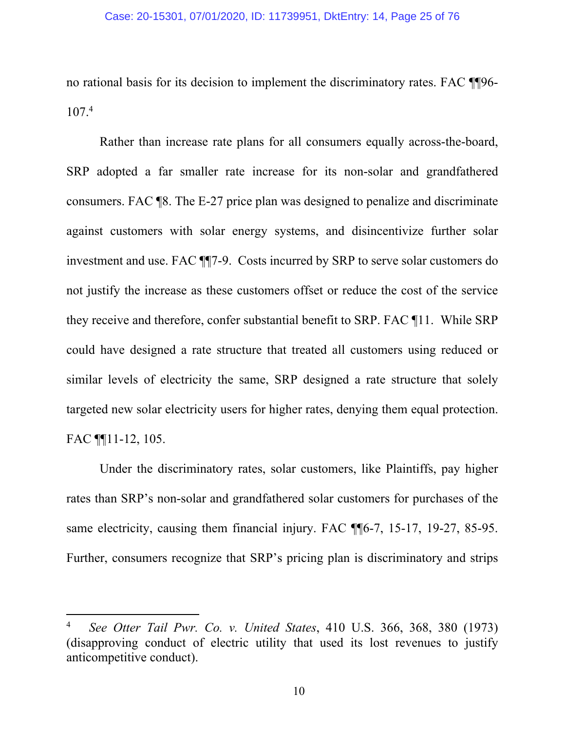no rational basis for its decision to implement the discriminatory rates. FAC ¶¶96-107.[4]

Rather than increase rate plans for all consumers equally across-the-board, SRP adopted a far smaller rate increase for its non-solar and grandfathered consumers. FAC ¶8. The E-27 price plan was designed to penalize and discriminate against customers with solar energy systems, and disincentivize further solar investment and use. FAC ¶¶7-9. Costs incurred by SRP to serve solar customers do not justify the increase as these customers offset or reduce the cost of the service they receive and therefore, confer substantial benefit to SRP. FAC ¶11. While SRP could have designed a rate structure that treated all customers using reduced or similar levels of electricity the same, SRP designed a rate structure that solely targeted new solar electricity users for higher rates, denying them equal protection. FAC ¶¶11-12, 105.

Under the discriminatory rates, solar customers, like Plaintiffs, pay higher rates than SRP's non-solar and grandfathered solar customers for purchases of the same electricity, causing them financial injury. FAC ¶¶6-7, 15-17, 19-27, 85-95. Further, consumers recognize that SRP's pricing plan is discriminatory and strips

---

[4] *See Otter Tail Pwr. Co. v. United States*, 410 U.S. 366, 368, 380 (1973) (disapproving conduct of electric utility that used its lost revenues to justify anticompetitive conduct).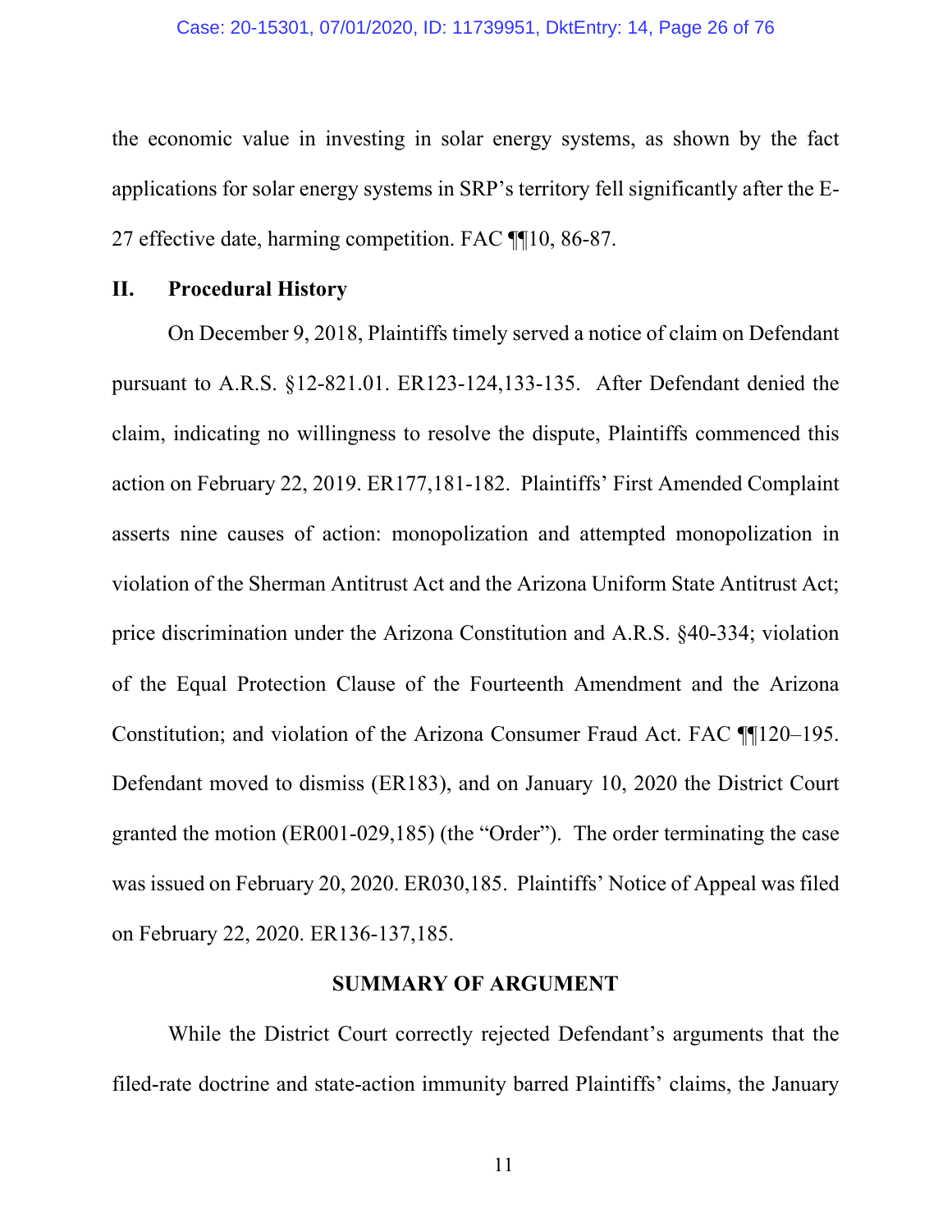the economic value in investing in solar energy systems, as shown by the fact applications for solar energy systems in SRP's territory fell significantly after the E-27 effective date, harming competition. FAC ¶¶10, 86-87.

## II. Procedural History

On December 9, 2018, Plaintiffs timely served a notice of claim on Defendant pursuant to A.R.S. §12-821.01. ER123-124,133-135. After Defendant denied the claim, indicating no willingness to resolve the dispute, Plaintiffs commenced this action on February 22, 2019. ER177,181-182. Plaintiffs' First Amended Complaint asserts nine causes of action: monopolization and attempted monopolization in violation of the Sherman Antitrust Act and the Arizona Uniform State Antitrust Act; price discrimination under the Arizona Constitution and A.R.S. §40-334; violation of the Equal Protection Clause of the Fourteenth Amendment and the Arizona Constitution; and violation of the Arizona Consumer Fraud Act. FAC ¶¶120–195. Defendant moved to dismiss (ER183), and on January 10, 2020 the District Court granted the motion (ER001-029,185) (the "Order"). The order terminating the case was issued on February 20, 2020. ER030,185. Plaintiffs' Notice of Appeal was filed on February 22, 2020. ER136-137,185.

## SUMMARY OF ARGUMENT

While the District Court correctly rejected Defendant's arguments that the filed-rate doctrine and state-action immunity barred Plaintiffs' claims, the January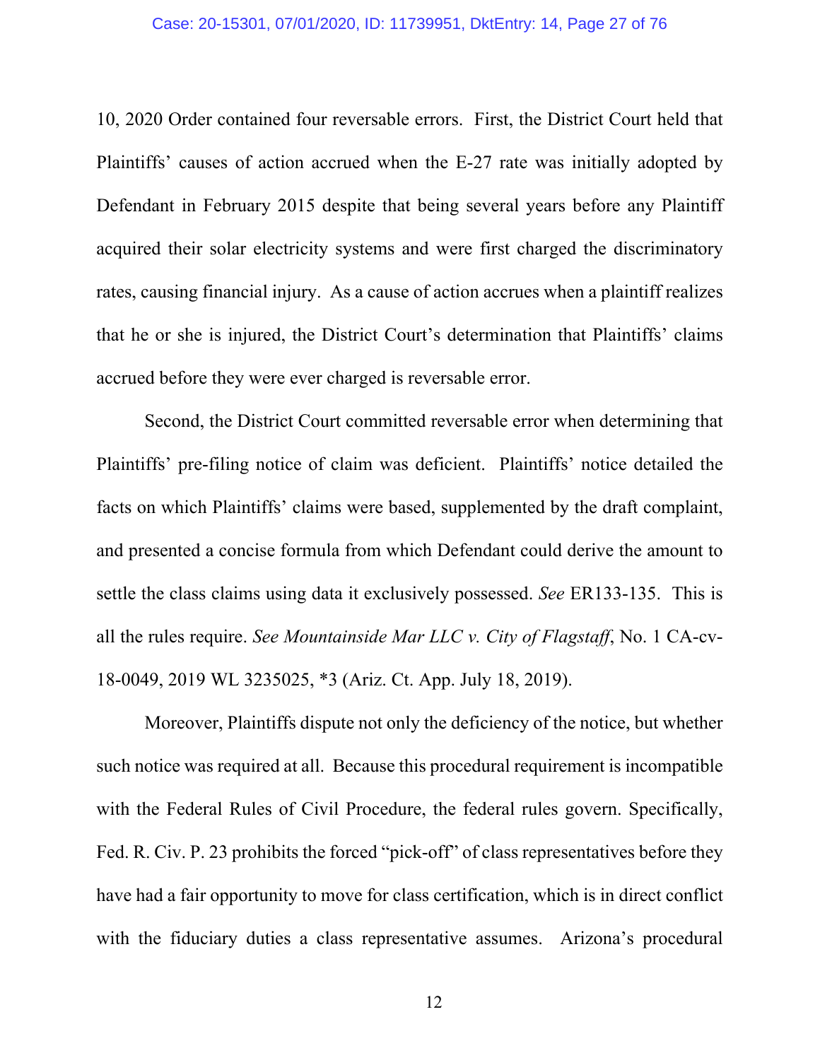10, 2020 Order contained four reversable errors. First, the District Court held that Plaintiffs' causes of action accrued when the E-27 rate was initially adopted by Defendant in February 2015 despite that being several years before any Plaintiff acquired their solar electricity systems and were first charged the discriminatory rates, causing financial injury. As a cause of action accrues when a plaintiff realizes that he or she is injured, the District Court's determination that Plaintiffs' claims accrued before they were ever charged is reversable error.

Second, the District Court committed reversable error when determining that Plaintiffs' pre-filing notice of claim was deficient. Plaintiffs' notice detailed the facts on which Plaintiffs' claims were based, supplemented by the draft complaint, and presented a concise formula from which Defendant could derive the amount to settle the class claims using data it exclusively possessed. *See* ER133-135. This is all the rules require. *See Mountainside Mar LLC v. City of Flagstaff*, No. 1 CA-cv-18-0049, 2019 WL 3235025, *3 (Ariz. Ct. App. July 18, 2019).

Moreover, Plaintiffs dispute not only the deficiency of the notice, but whether such notice was required at all. Because this procedural requirement is incompatible with the Federal Rules of Civil Procedure, the federal rules govern. Specifically, Fed. R. Civ. P. 23 prohibits the forced "pick-off" of class representatives before they have had a fair opportunity to move for class certification, which is in direct conflict with the fiduciary duties a class representative assumes. Arizona's procedural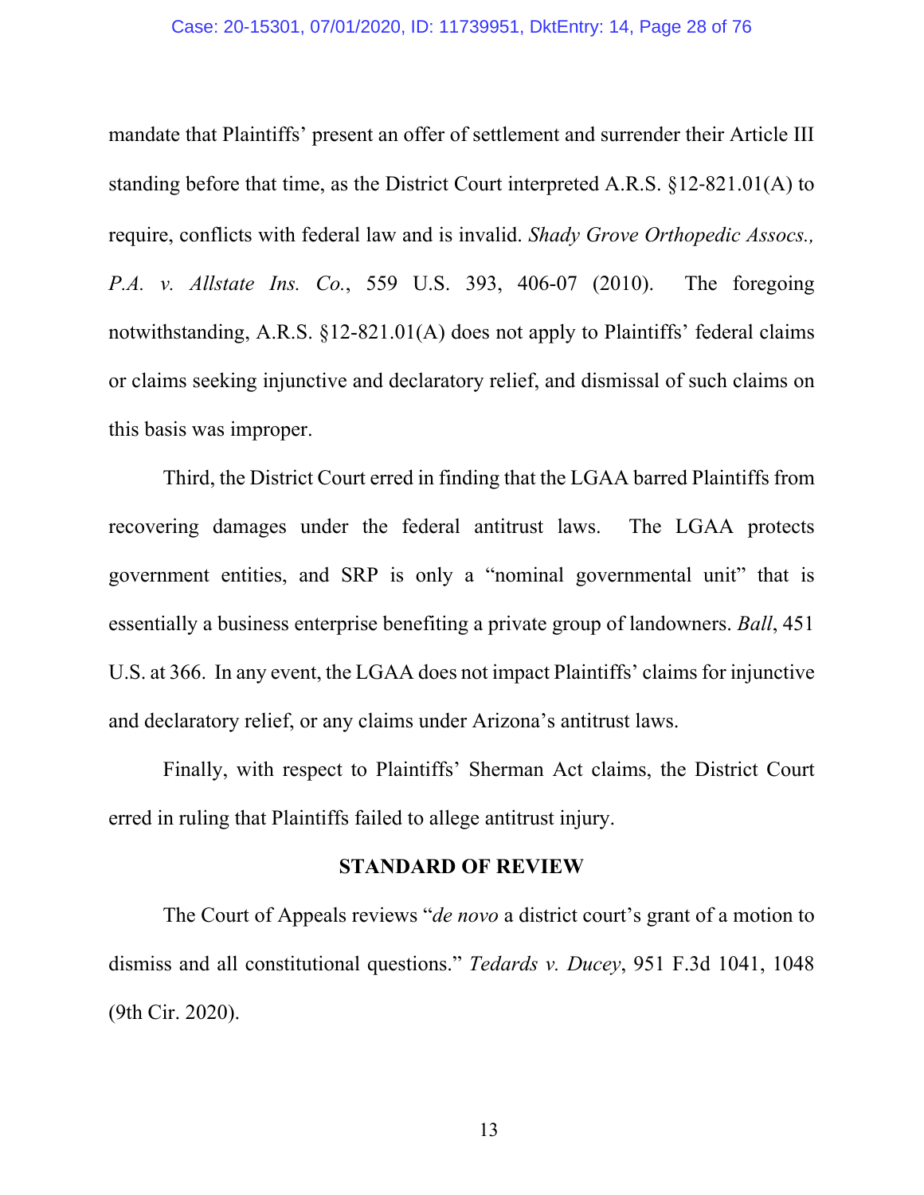mandate that Plaintiffs' present an offer of settlement and surrender their Article III standing before that time, as the District Court interpreted A.R.S. §12-821.01(A) to require, conflicts with federal law and is invalid. *Shady Grove Orthopedic Assocs., P.A. v. Allstate Ins. Co.*, 559 U.S. 393, 406-07 (2010). The foregoing notwithstanding, A.R.S. §12-821.01(A) does not apply to Plaintiffs' federal claims or claims seeking injunctive and declaratory relief, and dismissal of such claims on this basis was improper.

Third, the District Court erred in finding that the LGAA barred Plaintiffs from recovering damages under the federal antitrust laws. The LGAA protects government entities, and SRP is only a "nominal governmental unit" that is essentially a business enterprise benefiting a private group of landowners. *Ball*, 451 U.S. at 366. In any event, the LGAA does not impact Plaintiffs' claims for injunctive and declaratory relief, or any claims under Arizona's antitrust laws.

Finally, with respect to Plaintiffs' Sherman Act claims, the District Court erred in ruling that Plaintiffs failed to allege antitrust injury.

## STANDARD OF REVIEW

The Court of Appeals reviews "*de novo* a district court's grant of a motion to dismiss and all constitutional questions." *Tedards v. Ducey*, 951 F.3d 1041, 1048 (9th Cir. 2020).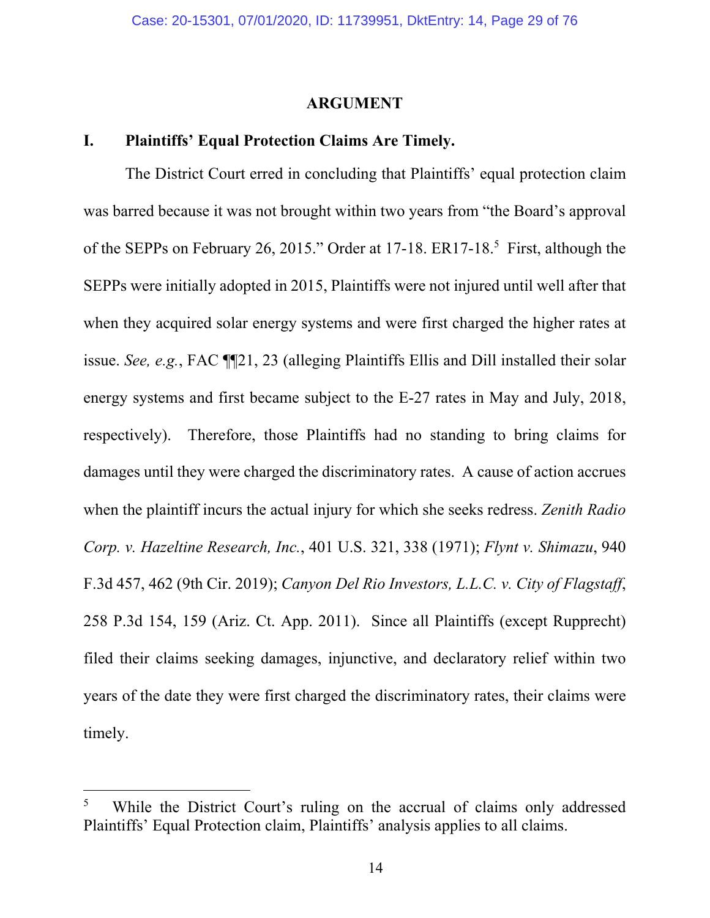## ARGUMENT

### I. Plaintiffs' Equal Protection Claims Are Timely.

The District Court erred in concluding that Plaintiffs' equal protection claim was barred because it was not brought within two years from "the Board's approval of the SEPPs on February 26, 2015." Order at 17-18. ER17-18.[5] First, although the SEPPs were initially adopted in 2015, Plaintiffs were not injured until well after that when they acquired solar energy systems and were first charged the higher rates at issue. *See, e.g.*, FAC ¶¶21, 23 (alleging Plaintiffs Ellis and Dill installed their solar energy systems and first became subject to the E-27 rates in May and July, 2018, respectively). Therefore, those Plaintiffs had no standing to bring claims for damages until they were charged the discriminatory rates. A cause of action accrues when the plaintiff incurs the actual injury for which she seeks redress. *Zenith Radio Corp. v. Hazeltine Research, Inc.*, 401 U.S. 321, 338 (1971); *Flynt v. Shimazu*, 940 F.3d 457, 462 (9th Cir. 2019); *Canyon Del Rio Investors, L.L.C. v. City of Flagstaff*, 258 P.3d 154, 159 (Ariz. Ct. App. 2011). Since all Plaintiffs (except Rupprecht) filed their claims seeking damages, injunctive, and declaratory relief within two years of the date they were first charged the discriminatory rates, their claims were timely.

---

[5] While the District Court's ruling on the accrual of claims only addressed Plaintiffs' Equal Protection claim, Plaintiffs' analysis applies to all claims.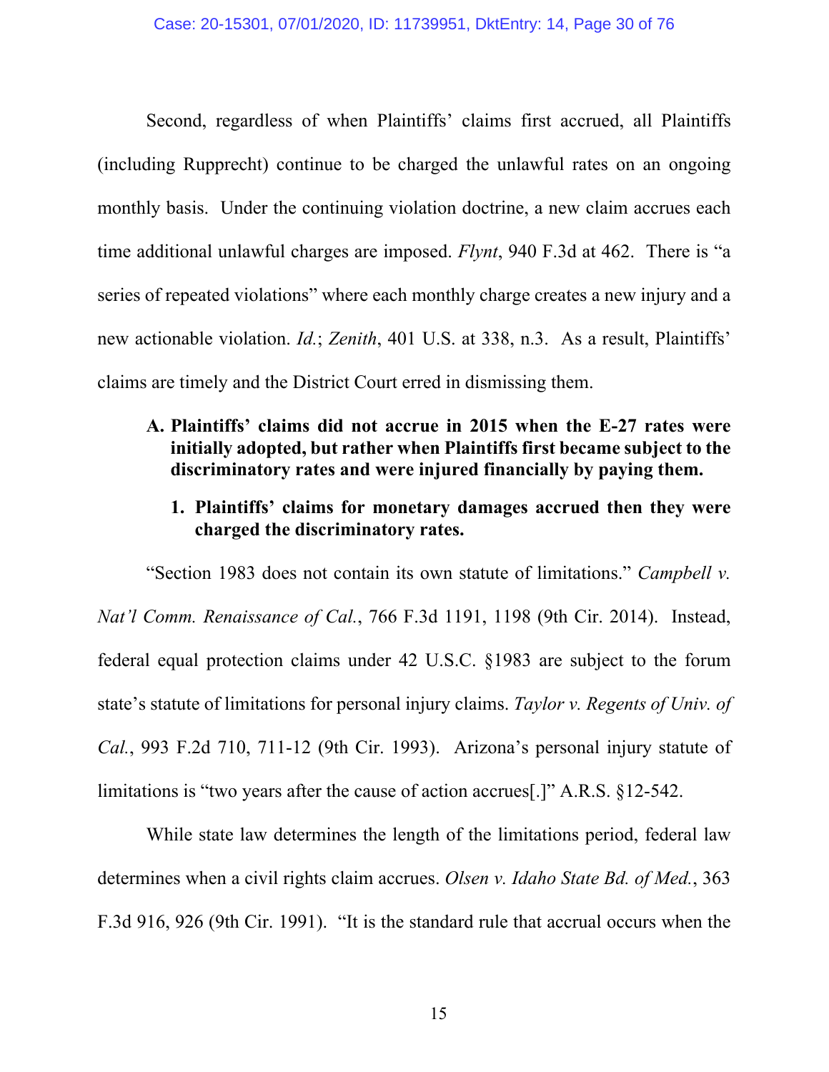Second, regardless of when Plaintiffs' claims first accrued, all Plaintiffs (including Rupprecht) continue to be charged the unlawful rates on an ongoing monthly basis. Under the continuing violation doctrine, a new claim accrues each time additional unlawful charges are imposed. *Flynt*, 940 F.3d at 462. There is "a series of repeated violations" where each monthly charge creates a new injury and a new actionable violation. *Id.*; *Zenith*, 401 U.S. at 338, n.3. As a result, Plaintiffs' claims are timely and the District Court erred in dismissing them.

### A. Plaintiffs' claims did not accrue in 2015 when the E-27 rates were initially adopted, but rather when Plaintiffs first became subject to the discriminatory rates and were injured financially by paying them.

#### 1. Plaintiffs' claims for monetary damages accrued then they were charged the discriminatory rates.

"Section 1983 does not contain its own statute of limitations." *Campbell v. Nat'l Comm. Renaissance of Cal.*, 766 F.3d 1191, 1198 (9th Cir. 2014). Instead, federal equal protection claims under 42 U.S.C. §1983 are subject to the forum state's statute of limitations for personal injury claims. *Taylor v. Regents of Univ. of Cal.*, 993 F.2d 710, 711-12 (9th Cir. 1993). Arizona's personal injury statute of limitations is "two years after the cause of action accrues[.]" A.R.S. §12-542.

While state law determines the length of the limitations period, federal law determines when a civil rights claim accrues. *Olsen v. Idaho State Bd. of Med.*, 363 F.3d 916, 926 (9th Cir. 1991). "It is the standard rule that accrual occurs when the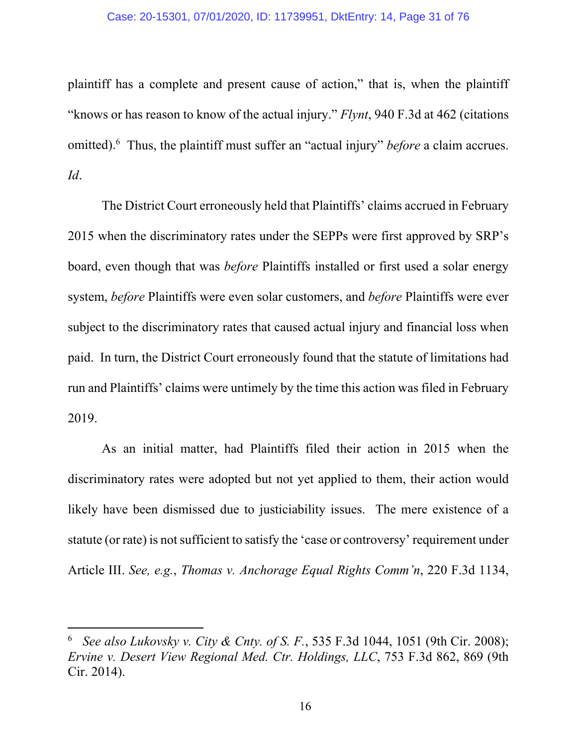plaintiff has a complete and present cause of action," that is, when the plaintiff "knows or has reason to know of the actual injury." *Flynt*, 940 F.3d at 462 (citations omitted).[6] Thus, the plaintiff must suffer an "actual injury" *before* a claim accrues. *Id*.

The District Court erroneously held that Plaintiffs' claims accrued in February 2015 when the discriminatory rates under the SEPPs were first approved by SRP's board, even though that was *before* Plaintiffs installed or first used a solar energy system, *before* Plaintiffs were even solar customers, and *before* Plaintiffs were ever subject to the discriminatory rates that caused actual injury and financial loss when paid. In turn, the District Court erroneously found that the statute of limitations had run and Plaintiffs' claims were untimely by the time this action was filed in February 2019.

As an initial matter, had Plaintiffs filed their action in 2015 when the discriminatory rates were adopted but not yet applied to them, their action would likely have been dismissed due to justiciability issues. The mere existence of a statute (or rate) is not sufficient to satisfy the 'case or controversy' requirement under Article III. *See, e.g.*, *Thomas v. Anchorage Equal Rights Comm'n*, 220 F.3d 1134,

---

[6] *See also Lukovsky v. City & Cnty. of S. F.*, 535 F.3d 1044, 1051 (9th Cir. 2008); *Ervine v. Desert View Regional Med. Ctr. Holdings, LLC*, 753 F.3d 862, 869 (9th Cir. 2014).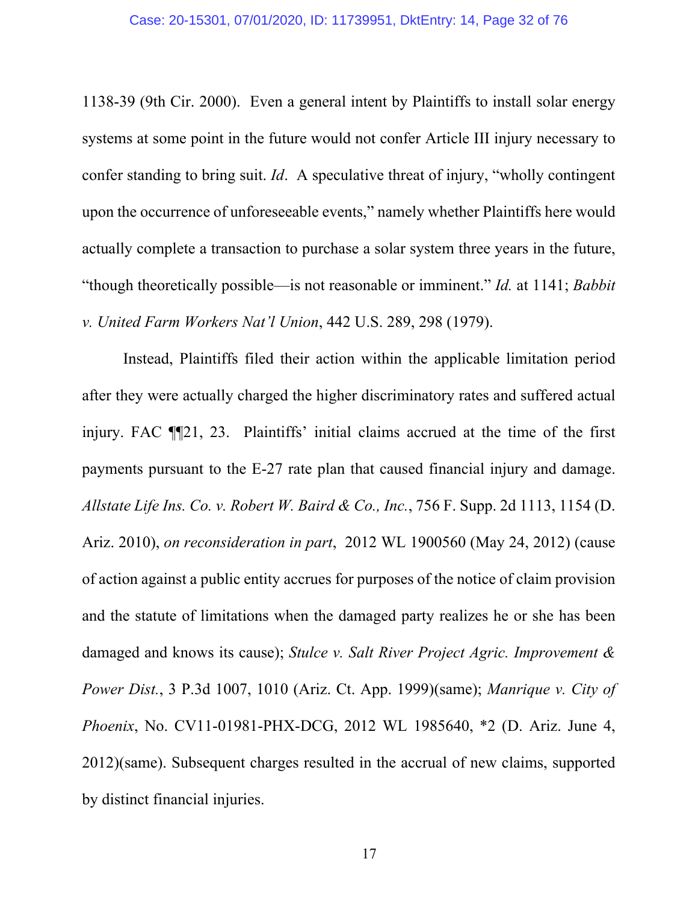1138-39 (9th Cir. 2000). Even a general intent by Plaintiffs to install solar energy systems at some point in the future would not confer Article III injury necessary to confer standing to bring suit. *Id*. A speculative threat of injury, "wholly contingent upon the occurrence of unforeseeable events," namely whether Plaintiffs here would actually complete a transaction to purchase a solar system three years in the future, "though theoretically possible—is not reasonable or imminent." *Id.* at 1141; *Babbit v. United Farm Workers Nat'l Union*, 442 U.S. 289, 298 (1979).

Instead, Plaintiffs filed their action within the applicable limitation period after they were actually charged the higher discriminatory rates and suffered actual injury. FAC ¶¶21, 23. Plaintiffs' initial claims accrued at the time of the first payments pursuant to the E-27 rate plan that caused financial injury and damage. *Allstate Life Ins. Co. v. Robert W. Baird & Co., Inc.*, 756 F. Supp. 2d 1113, 1154 (D. Ariz. 2010), *on reconsideration in part*, 2012 WL 1900560 (May 24, 2012) (cause of action against a public entity accrues for purposes of the notice of claim provision and the statute of limitations when the damaged party realizes he or she has been damaged and knows its cause); *Stulce v. Salt River Project Agric. Improvement & Power Dist.*, 3 P.3d 1007, 1010 (Ariz. Ct. App. 1999)(same); *Manrique v. City of Phoenix*, No. CV11-01981-PHX-DCG, 2012 WL 1985640, *2 (D. Ariz. June 4, 2012)(same). Subsequent charges resulted in the accrual of new claims, supported by distinct financial injuries.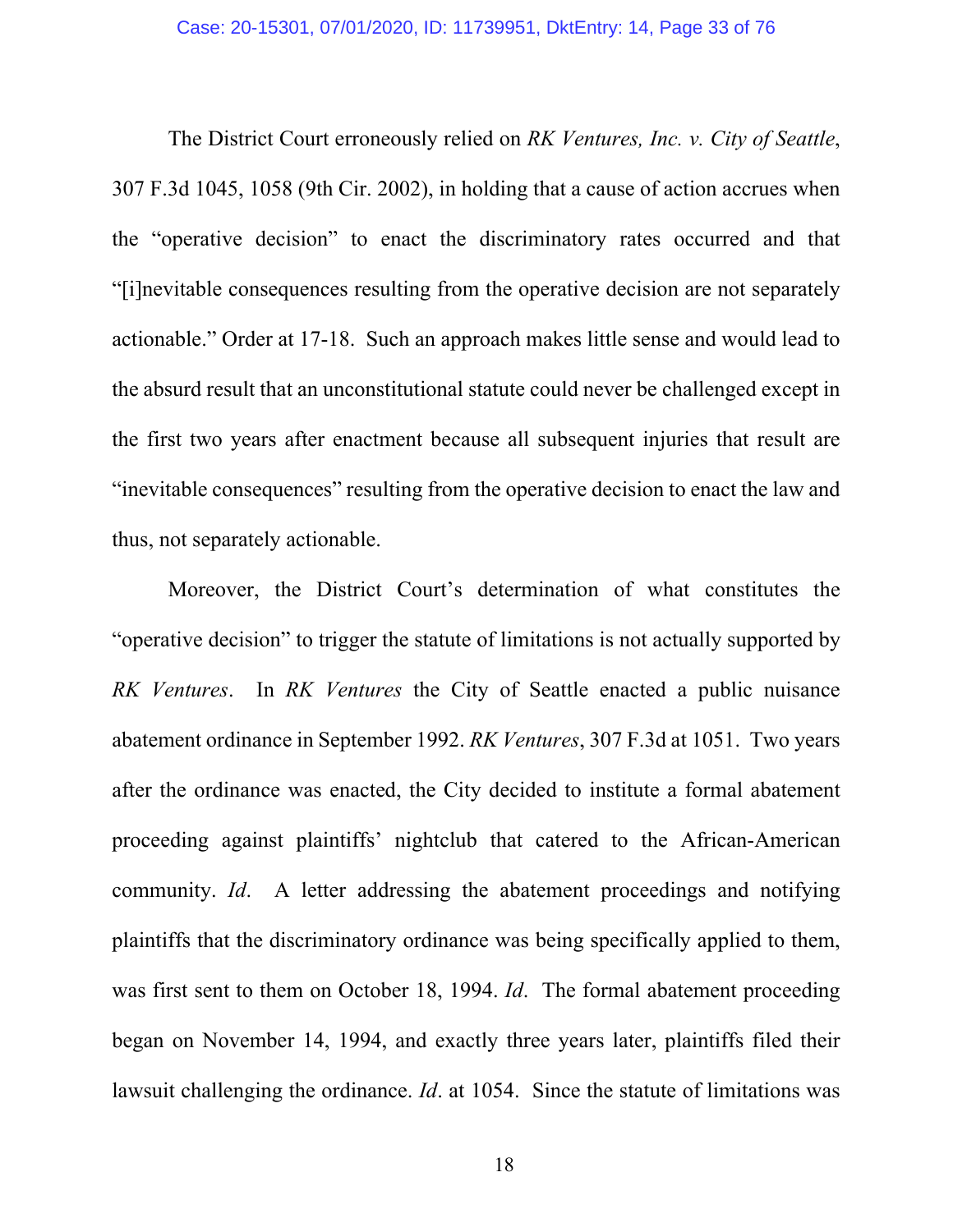The District Court erroneously relied on *RK Ventures, Inc. v. City of Seattle*, 307 F.3d 1045, 1058 (9th Cir. 2002), in holding that a cause of action accrues when the "operative decision" to enact the discriminatory rates occurred and that "[i]nevitable consequences resulting from the operative decision are not separately actionable." Order at 17-18. Such an approach makes little sense and would lead to the absurd result that an unconstitutional statute could never be challenged except in the first two years after enactment because all subsequent injuries that result are "inevitable consequences" resulting from the operative decision to enact the law and thus, not separately actionable.

Moreover, the District Court's determination of what constitutes the "operative decision" to trigger the statute of limitations is not actually supported by *RK Ventures*. In *RK Ventures* the City of Seattle enacted a public nuisance abatement ordinance in September 1992. *RK Ventures*, 307 F.3d at 1051. Two years after the ordinance was enacted, the City decided to institute a formal abatement proceeding against plaintiffs' nightclub that catered to the African-American community. *Id*. A letter addressing the abatement proceedings and notifying plaintiffs that the discriminatory ordinance was being specifically applied to them, was first sent to them on October 18, 1994. *Id*. The formal abatement proceeding began on November 14, 1994, and exactly three years later, plaintiffs filed their lawsuit challenging the ordinance. *Id*. at 1054. Since the statute of limitations was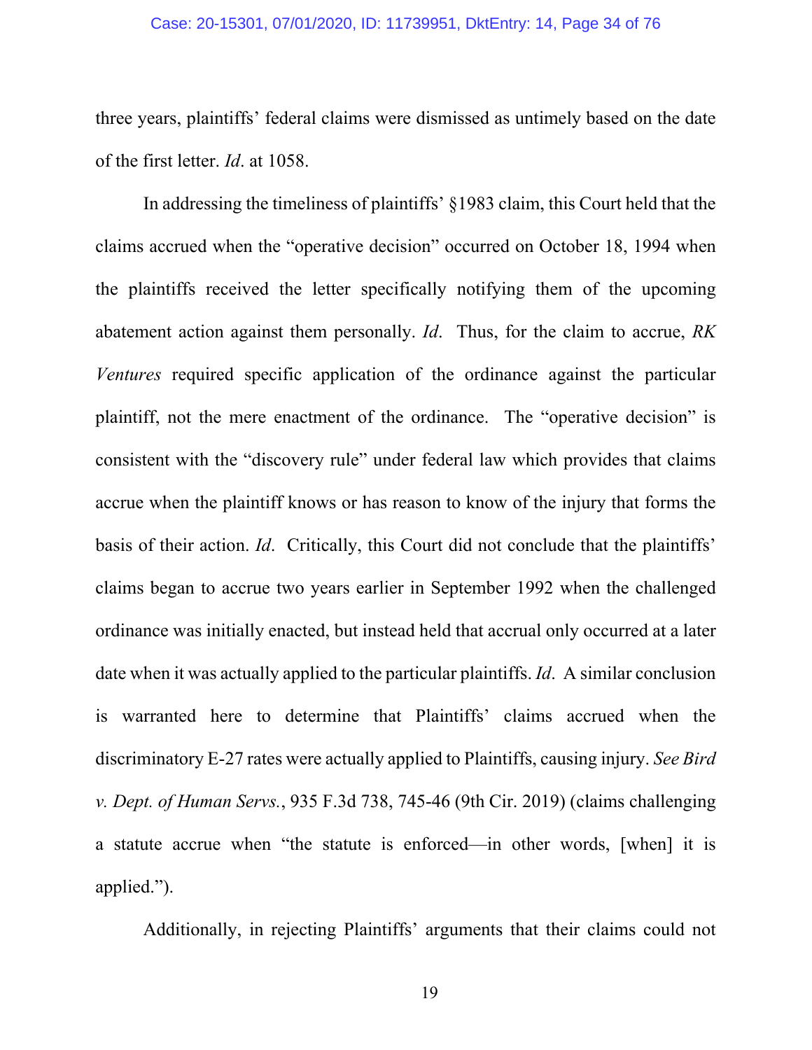three years, plaintiffs' federal claims were dismissed as untimely based on the date of the first letter. *Id*. at 1058.

In addressing the timeliness of plaintiffs' §1983 claim, this Court held that the claims accrued when the "operative decision" occurred on October 18, 1994 when the plaintiffs received the letter specifically notifying them of the upcoming abatement action against them personally. *Id*. Thus, for the claim to accrue, *RK Ventures* required specific application of the ordinance against the particular plaintiff, not the mere enactment of the ordinance. The "operative decision" is consistent with the "discovery rule" under federal law which provides that claims accrue when the plaintiff knows or has reason to know of the injury that forms the basis of their action. *Id*. Critically, this Court did not conclude that the plaintiffs' claims began to accrue two years earlier in September 1992 when the challenged ordinance was initially enacted, but instead held that accrual only occurred at a later date when it was actually applied to the particular plaintiffs. *Id*. A similar conclusion is warranted here to determine that Plaintiffs' claims accrued when the discriminatory E-27 rates were actually applied to Plaintiffs, causing injury. *See Bird v. Dept. of Human Servs.*, 935 F.3d 738, 745-46 (9th Cir. 2019) (claims challenging a statute accrue when "the statute is enforced—in other words, [when] it is applied.").

Additionally, in rejecting Plaintiffs' arguments that their claims could not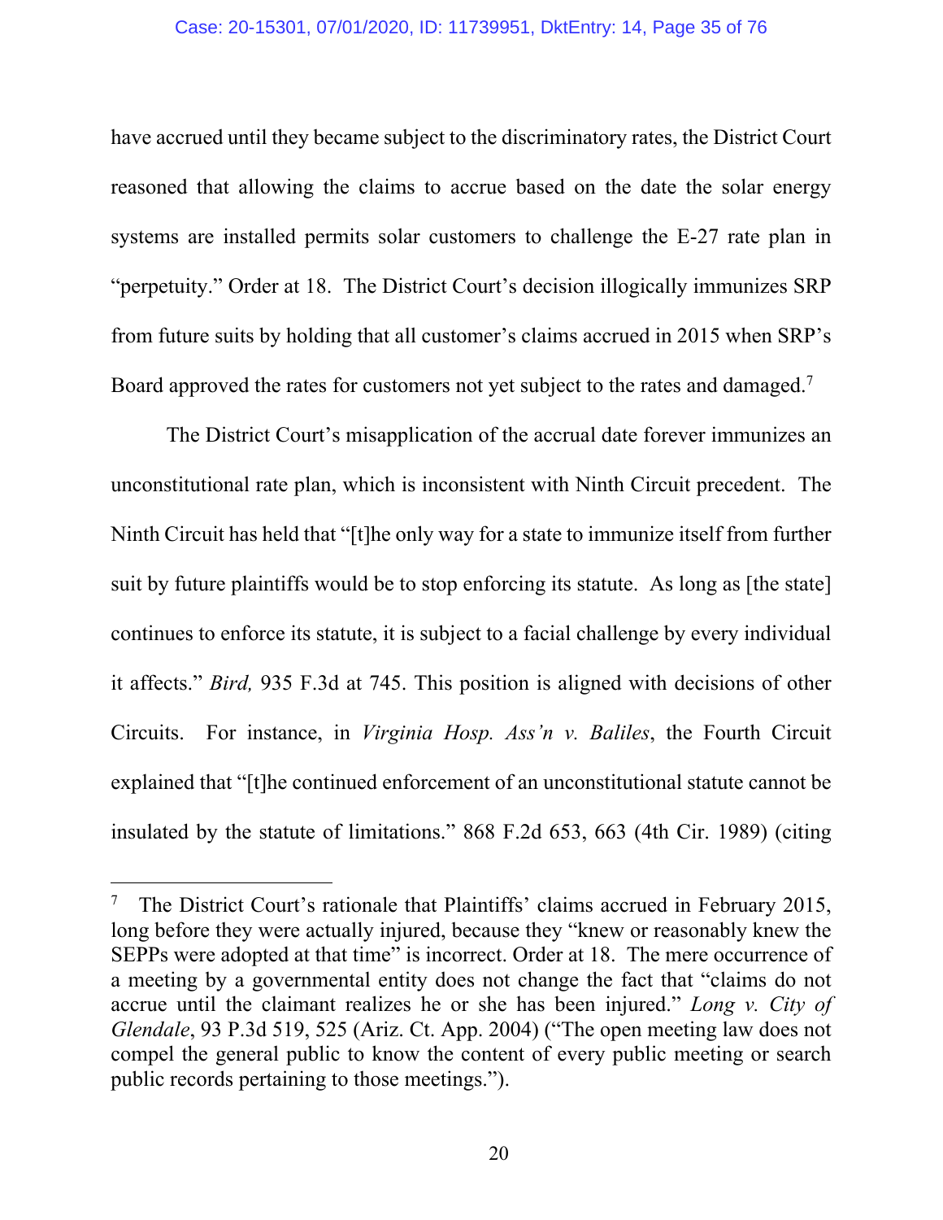have accrued until they became subject to the discriminatory rates, the District Court reasoned that allowing the claims to accrue based on the date the solar energy systems are installed permits solar customers to challenge the E-27 rate plan in "perpetuity." Order at 18. The District Court's decision illogically immunizes SRP from future suits by holding that all customer's claims accrued in 2015 when SRP's Board approved the rates for customers not yet subject to the rates and damaged.[7]

The District Court's misapplication of the accrual date forever immunizes an unconstitutional rate plan, which is inconsistent with Ninth Circuit precedent. The Ninth Circuit has held that "[t]he only way for a state to immunize itself from further suit by future plaintiffs would be to stop enforcing its statute. As long as [the state] continues to enforce its statute, it is subject to a facial challenge by every individual it affects." *Bird,* 935 F.3d at 745. This position is aligned with decisions of other Circuits. For instance, in *Virginia Hosp. Ass'n v. Baliles*, the Fourth Circuit explained that "[t]he continued enforcement of an unconstitutional statute cannot be insulated by the statute of limitations." 868 F.2d 653, 663 (4th Cir. 1989) (citing

---

[7] The District Court's rationale that Plaintiffs' claims accrued in February 2015, long before they were actually injured, because they "knew or reasonably knew the SEPPs were adopted at that time" is incorrect. Order at 18. The mere occurrence of a meeting by a governmental entity does not change the fact that "claims do not accrue until the claimant realizes he or she has been injured." *Long v. City of Glendale*, 93 P.3d 519, 525 (Ariz. Ct. App. 2004) ("The open meeting law does not compel the general public to know the content of every public meeting or search public records pertaining to those meetings.").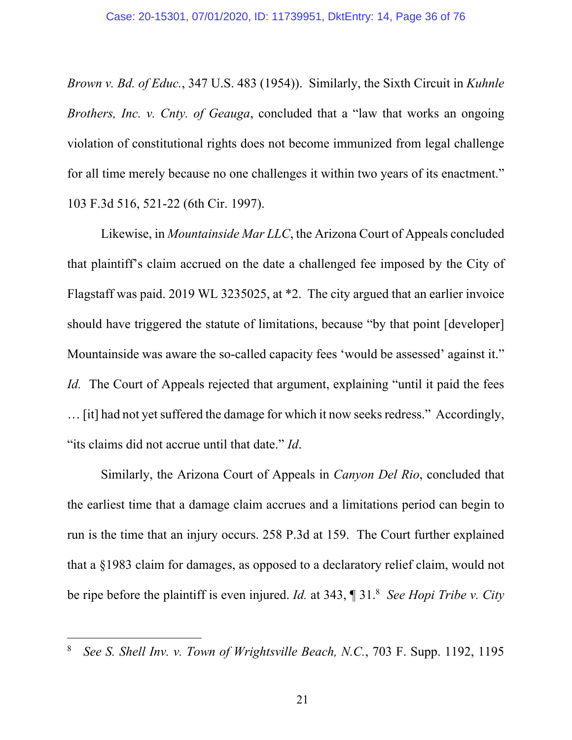*Brown v. Bd. of Educ.*, 347 U.S. 483 (1954)). Similarly, the Sixth Circuit in *Kuhnle Brothers, Inc. v. Cnty. of Geauga*, concluded that a "law that works an ongoing violation of constitutional rights does not become immunized from legal challenge for all time merely because no one challenges it within two years of its enactment." 103 F.3d 516, 521-22 (6th Cir. 1997).

Likewise, in *Mountainside Mar LLC*, the Arizona Court of Appeals concluded that plaintiff's claim accrued on the date a challenged fee imposed by the City of Flagstaff was paid. 2019 WL 3235025, at *2. The city argued that an earlier invoice should have triggered the statute of limitations, because "by that point [developer] Mountainside was aware the so-called capacity fees 'would be assessed' against it." *Id.* The Court of Appeals rejected that argument, explaining "until it paid the fees … [it] had not yet suffered the damage for which it now seeks redress." Accordingly, "its claims did not accrue until that date." *Id*.

Similarly, the Arizona Court of Appeals in *Canyon Del Rio*, concluded that the earliest time that a damage claim accrues and a limitations period can begin to run is the time that an injury occurs. 258 P.3d at 159. The Court further explained that a §1983 claim for damages, as opposed to a declaratory relief claim, would not be ripe before the plaintiff is even injured. *Id.* at 343, ¶ 31.[8] *See Hopi Tribe v. City*

[8] *See S. Shell Inv. v. Town of Wrightsville Beach, N.C.*, 703 F. Supp. 1192, 1195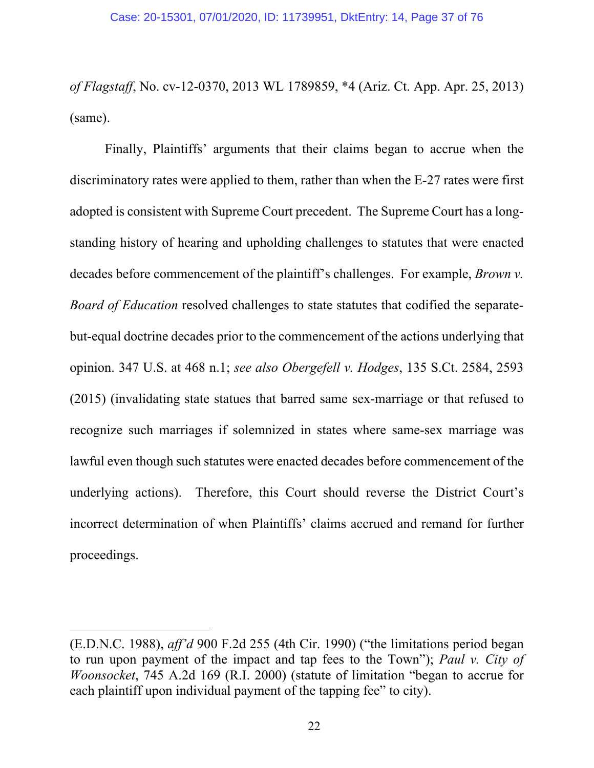*of Flagstaff*, No. cv-12-0370, 2013 WL 1789859, *4 (Ariz. Ct. App. Apr. 25, 2013) (same).

Finally, Plaintiffs' arguments that their claims began to accrue when the discriminatory rates were applied to them, rather than when the E-27 rates were first adopted is consistent with Supreme Court precedent. The Supreme Court has a long-standing history of hearing and upholding challenges to statutes that were enacted decades before commencement of the plaintiff's challenges. For example, *Brown v. Board of Education* resolved challenges to state statutes that codified the separate-but-equal doctrine decades prior to the commencement of the actions underlying that opinion. 347 U.S. at 468 n.1; *see also Obergefell v. Hodges*, 135 S.Ct. 2584, 2593 (2015) (invalidating state statues that barred same sex-marriage or that refused to recognize such marriages if solemnized in states where same-sex marriage was lawful even though such statutes were enacted decades before commencement of the underlying actions). Therefore, this Court should reverse the District Court's incorrect determination of when Plaintiffs' claims accrued and remand for further proceedings.

---

(E.D.N.C. 1988), *aff'd* 900 F.2d 255 (4th Cir. 1990) ("the limitations period began to run upon payment of the impact and tap fees to the Town"); *Paul v. City of Woonsocket*, 745 A.2d 169 (R.I. 2000) (statute of limitation "began to accrue for each plaintiff upon individual payment of the tapping fee" to city).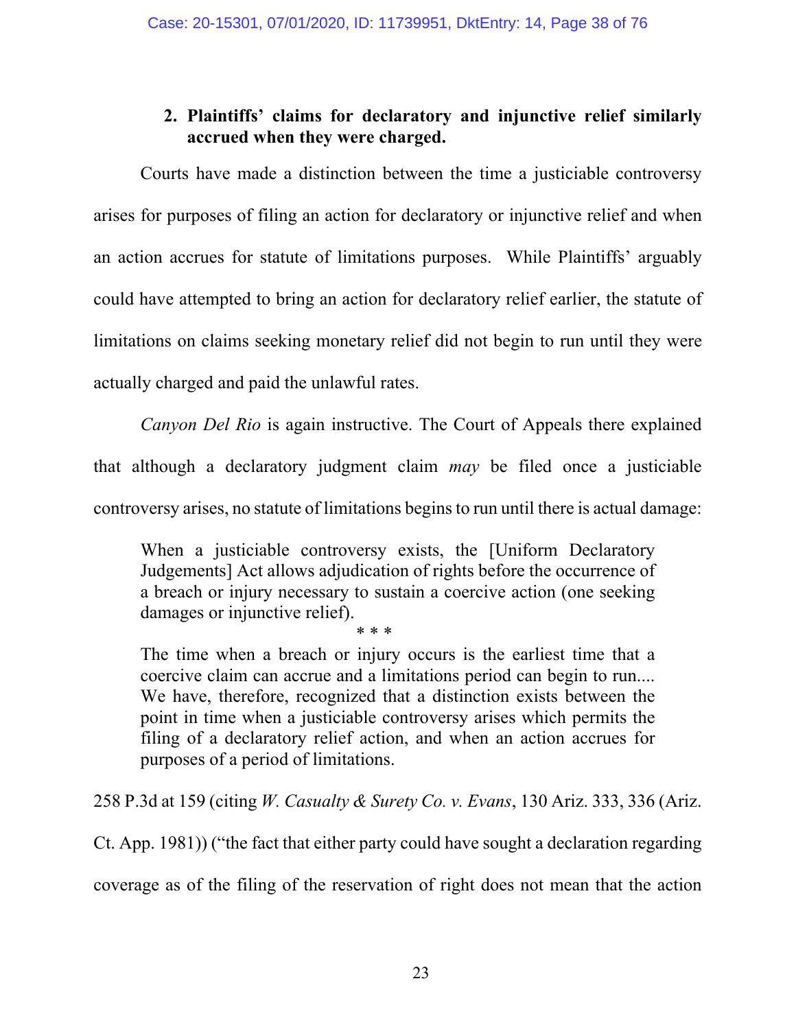### 2. Plaintiffs' claims for declaratory and injunctive relief similarly accrued when they were charged.

Courts have made a distinction between the time a justiciable controversy arises for purposes of filing an action for declaratory or injunctive relief and when an action accrues for statute of limitations purposes. While Plaintiffs' arguably could have attempted to bring an action for declaratory relief earlier, the statute of limitations on claims seeking monetary relief did not begin to run until they were actually charged and paid the unlawful rates.

*Canyon Del Rio* is again instructive. The Court of Appeals there explained that although a declaratory judgment claim *may* be filed once a justiciable controversy arises, no statute of limitations begins to run until there is actual damage:

> When a justiciable controversy exists, the [Uniform Declaratory Judgements] Act allows adjudication of rights before the occurrence of a breach or injury necessary to sustain a coercive action (one seeking damages or injunctive relief).
>
> \* \* \*
>
> The time when a breach or injury occurs is the earliest time that a coercive claim can accrue and a limitations period can begin to run.... We have, therefore, recognized that a distinction exists between the point in time when a justiciable controversy arises which permits the filing of a declaratory relief action, and when an action accrues for purposes of a period of limitations.

258 P.3d at 159 (citing *W. Casualty & Surety Co. v. Evans*, 130 Ariz. 333, 336 (Ariz. Ct. App. 1981)) ("the fact that either party could have sought a declaration regarding coverage as of the filing of the reservation of right does not mean that the action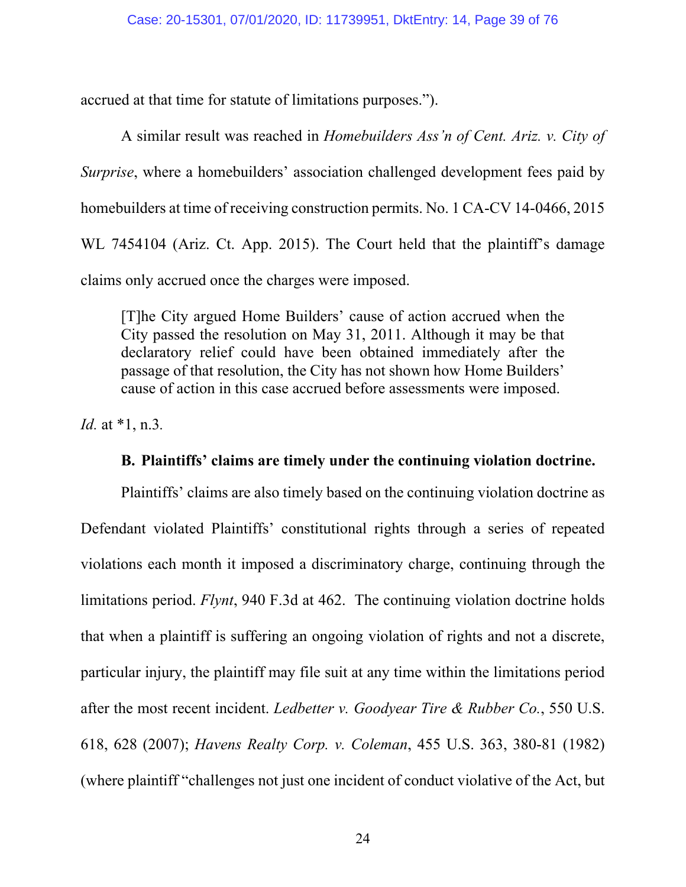accrued at that time for statute of limitations purposes.").

A similar result was reached in *Homebuilders Ass'n of Cent. Ariz. v. City of Surprise*, where a homebuilders' association challenged development fees paid by homebuilders at time of receiving construction permits. No. 1 CA-CV 14-0466, 2015 WL 7454104 (Ariz. Ct. App. 2015). The Court held that the plaintiff's damage claims only accrued once the charges were imposed.

> [T]he City argued Home Builders' cause of action accrued when the City passed the resolution on May 31, 2011. Although it may be that declaratory relief could have been obtained immediately after the passage of that resolution, the City has not shown how Home Builders' cause of action in this case accrued before assessments were imposed.

*Id.* at *1, n.3.

**B. Plaintiffs' claims are timely under the continuing violation doctrine.**

Plaintiffs' claims are also timely based on the continuing violation doctrine as Defendant violated Plaintiffs' constitutional rights through a series of repeated violations each month it imposed a discriminatory charge, continuing through the limitations period. *Flynt*, 940 F.3d at 462. The continuing violation doctrine holds that when a plaintiff is suffering an ongoing violation of rights and not a discrete, particular injury, the plaintiff may file suit at any time within the limitations period after the most recent incident. *Ledbetter v. Goodyear Tire & Rubber Co.*, 550 U.S. 618, 628 (2007); *Havens Realty Corp. v. Coleman*, 455 U.S. 363, 380-81 (1982) (where plaintiff "challenges not just one incident of conduct violative of the Act, but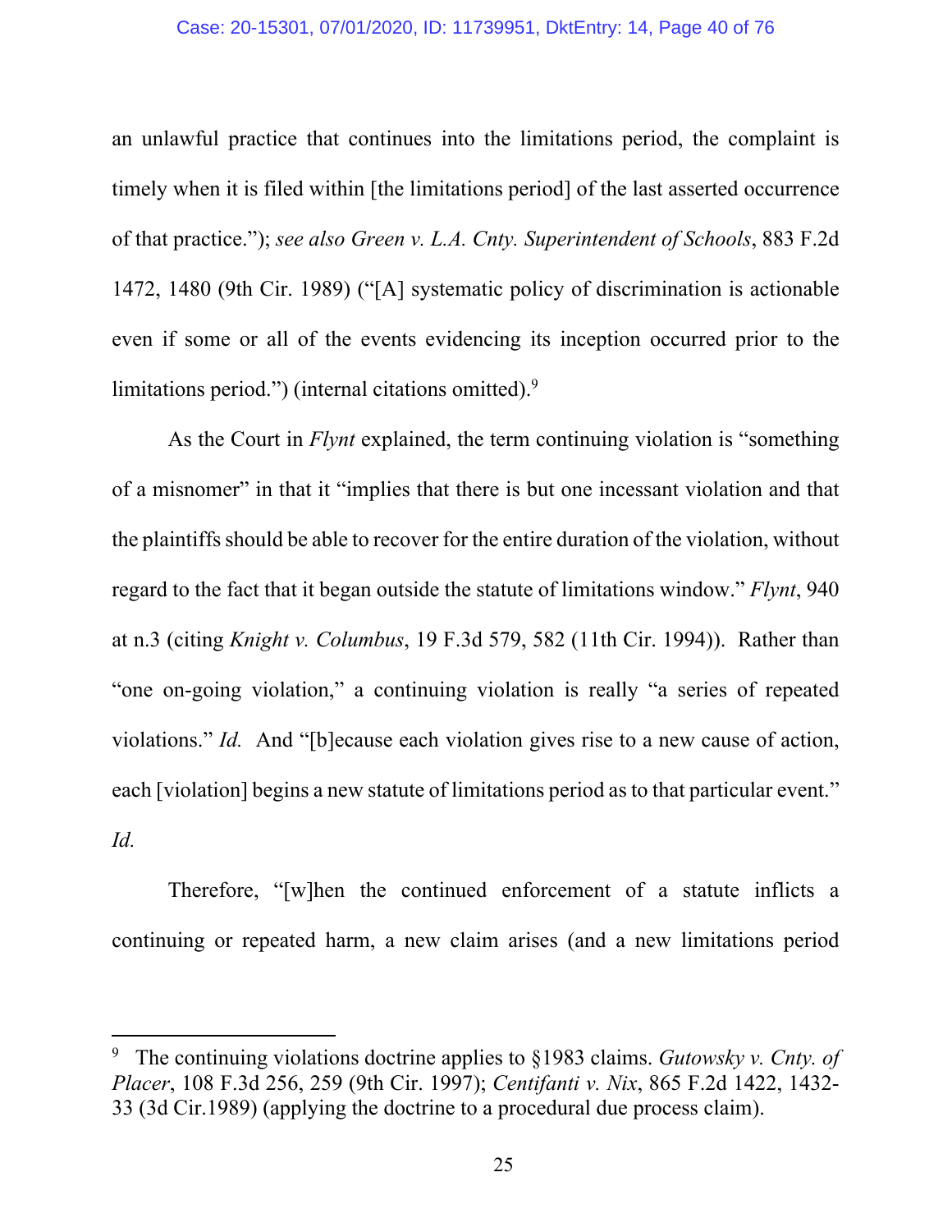an unlawful practice that continues into the limitations period, the complaint is timely when it is filed within [the limitations period] of the last asserted occurrence of that practice."); *see also Green v. L.A. Cnty. Superintendent of Schools*, 883 F.2d 1472, 1480 (9th Cir. 1989) ("[A] systematic policy of discrimination is actionable even if some or all of the events evidencing its inception occurred prior to the limitations period.") (internal citations omitted).[9]

As the Court in *Flynt* explained, the term continuing violation is "something of a misnomer" in that it "implies that there is but one incessant violation and that the plaintiffs should be able to recover for the entire duration of the violation, without regard to the fact that it began outside the statute of limitations window." *Flynt*, 940 at n.3 (citing *Knight v. Columbus*, 19 F.3d 579, 582 (11th Cir. 1994)). Rather than "one on-going violation," a continuing violation is really "a series of repeated violations." *Id.* And "[b]ecause each violation gives rise to a new cause of action, each [violation] begins a new statute of limitations period as to that particular event." *Id.*

Therefore, "[w]hen the continued enforcement of a statute inflicts a continuing or repeated harm, a new claim arises (and a new limitations period

---

[9] The continuing violations doctrine applies to §1983 claims. *Gutowsky v. Cnty. of Placer*, 108 F.3d 256, 259 (9th Cir. 1997); *Centifanti v. Nix*, 865 F.2d 1422, 1432-33 (3d Cir.1989) (applying the doctrine to a procedural due process claim).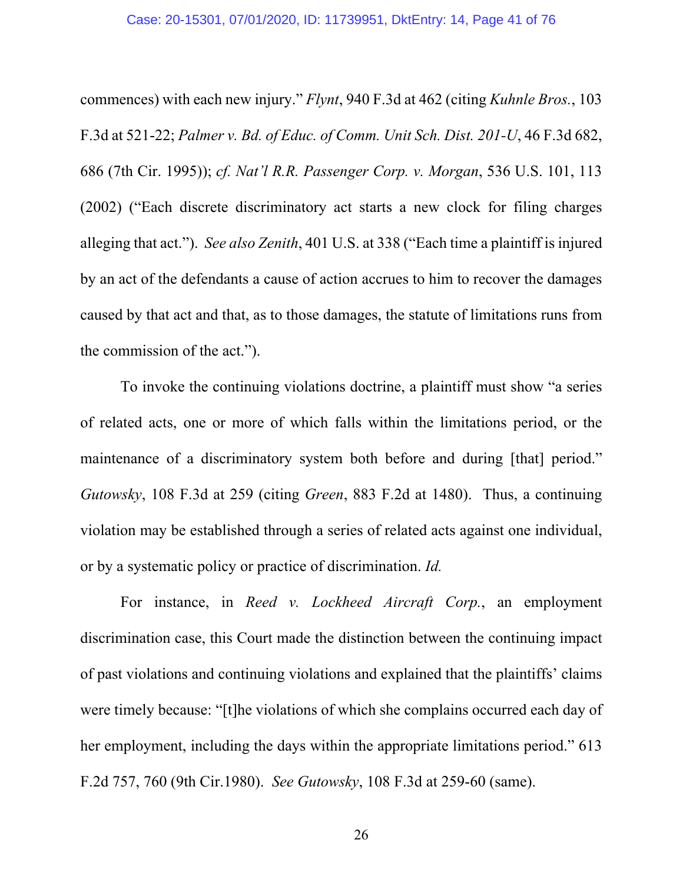commences) with each new injury." *Flynt*, 940 F.3d at 462 (citing *Kuhnle Bros.*, 103 F.3d at 521-22; *Palmer v. Bd. of Educ. of Comm. Unit Sch. Dist. 201-U*, 46 F.3d 682, 686 (7th Cir. 1995)); *cf. Nat'l R.R. Passenger Corp. v. Morgan*, 536 U.S. 101, 113 (2002) ("Each discrete discriminatory act starts a new clock for filing charges alleging that act."). *See also Zenith*, 401 U.S. at 338 ("Each time a plaintiff is injured by an act of the defendants a cause of action accrues to him to recover the damages caused by that act and that, as to those damages, the statute of limitations runs from the commission of the act.").

To invoke the continuing violations doctrine, a plaintiff must show "a series of related acts, one or more of which falls within the limitations period, or the maintenance of a discriminatory system both before and during [that] period." *Gutowsky*, 108 F.3d at 259 (citing *Green*, 883 F.2d at 1480). Thus, a continuing violation may be established through a series of related acts against one individual, or by a systematic policy or practice of discrimination. *Id.*

For instance, in *Reed v. Lockheed Aircraft Corp.*, an employment discrimination case, this Court made the distinction between the continuing impact of past violations and continuing violations and explained that the plaintiffs' claims were timely because: "[t]he violations of which she complains occurred each day of her employment, including the days within the appropriate limitations period." 613 F.2d 757, 760 (9th Cir.1980). *See Gutowsky*, 108 F.3d at 259-60 (same).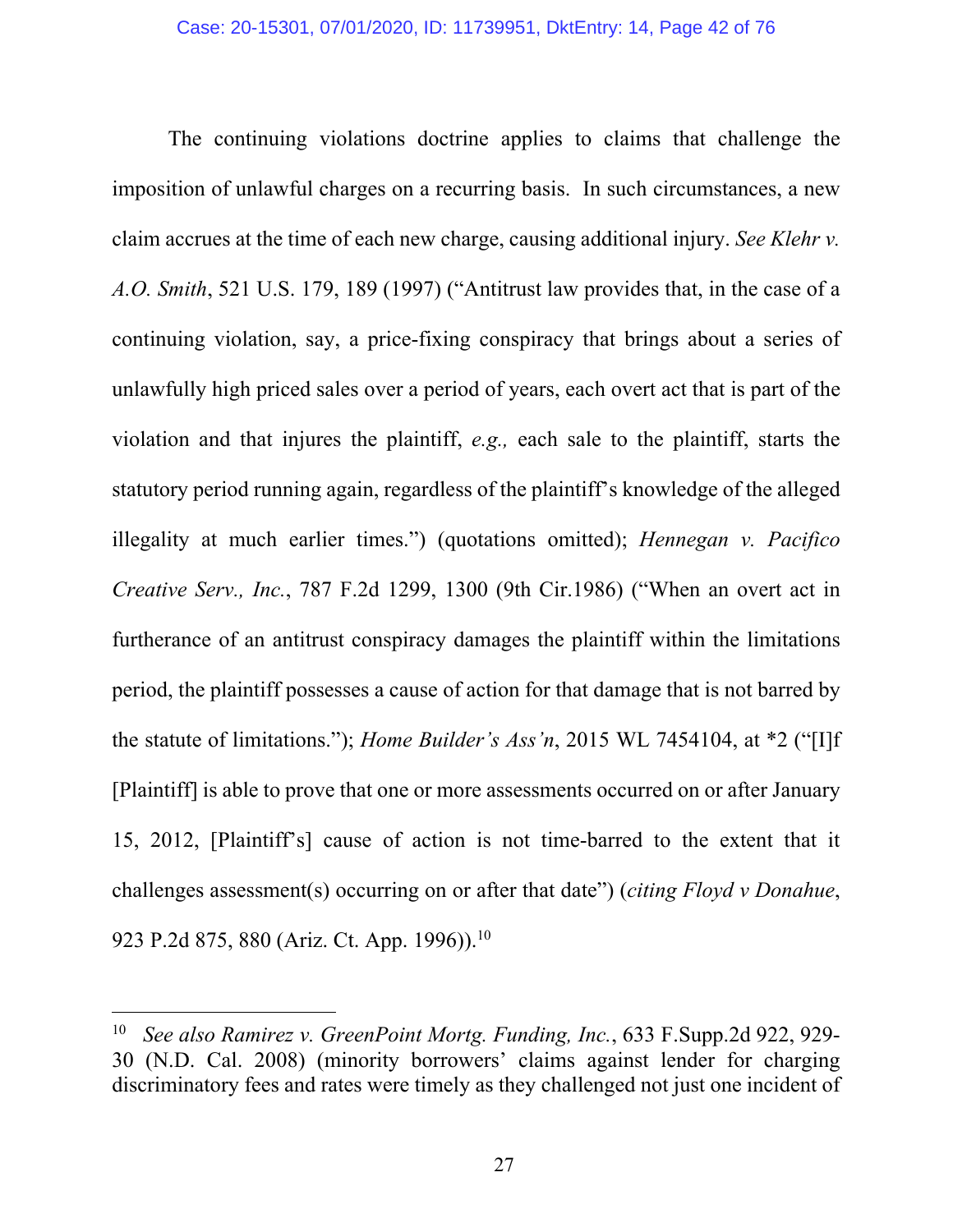The continuing violations doctrine applies to claims that challenge the imposition of unlawful charges on a recurring basis. In such circumstances, a new claim accrues at the time of each new charge, causing additional injury. *See Klehr v. A.O. Smith*, 521 U.S. 179, 189 (1997) ("Antitrust law provides that, in the case of a continuing violation, say, a price-fixing conspiracy that brings about a series of unlawfully high priced sales over a period of years, each overt act that is part of the violation and that injures the plaintiff, *e.g.,* each sale to the plaintiff, starts the statutory period running again, regardless of the plaintiff's knowledge of the alleged illegality at much earlier times.") (quotations omitted); *Hennegan v. Pacifico Creative Serv., Inc.*, 787 F.2d 1299, 1300 (9th Cir.1986) ("When an overt act in furtherance of an antitrust conspiracy damages the plaintiff within the limitations period, the plaintiff possesses a cause of action for that damage that is not barred by the statute of limitations."); *Home Builder's Ass'n*, 2015 WL 7454104, at *2 ("[I]f [Plaintiff] is able to prove that one or more assessments occurred on or after January 15, 2012, [Plaintiff's] cause of action is not time-barred to the extent that it challenges assessment(s) occurring on or after that date") (*citing Floyd v Donahue*, 923 P.2d 875, 880 (Ariz. Ct. App. 1996)).[10]

---

[10] *See also Ramirez v. GreenPoint Mortg. Funding, Inc.*, 633 F.Supp.2d 922, 929-30 (N.D. Cal. 2008) (minority borrowers' claims against lender for charging discriminatory fees and rates were timely as they challenged not just one incident of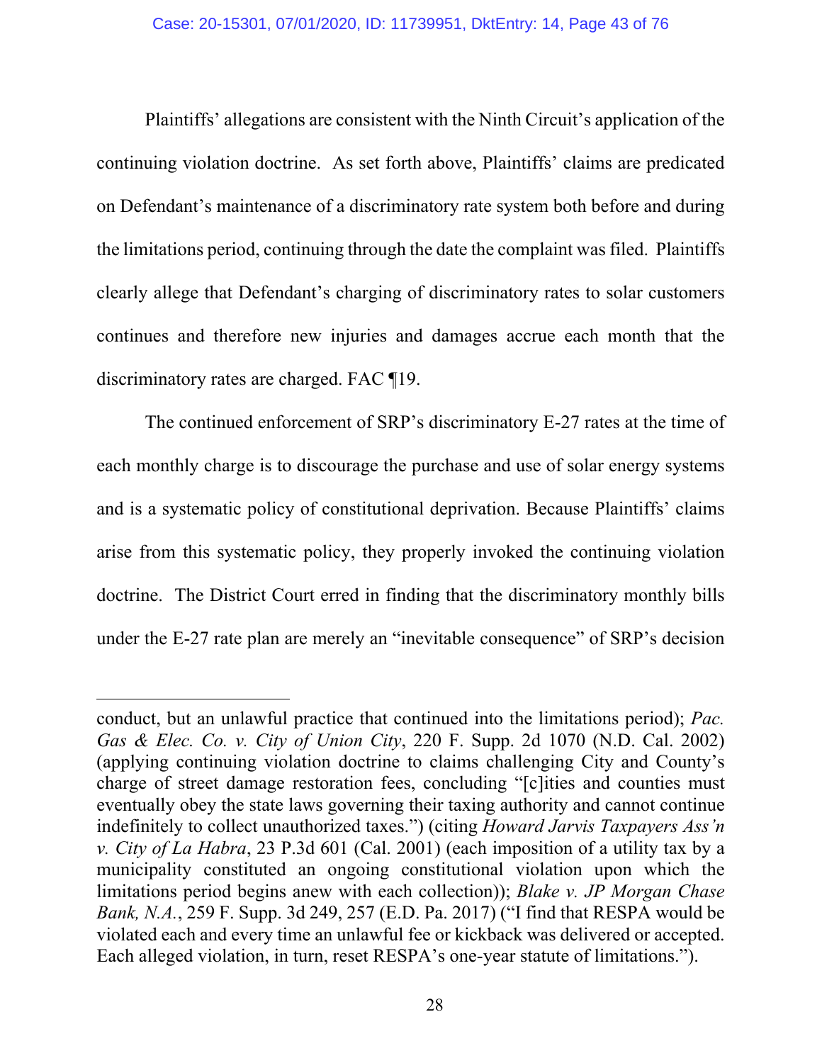Plaintiffs' allegations are consistent with the Ninth Circuit's application of the continuing violation doctrine. As set forth above, Plaintiffs' claims are predicated on Defendant's maintenance of a discriminatory rate system both before and during the limitations period, continuing through the date the complaint was filed. Plaintiffs clearly allege that Defendant's charging of discriminatory rates to solar customers continues and therefore new injuries and damages accrue each month that the discriminatory rates are charged. FAC ¶19.

The continued enforcement of SRP's discriminatory E-27 rates at the time of each monthly charge is to discourage the purchase and use of solar energy systems and is a systematic policy of constitutional deprivation. Because Plaintiffs' claims arise from this systematic policy, they properly invoked the continuing violation doctrine. The District Court erred in finding that the discriminatory monthly bills under the E-27 rate plan are merely an "inevitable consequence" of SRP's decision

---

conduct, but an unlawful practice that continued into the limitations period); *Pac. Gas & Elec. Co. v. City of Union City*, 220 F. Supp. 2d 1070 (N.D. Cal. 2002) (applying continuing violation doctrine to claims challenging City and County's charge of street damage restoration fees, concluding "[c]ities and counties must eventually obey the state laws governing their taxing authority and cannot continue indefinitely to collect unauthorized taxes.") (citing *Howard Jarvis Taxpayers Ass'n v. City of La Habra*, 23 P.3d 601 (Cal. 2001) (each imposition of a utility tax by a municipality constituted an ongoing constitutional violation upon which the limitations period begins anew with each collection)); *Blake v. JP Morgan Chase Bank, N.A.*, 259 F. Supp. 3d 249, 257 (E.D. Pa. 2017) ("I find that RESPA would be violated each and every time an unlawful fee or kickback was delivered or accepted. Each alleged violation, in turn, reset RESPA's one-year statute of limitations.").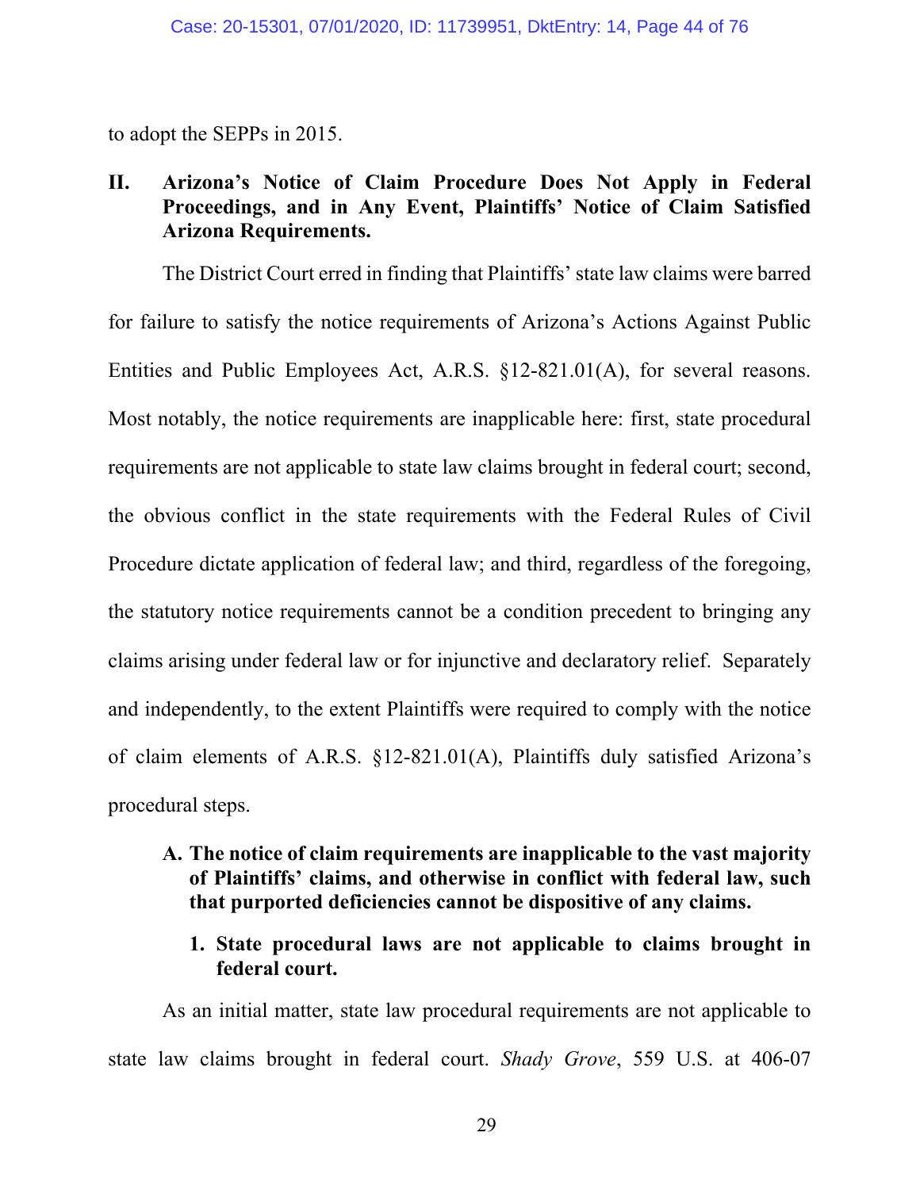to adopt the SEPPs in 2015.

## II. Arizona's Notice of Claim Procedure Does Not Apply in Federal Proceedings, and in Any Event, Plaintiffs' Notice of Claim Satisfied Arizona Requirements.

The District Court erred in finding that Plaintiffs' state law claims were barred for failure to satisfy the notice requirements of Arizona's Actions Against Public Entities and Public Employees Act, A.R.S. §12-821.01(A), for several reasons. Most notably, the notice requirements are inapplicable here: first, state procedural requirements are not applicable to state law claims brought in federal court; second, the obvious conflict in the state requirements with the Federal Rules of Civil Procedure dictate application of federal law; and third, regardless of the foregoing, the statutory notice requirements cannot be a condition precedent to bringing any claims arising under federal law or for injunctive and declaratory relief. Separately and independently, to the extent Plaintiffs were required to comply with the notice of claim elements of A.R.S. §12-821.01(A), Plaintiffs duly satisfied Arizona's procedural steps.

### A. The notice of claim requirements are inapplicable to the vast majority of Plaintiffs' claims, and otherwise in conflict with federal law, such that purported deficiencies cannot be dispositive of any claims.

#### 1. State procedural laws are not applicable to claims brought in federal court.

As an initial matter, state law procedural requirements are not applicable to state law claims brought in federal court. *Shady Grove*, 559 U.S. at 406-07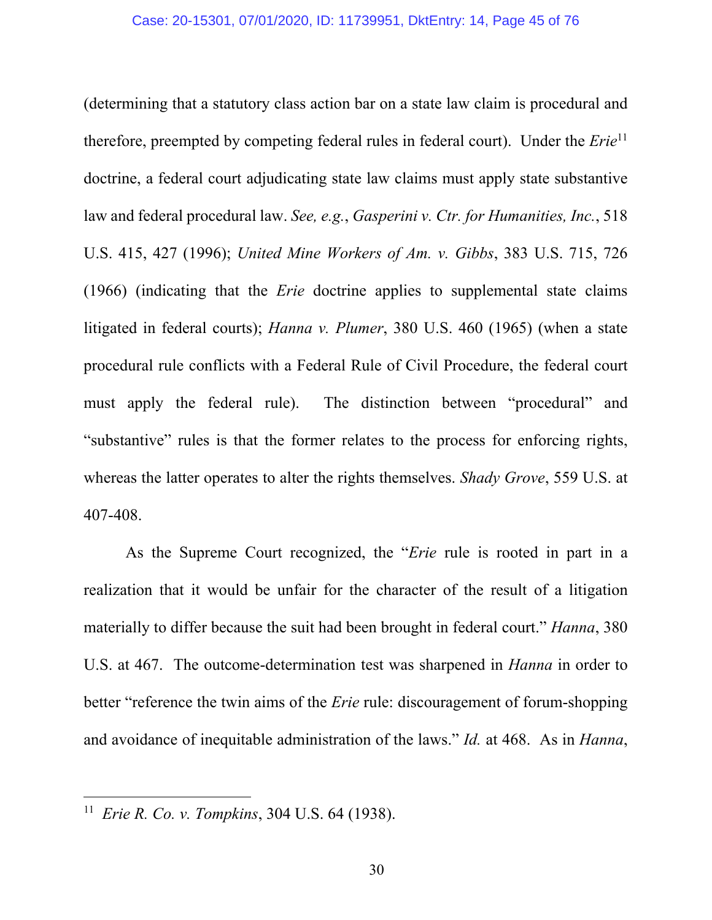(determining that a statutory class action bar on a state law claim is procedural and therefore, preempted by competing federal rules in federal court). Under the *Erie*[11] doctrine, a federal court adjudicating state law claims must apply state substantive law and federal procedural law. *See, e.g.*, *Gasperini v. Ctr. for Humanities, Inc.*, 518 U.S. 415, 427 (1996); *United Mine Workers of Am. v. Gibbs*, 383 U.S. 715, 726 (1966) (indicating that the *Erie* doctrine applies to supplemental state claims litigated in federal courts); *Hanna v. Plumer*, 380 U.S. 460 (1965) (when a state procedural rule conflicts with a Federal Rule of Civil Procedure, the federal court must apply the federal rule). The distinction between "procedural" and "substantive" rules is that the former relates to the process for enforcing rights, whereas the latter operates to alter the rights themselves. *Shady Grove*, 559 U.S. at 407-408.

As the Supreme Court recognized, the "*Erie* rule is rooted in part in a realization that it would be unfair for the character of the result of a litigation materially to differ because the suit had been brought in federal court." *Hanna*, 380 U.S. at 467. The outcome-determination test was sharpened in *Hanna* in order to better "reference the twin aims of the *Erie* rule: discouragement of forum-shopping and avoidance of inequitable administration of the laws." *Id.* at 468. As in *Hanna*,

---

[11] *Erie R. Co. v. Tompkins*, 304 U.S. 64 (1938).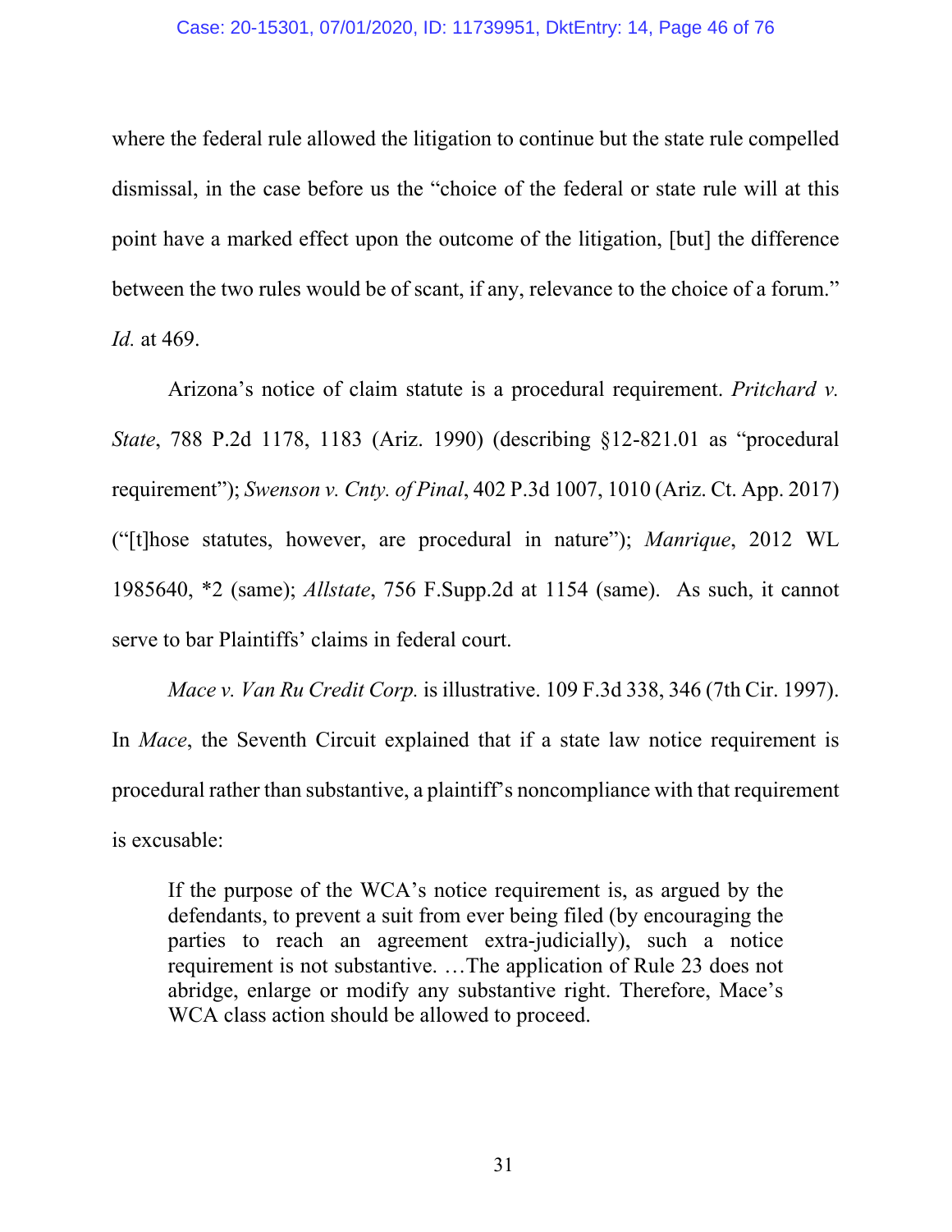where the federal rule allowed the litigation to continue but the state rule compelled dismissal, in the case before us the "choice of the federal or state rule will at this point have a marked effect upon the outcome of the litigation, [but] the difference between the two rules would be of scant, if any, relevance to the choice of a forum." *Id.* at 469.

Arizona's notice of claim statute is a procedural requirement. *Pritchard v. State*, 788 P.2d 1178, 1183 (Ariz. 1990) (describing §12-821.01 as "procedural requirement"); *Swenson v. Cnty. of Pinal*, 402 P.3d 1007, 1010 (Ariz. Ct. App. 2017) ("[t]hose statutes, however, are procedural in nature"); *Manrique*, 2012 WL 1985640, *2 (same); *Allstate*, 756 F.Supp.2d at 1154 (same). As such, it cannot serve to bar Plaintiffs' claims in federal court.

*Mace v. Van Ru Credit Corp.* is illustrative. 109 F.3d 338, 346 (7th Cir. 1997). In *Mace*, the Seventh Circuit explained that if a state law notice requirement is procedural rather than substantive, a plaintiff's noncompliance with that requirement is excusable:

> If the purpose of the WCA's notice requirement is, as argued by the defendants, to prevent a suit from ever being filed (by encouraging the parties to reach an agreement extra-judicially), such a notice requirement is not substantive. …The application of Rule 23 does not abridge, enlarge or modify any substantive right. Therefore, Mace's WCA class action should be allowed to proceed.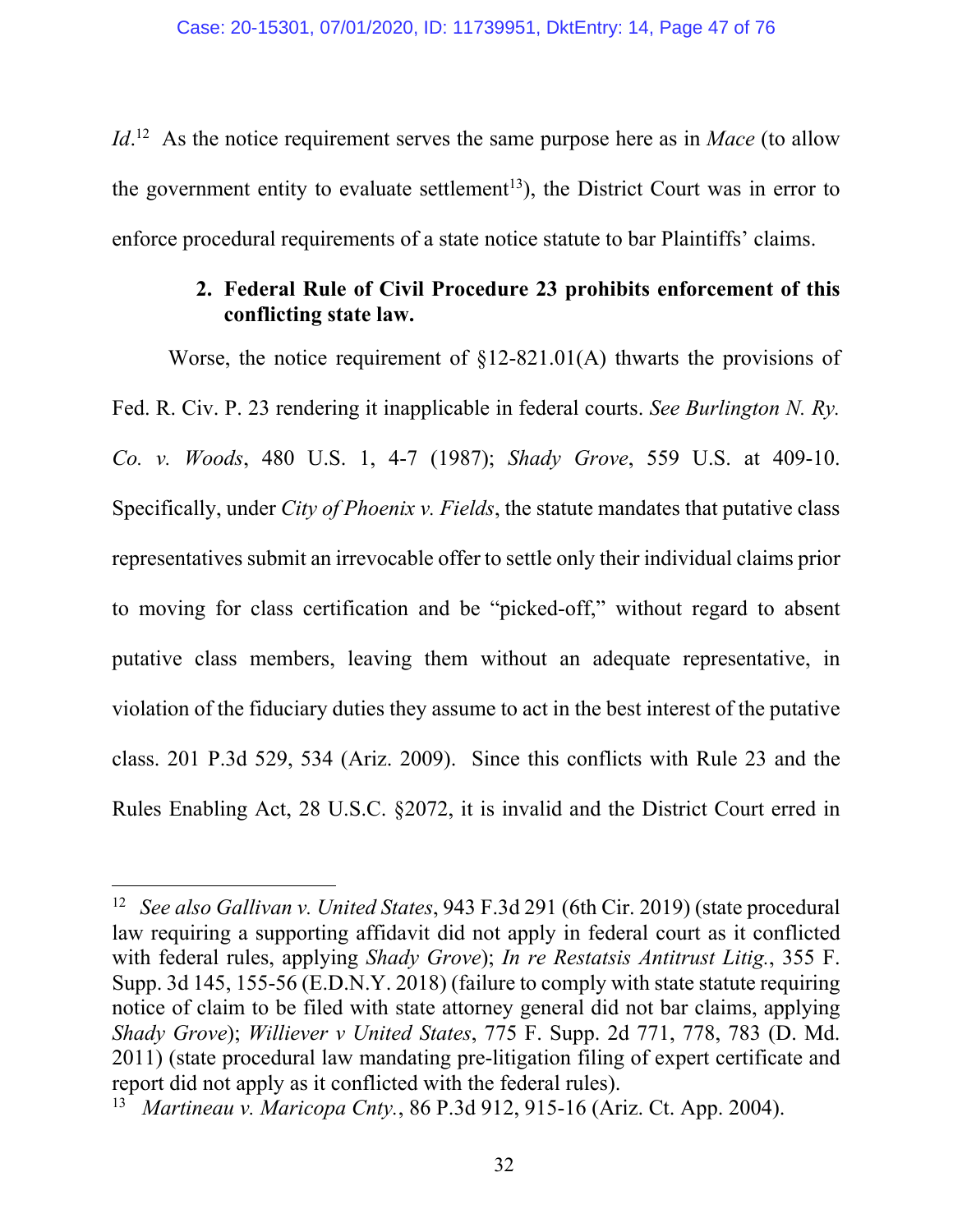*Id*.[12] As the notice requirement serves the same purpose here as in *Mace* (to allow the government entity to evaluate settlement[13]), the District Court was in error to enforce procedural requirements of a state notice statute to bar Plaintiffs' claims.

**2. Federal Rule of Civil Procedure 23 prohibits enforcement of this conflicting state law.**

Worse, the notice requirement of §12-821.01(A) thwarts the provisions of Fed. R. Civ. P. 23 rendering it inapplicable in federal courts. *See Burlington N. Ry. Co. v. Woods*, 480 U.S. 1, 4-7 (1987); *Shady Grove*, 559 U.S. at 409-10. Specifically, under *City of Phoenix v. Fields*, the statute mandates that putative class representatives submit an irrevocable offer to settle only their individual claims prior to moving for class certification and be "picked-off," without regard to absent putative class members, leaving them without an adequate representative, in violation of the fiduciary duties they assume to act in the best interest of the putative class. 201 P.3d 529, 534 (Ariz. 2009). Since this conflicts with Rule 23 and the Rules Enabling Act, 28 U.S.C. §2072, it is invalid and the District Court erred in

---

[12] *See also Gallivan v. United States*, 943 F.3d 291 (6th Cir. 2019) (state procedural law requiring a supporting affidavit did not apply in federal court as it conflicted with federal rules, applying *Shady Grove*); *In re Restatsis Antitrust Litig.*, 355 F. Supp. 3d 145, 155-56 (E.D.N.Y. 2018) (failure to comply with state statute requiring notice of claim to be filed with state attorney general did not bar claims, applying *Shady Grove*); *Williever v United States*, 775 F. Supp. 2d 771, 778, 783 (D. Md. 2011) (state procedural law mandating pre-litigation filing of expert certificate and report did not apply as it conflicted with the federal rules).

[13] *Martineau v. Maricopa Cnty.*, 86 P.3d 912, 915-16 (Ariz. Ct. App. 2004).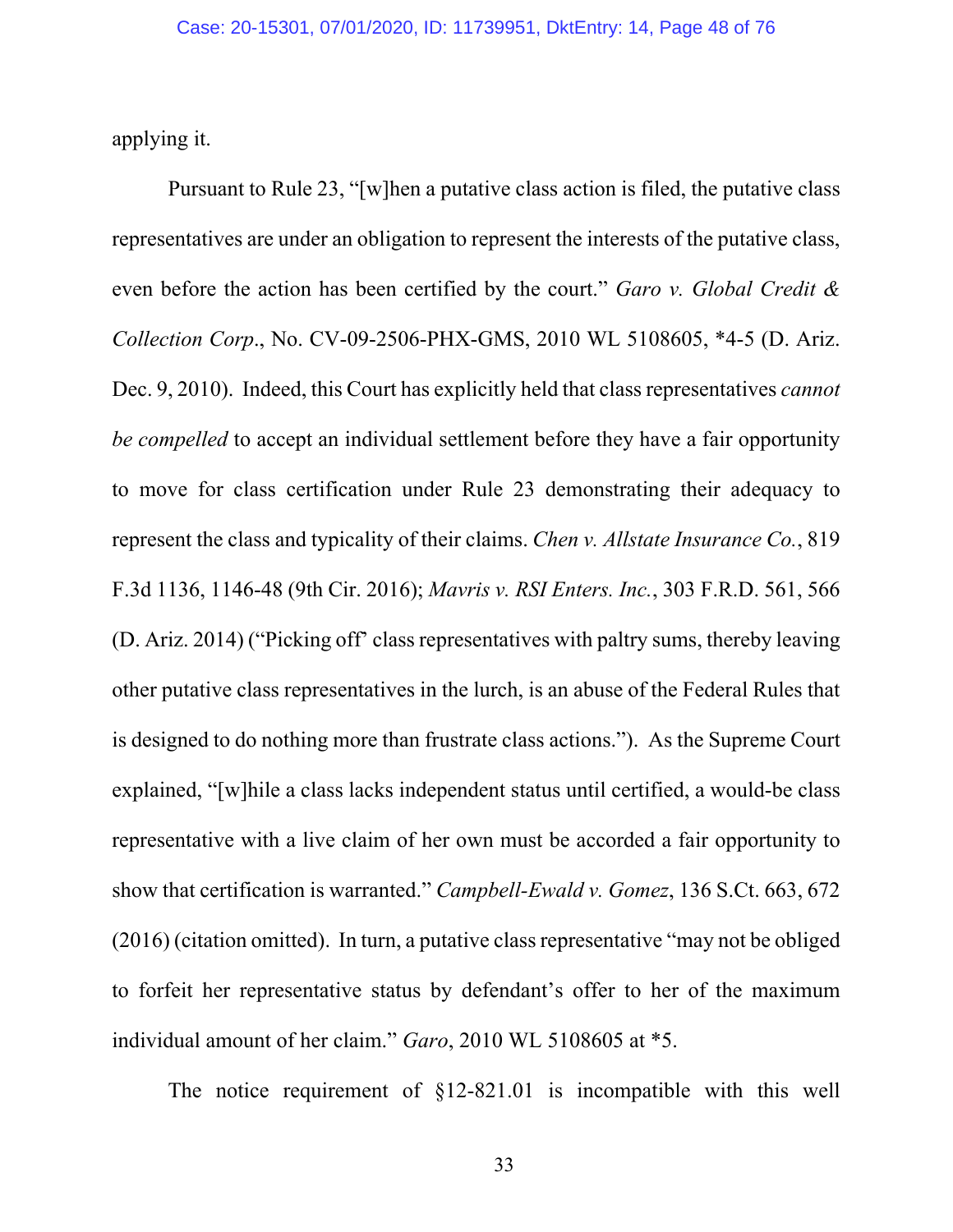applying it.

Pursuant to Rule 23, "[w]hen a putative class action is filed, the putative class representatives are under an obligation to represent the interests of the putative class, even before the action has been certified by the court." *Garo v. Global Credit & Collection Corp*., No. CV-09-2506-PHX-GMS, 2010 WL 5108605, *4-5 (D. Ariz. Dec. 9, 2010). Indeed, this Court has explicitly held that class representatives *cannot be compelled* to accept an individual settlement before they have a fair opportunity to move for class certification under Rule 23 demonstrating their adequacy to represent the class and typicality of their claims. *Chen v. Allstate Insurance Co.*, 819 F.3d 1136, 1146-48 (9th Cir. 2016); *Mavris v. RSI Enters. Inc.*, 303 F.R.D. 561, 566 (D. Ariz. 2014) ("Picking off' class representatives with paltry sums, thereby leaving other putative class representatives in the lurch, is an abuse of the Federal Rules that is designed to do nothing more than frustrate class actions."). As the Supreme Court explained, "[w]hile a class lacks independent status until certified, a would-be class representative with a live claim of her own must be accorded a fair opportunity to show that certification is warranted." *Campbell-Ewald v. Gomez*, 136 S.Ct. 663, 672 (2016) (citation omitted). In turn, a putative class representative "may not be obliged to forfeit her representative status by defendant's offer to her of the maximum individual amount of her claim." *Garo*, 2010 WL 5108605 at *5.

The notice requirement of §12-821.01 is incompatible with this well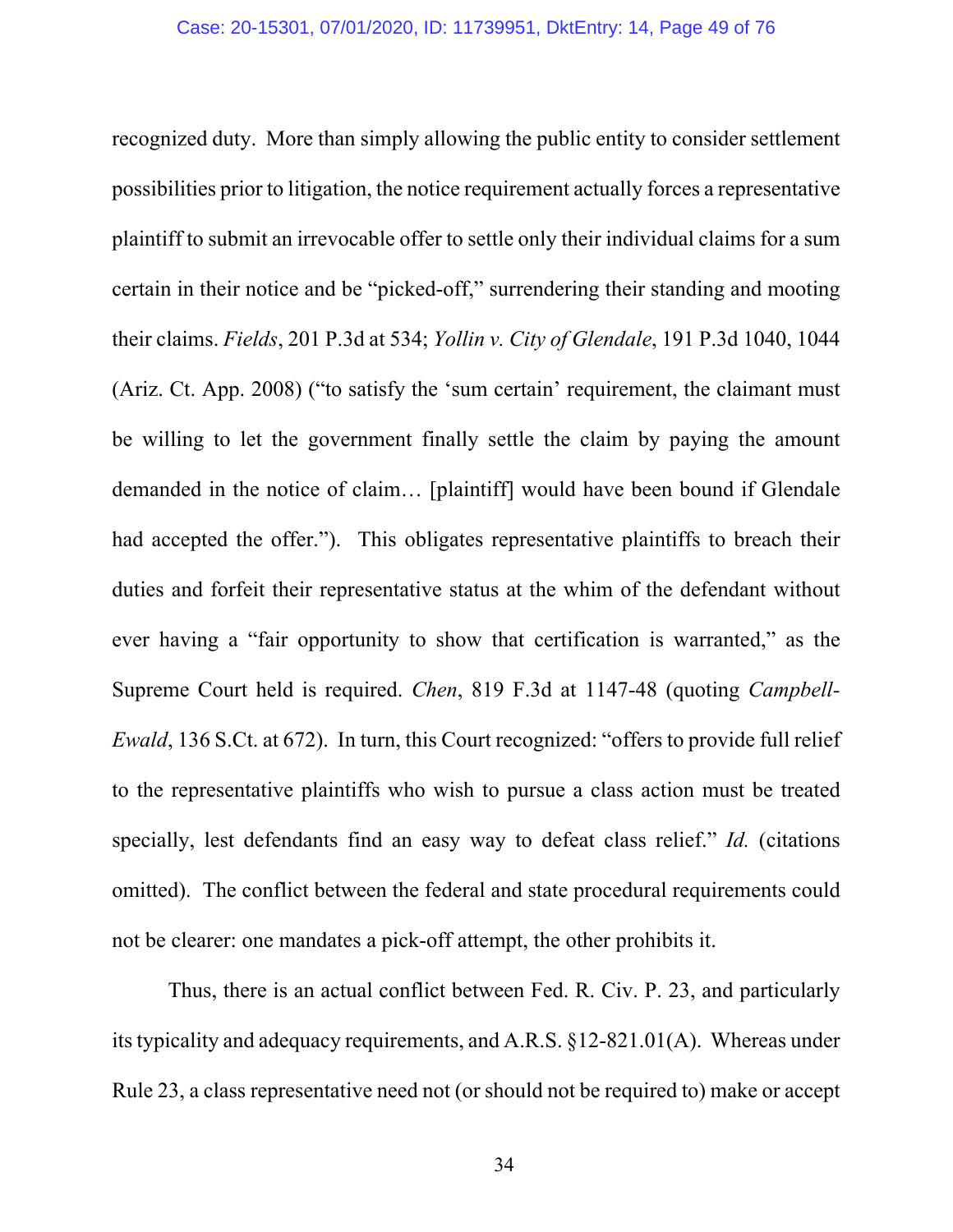recognized duty. More than simply allowing the public entity to consider settlement possibilities prior to litigation, the notice requirement actually forces a representative plaintiff to submit an irrevocable offer to settle only their individual claims for a sum certain in their notice and be "picked-off," surrendering their standing and mooting their claims. *Fields*, 201 P.3d at 534; *Yollin v. City of Glendale*, 191 P.3d 1040, 1044 (Ariz. Ct. App. 2008) ("to satisfy the 'sum certain' requirement, the claimant must be willing to let the government finally settle the claim by paying the amount demanded in the notice of claim… [plaintiff] would have been bound if Glendale had accepted the offer."). This obligates representative plaintiffs to breach their duties and forfeit their representative status at the whim of the defendant without ever having a "fair opportunity to show that certification is warranted," as the Supreme Court held is required. *Chen*, 819 F.3d at 1147-48 (quoting *Campbell-Ewald*, 136 S.Ct. at 672). In turn, this Court recognized: "offers to provide full relief to the representative plaintiffs who wish to pursue a class action must be treated specially, lest defendants find an easy way to defeat class relief." *Id.* (citations omitted). The conflict between the federal and state procedural requirements could not be clearer: one mandates a pick-off attempt, the other prohibits it.

Thus, there is an actual conflict between Fed. R. Civ. P. 23, and particularly its typicality and adequacy requirements, and A.R.S. §12-821.01(A). Whereas under Rule 23, a class representative need not (or should not be required to) make or accept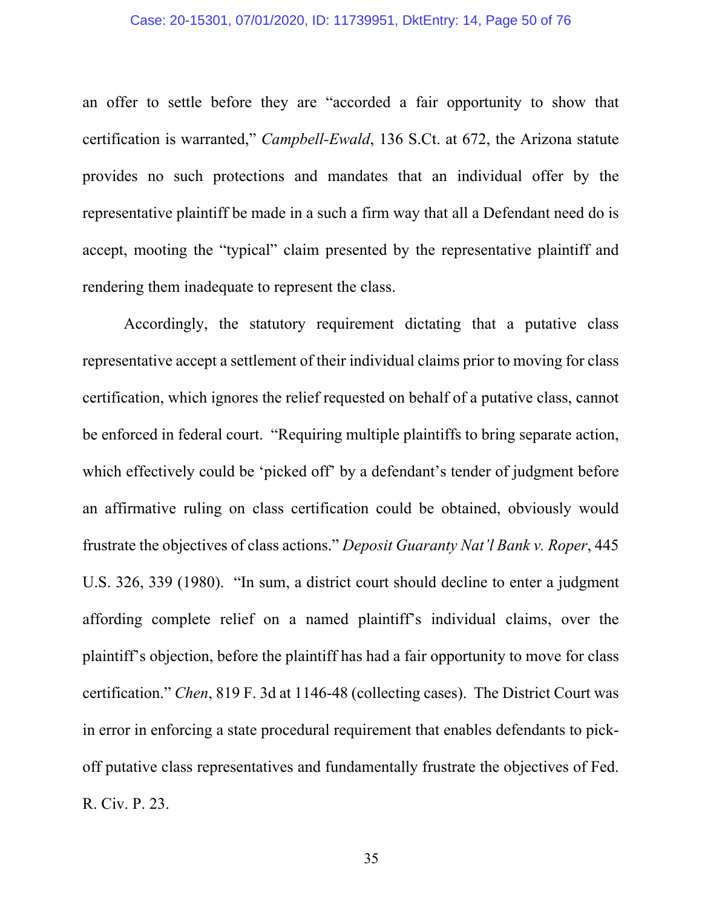an offer to settle before they are "accorded a fair opportunity to show that certification is warranted," *Campbell-Ewald*, 136 S.Ct. at 672, the Arizona statute provides no such protections and mandates that an individual offer by the representative plaintiff be made in a such a firm way that all a Defendant need do is accept, mooting the "typical" claim presented by the representative plaintiff and rendering them inadequate to represent the class.

Accordingly, the statutory requirement dictating that a putative class representative accept a settlement of their individual claims prior to moving for class certification, which ignores the relief requested on behalf of a putative class, cannot be enforced in federal court. "Requiring multiple plaintiffs to bring separate action, which effectively could be 'picked off' by a defendant's tender of judgment before an affirmative ruling on class certification could be obtained, obviously would frustrate the objectives of class actions." *Deposit Guaranty Nat'l Bank v. Roper*, 445 U.S. 326, 339 (1980). "In sum, a district court should decline to enter a judgment affording complete relief on a named plaintiff's individual claims, over the plaintiff's objection, before the plaintiff has had a fair opportunity to move for class certification." *Chen*, 819 F. 3d at 1146-48 (collecting cases). The District Court was in error in enforcing a state procedural requirement that enables defendants to pick-off putative class representatives and fundamentally frustrate the objectives of Fed. R. Civ. P. 23.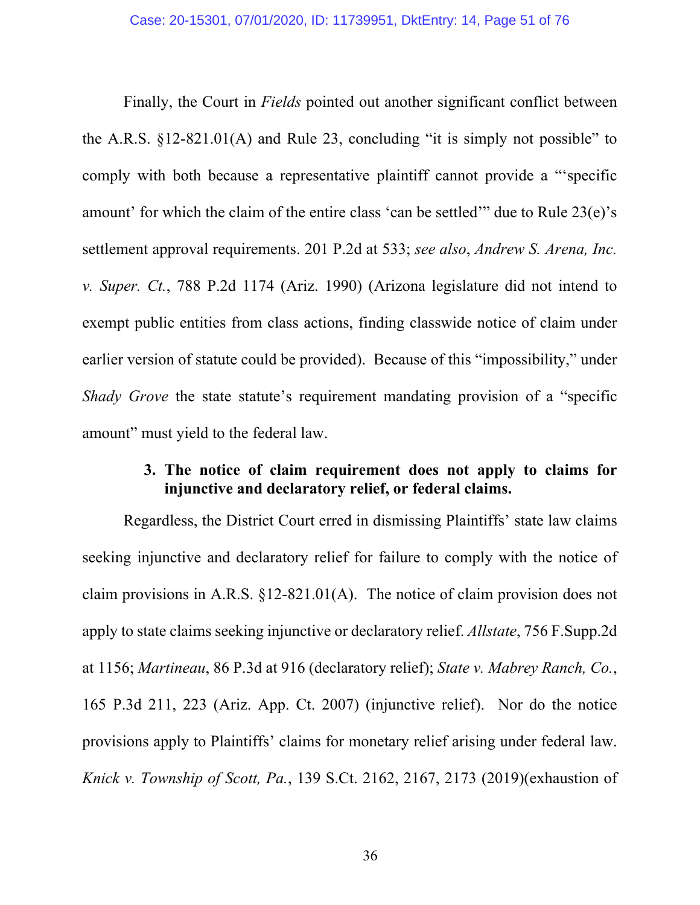Finally, the Court in *Fields* pointed out another significant conflict between the A.R.S. §12-821.01(A) and Rule 23, concluding "it is simply not possible" to comply with both because a representative plaintiff cannot provide a "'specific amount' for which the claim of the entire class 'can be settled'" due to Rule 23(e)'s settlement approval requirements. 201 P.2d at 533; *see also*, *Andrew S. Arena, Inc. v. Super. Ct.*, 788 P.2d 1174 (Ariz. 1990) (Arizona legislature did not intend to exempt public entities from class actions, finding classwide notice of claim under earlier version of statute could be provided). Because of this "impossibility," under *Shady Grove* the state statute's requirement mandating provision of a "specific amount" must yield to the federal law.

### 3. The notice of claim requirement does not apply to claims for injunctive and declaratory relief, or federal claims.

Regardless, the District Court erred in dismissing Plaintiffs' state law claims seeking injunctive and declaratory relief for failure to comply with the notice of claim provisions in A.R.S. §12-821.01(A). The notice of claim provision does not apply to state claims seeking injunctive or declaratory relief. *Allstate*, 756 F.Supp.2d at 1156; *Martineau*, 86 P.3d at 916 (declaratory relief); *State v. Mabrey Ranch, Co.*, 165 P.3d 211, 223 (Ariz. App. Ct. 2007) (injunctive relief). Nor do the notice provisions apply to Plaintiffs' claims for monetary relief arising under federal law. *Knick v. Township of Scott, Pa.*, 139 S.Ct. 2162, 2167, 2173 (2019)(exhaustion of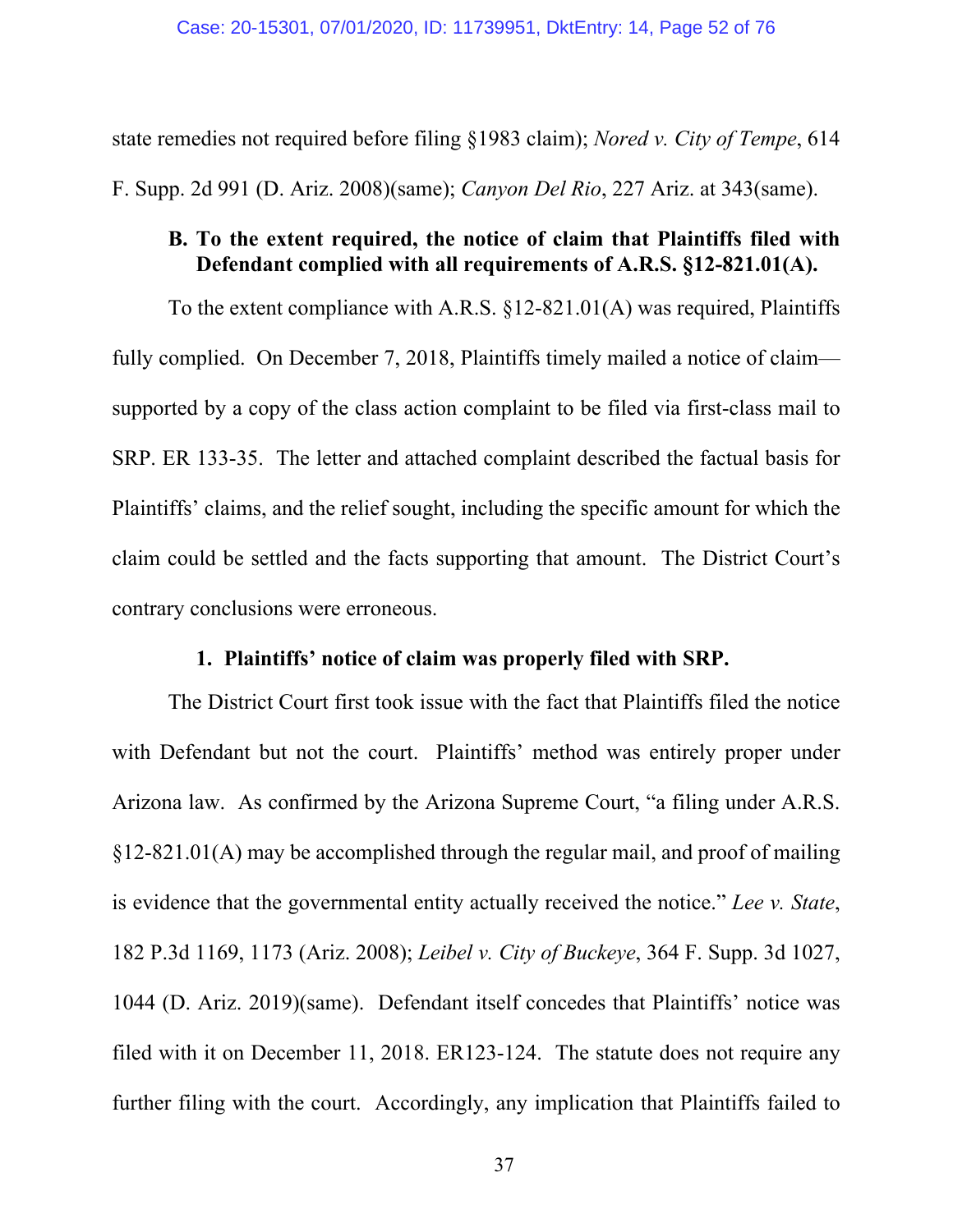state remedies not required before filing §1983 claim); *Nored v. City of Tempe*, 614 F. Supp. 2d 991 (D. Ariz. 2008)(same); *Canyon Del Rio*, 227 Ariz. at 343(same).

### B. To the extent required, the notice of claim that Plaintiffs filed with Defendant complied with all requirements of A.R.S. §12-821.01(A).

To the extent compliance with A.R.S. §12-821.01(A) was required, Plaintiffs fully complied. On December 7, 2018, Plaintiffs timely mailed a notice of claim—supported by a copy of the class action complaint to be filed via first-class mail to SRP. ER 133-35. The letter and attached complaint described the factual basis for Plaintiffs' claims, and the relief sought, including the specific amount for which the claim could be settled and the facts supporting that amount. The District Court's contrary conclusions were erroneous.

#### 1. Plaintiffs' notice of claim was properly filed with SRP.

The District Court first took issue with the fact that Plaintiffs filed the notice with Defendant but not the court. Plaintiffs' method was entirely proper under Arizona law. As confirmed by the Arizona Supreme Court, "a filing under A.R.S. §12-821.01(A) may be accomplished through the regular mail, and proof of mailing is evidence that the governmental entity actually received the notice." *Lee v. State*, 182 P.3d 1169, 1173 (Ariz. 2008); *Leibel v. City of Buckeye*, 364 F. Supp. 3d 1027, 1044 (D. Ariz. 2019)(same). Defendant itself concedes that Plaintiffs' notice was filed with it on December 11, 2018. ER123-124. The statute does not require any further filing with the court. Accordingly, any implication that Plaintiffs failed to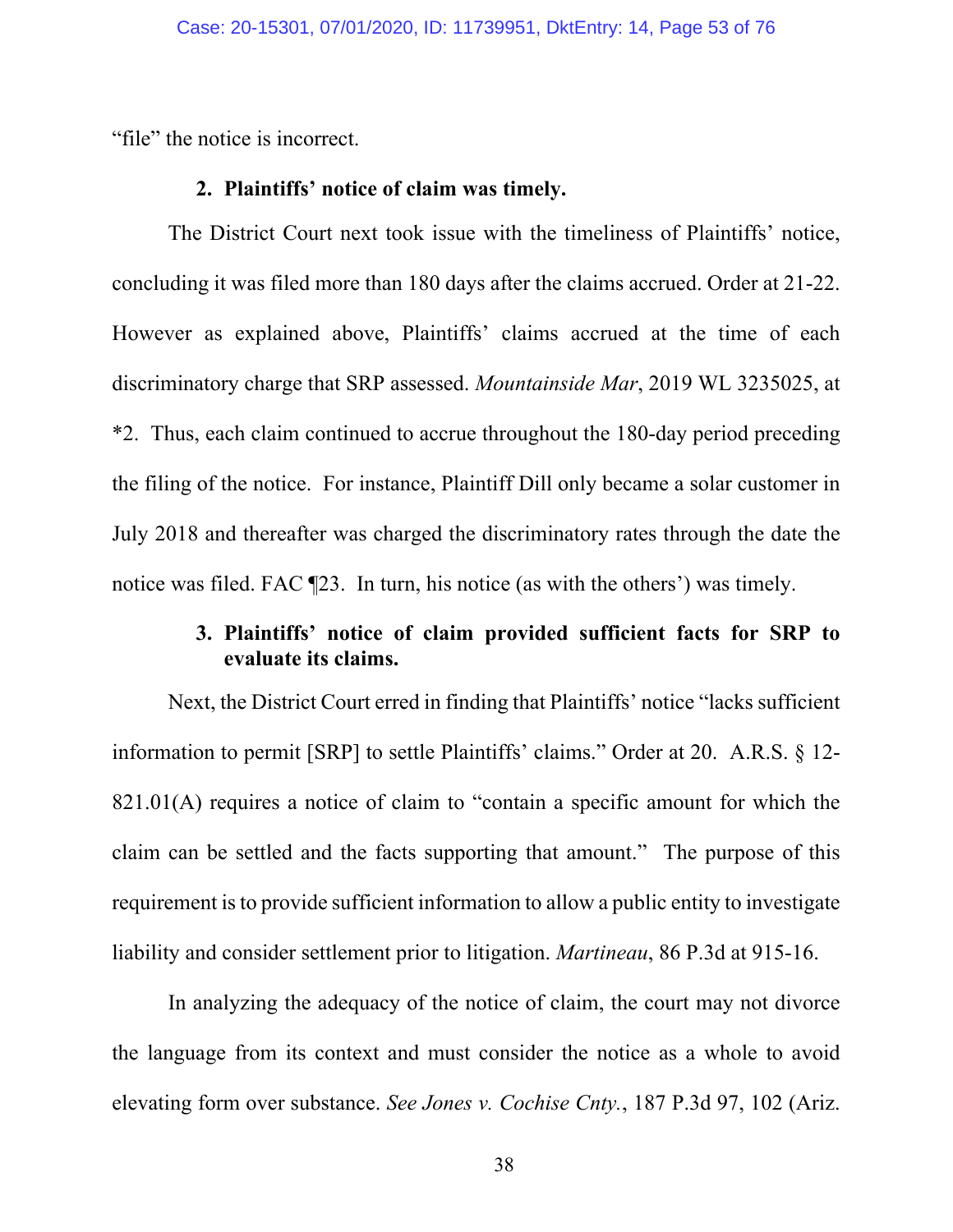"file" the notice is incorrect.

### 2. Plaintiffs' notice of claim was timely.

The District Court next took issue with the timeliness of Plaintiffs' notice, concluding it was filed more than 180 days after the claims accrued. Order at 21-22. However as explained above, Plaintiffs' claims accrued at the time of each discriminatory charge that SRP assessed. *Mountainside Mar*, 2019 WL 3235025, at *2. Thus, each claim continued to accrue throughout the 180-day period preceding the filing of the notice. For instance, Plaintiff Dill only became a solar customer in July 2018 and thereafter was charged the discriminatory rates through the date the notice was filed. FAC ¶23. In turn, his notice (as with the others') was timely.

### 3. Plaintiffs' notice of claim provided sufficient facts for SRP to evaluate its claims.

Next, the District Court erred in finding that Plaintiffs' notice "lacks sufficient information to permit [SRP] to settle Plaintiffs' claims." Order at 20. A.R.S. § 12-821.01(A) requires a notice of claim to "contain a specific amount for which the claim can be settled and the facts supporting that amount." The purpose of this requirement is to provide sufficient information to allow a public entity to investigate liability and consider settlement prior to litigation. *Martineau*, 86 P.3d at 915-16.

In analyzing the adequacy of the notice of claim, the court may not divorce the language from its context and must consider the notice as a whole to avoid elevating form over substance. *See Jones v. Cochise Cnty.*, 187 P.3d 97, 102 (Ariz.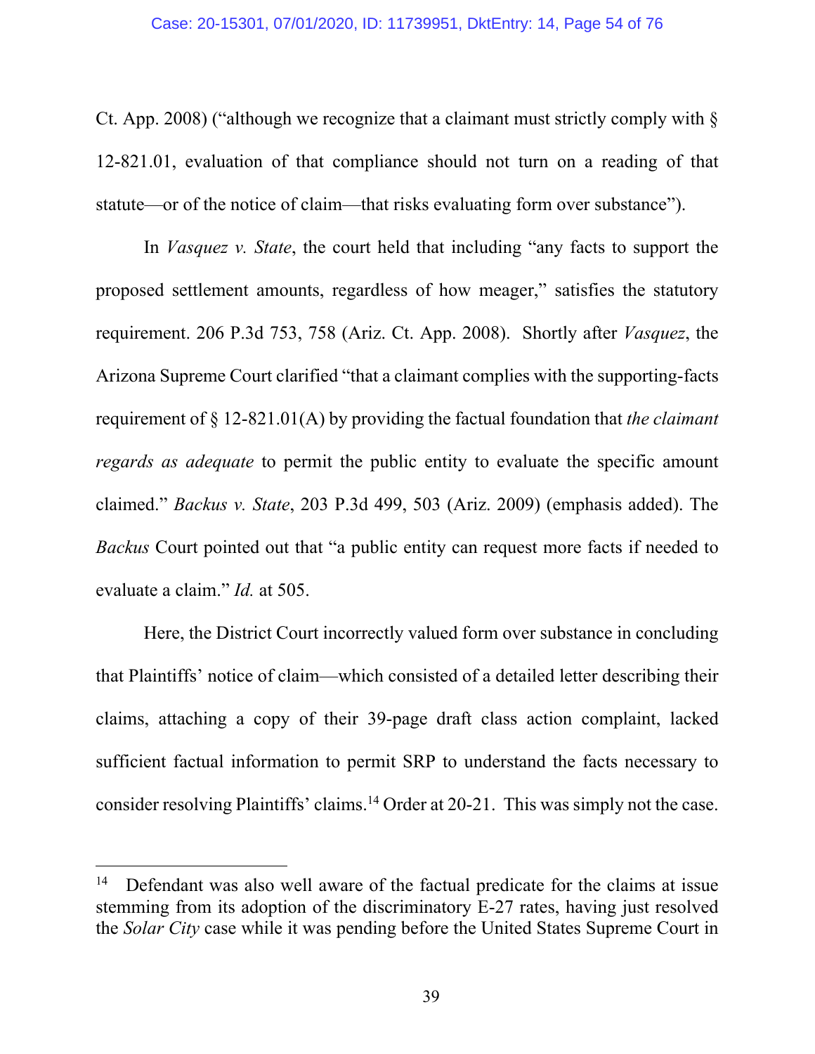Ct. App. 2008) ("although we recognize that a claimant must strictly comply with § 12-821.01, evaluation of that compliance should not turn on a reading of that statute—or of the notice of claim—that risks evaluating form over substance").

In *Vasquez v. State*, the court held that including "any facts to support the proposed settlement amounts, regardless of how meager," satisfies the statutory requirement. 206 P.3d 753, 758 (Ariz. Ct. App. 2008). Shortly after *Vasquez*, the Arizona Supreme Court clarified "that a claimant complies with the supporting-facts requirement of § 12-821.01(A) by providing the factual foundation that *the claimant regards as adequate* to permit the public entity to evaluate the specific amount claimed." *Backus v. State*, 203 P.3d 499, 503 (Ariz. 2009) (emphasis added). The *Backus* Court pointed out that "a public entity can request more facts if needed to evaluate a claim." *Id.* at 505.

Here, the District Court incorrectly valued form over substance in concluding that Plaintiffs' notice of claim—which consisted of a detailed letter describing their claims, attaching a copy of their 39-page draft class action complaint, lacked sufficient factual information to permit SRP to understand the facts necessary to consider resolving Plaintiffs' claims.[14] Order at 20-21. This was simply not the case.

---

[14] Defendant was also well aware of the factual predicate for the claims at issue stemming from its adoption of the discriminatory E-27 rates, having just resolved the *Solar City* case while it was pending before the United States Supreme Court in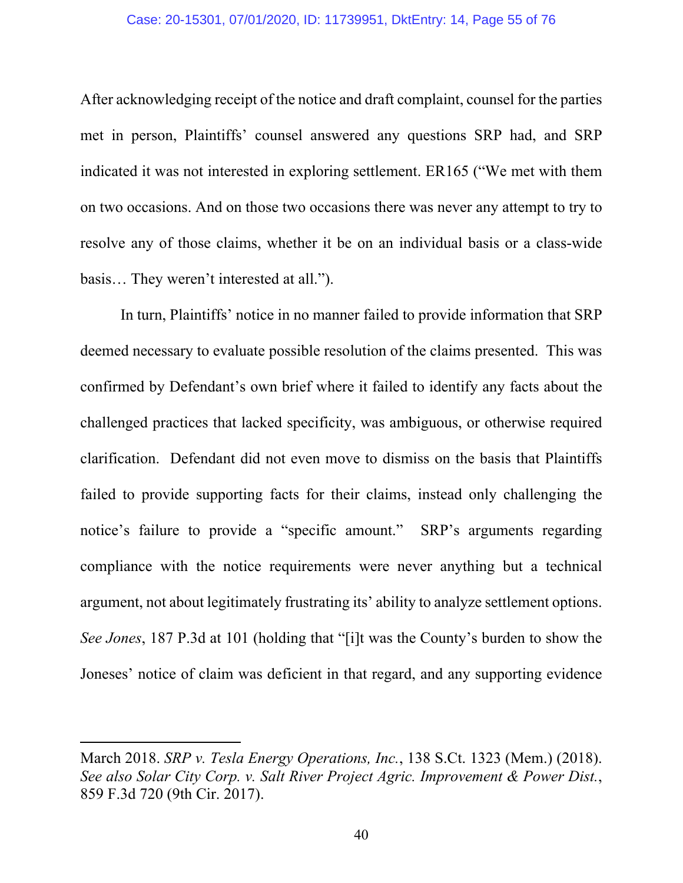After acknowledging receipt of the notice and draft complaint, counsel for the parties met in person, Plaintiffs' counsel answered any questions SRP had, and SRP indicated it was not interested in exploring settlement. ER165 ("We met with them on two occasions. And on those two occasions there was never any attempt to try to resolve any of those claims, whether it be on an individual basis or a class-wide basis… They weren't interested at all.").

In turn, Plaintiffs' notice in no manner failed to provide information that SRP deemed necessary to evaluate possible resolution of the claims presented. This was confirmed by Defendant's own brief where it failed to identify any facts about the challenged practices that lacked specificity, was ambiguous, or otherwise required clarification. Defendant did not even move to dismiss on the basis that Plaintiffs failed to provide supporting facts for their claims, instead only challenging the notice's failure to provide a "specific amount." SRP's arguments regarding compliance with the notice requirements were never anything but a technical argument, not about legitimately frustrating its' ability to analyze settlement options. *See Jones*, 187 P.3d at 101 (holding that "[i]t was the County's burden to show the Joneses' notice of claim was deficient in that regard, and any supporting evidence

---

March 2018. *SRP v. Tesla Energy Operations, Inc.*, 138 S.Ct. 1323 (Mem.) (2018). *See also Solar City Corp. v. Salt River Project Agric. Improvement & Power Dist.*, 859 F.3d 720 (9th Cir. 2017).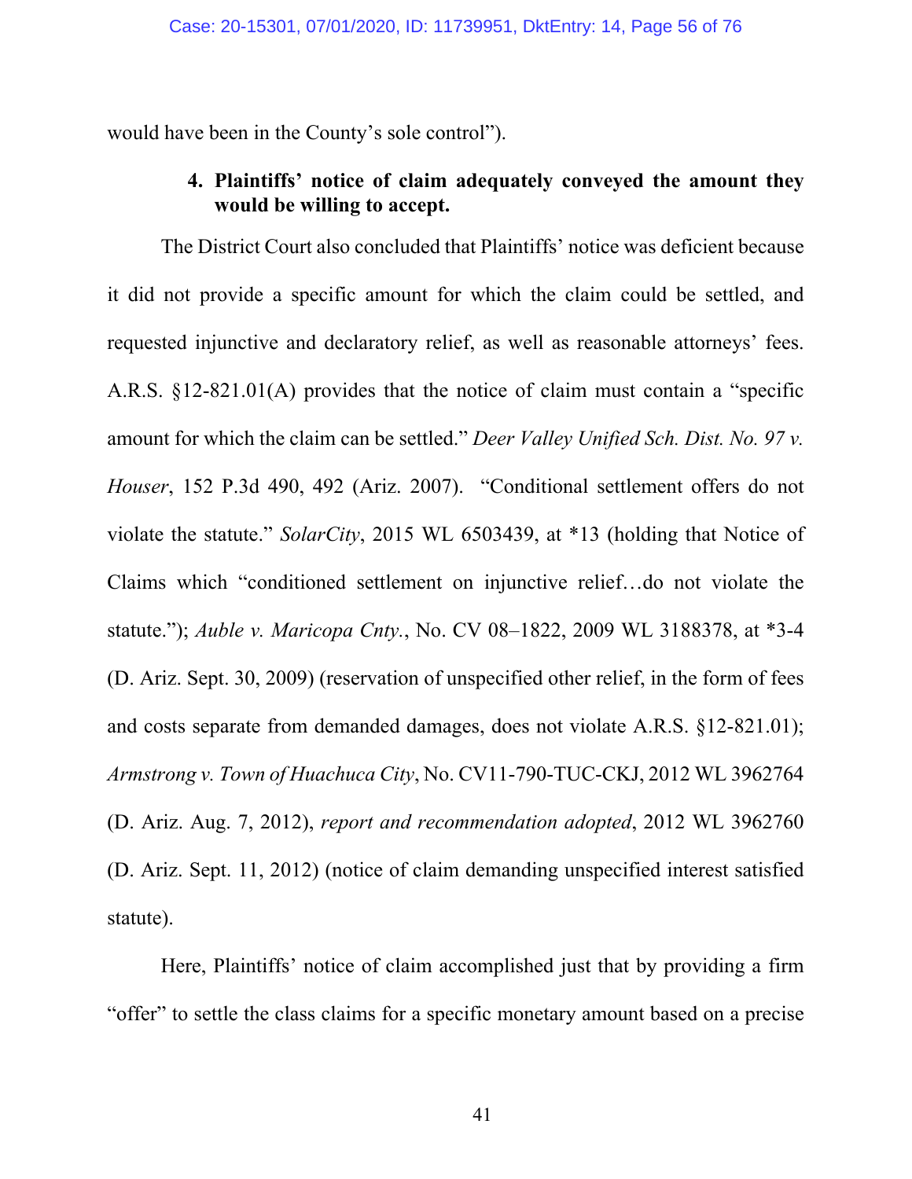would have been in the County's sole control").

#### 4. Plaintiffs' notice of claim adequately conveyed the amount they would be willing to accept.

The District Court also concluded that Plaintiffs' notice was deficient because it did not provide a specific amount for which the claim could be settled, and requested injunctive and declaratory relief, as well as reasonable attorneys' fees. A.R.S. §12-821.01(A) provides that the notice of claim must contain a "specific amount for which the claim can be settled." *Deer Valley Unified Sch. Dist. No. 97 v. Houser*, 152 P.3d 490, 492 (Ariz. 2007). "Conditional settlement offers do not violate the statute." *SolarCity*, 2015 WL 6503439, at *13 (holding that Notice of Claims which "conditioned settlement on injunctive relief…do not violate the statute."); *Auble v. Maricopa Cnty.*, No. CV 08–1822, 2009 WL 3188378, at *3-4 (D. Ariz. Sept. 30, 2009) (reservation of unspecified other relief, in the form of fees and costs separate from demanded damages, does not violate A.R.S. §12-821.01); *Armstrong v. Town of Huachuca City*, No. CV11-790-TUC-CKJ, 2012 WL 3962764 (D. Ariz. Aug. 7, 2012), *report and recommendation adopted*, 2012 WL 3962760 (D. Ariz. Sept. 11, 2012) (notice of claim demanding unspecified interest satisfied statute).

Here, Plaintiffs' notice of claim accomplished just that by providing a firm "offer" to settle the class claims for a specific monetary amount based on a precise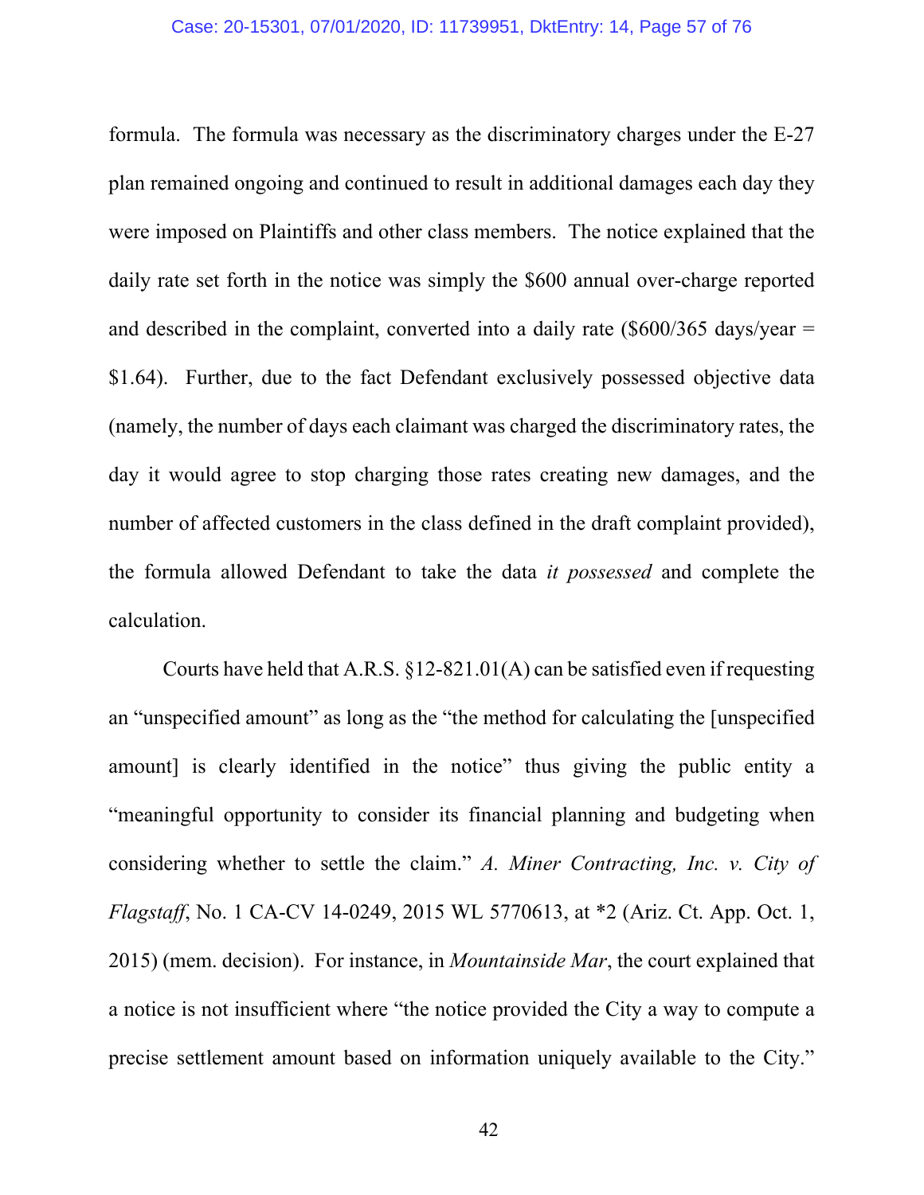formula. The formula was necessary as the discriminatory charges under the E-27 plan remained ongoing and continued to result in additional damages each day they were imposed on Plaintiffs and other class members. The notice explained that the daily rate set forth in the notice was simply the $600 annual over-charge reported and described in the complaint, converted into a daily rate ($600/365 days/year = $1.64). Further, due to the fact Defendant exclusively possessed objective data (namely, the number of days each claimant was charged the discriminatory rates, the day it would agree to stop charging those rates creating new damages, and the number of affected customers in the class defined in the draft complaint provided), the formula allowed Defendant to take the data *it possessed* and complete the calculation.

Courts have held that A.R.S. §12-821.01(A) can be satisfied even if requesting an "unspecified amount" as long as the "the method for calculating the [unspecified amount] is clearly identified in the notice" thus giving the public entity a "meaningful opportunity to consider its financial planning and budgeting when considering whether to settle the claim." *A. Miner Contracting, Inc. v. City of Flagstaff*, No. 1 CA-CV 14-0249, 2015 WL 5770613, at *2 (Ariz. Ct. App. Oct. 1, 2015) (mem. decision). For instance, in *Mountainside Mar*, the court explained that a notice is not insufficient where "the notice provided the City a way to compute a precise settlement amount based on information uniquely available to the City."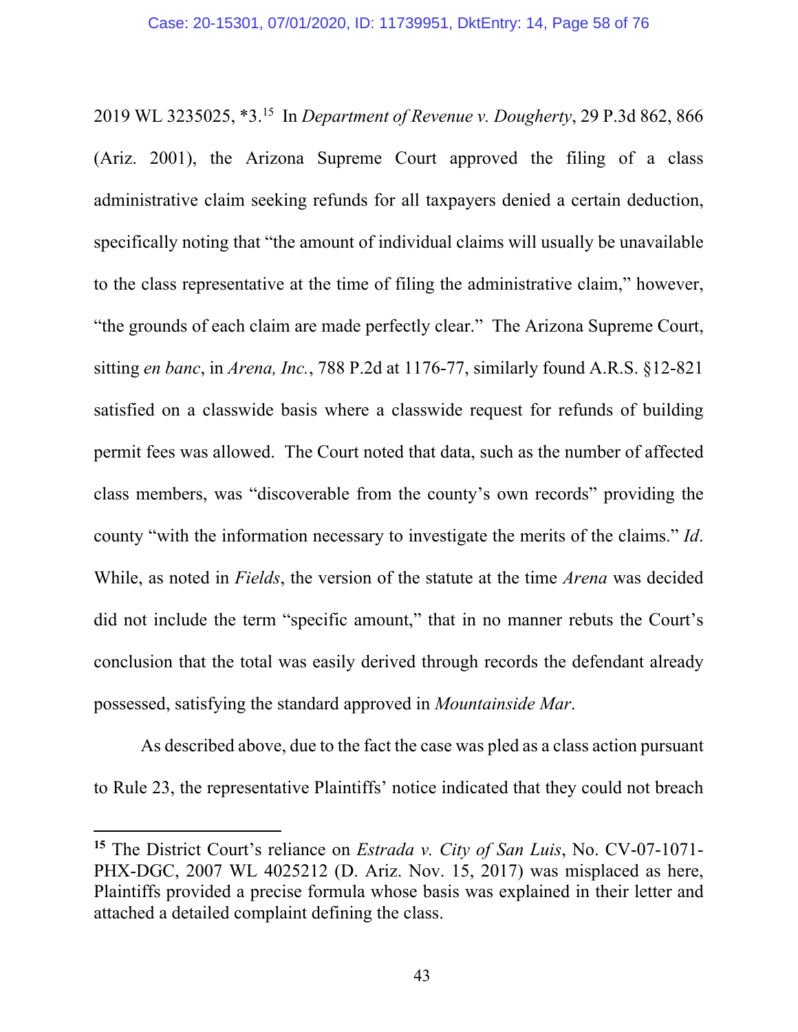2019 WL 3235025, *3.[15] In *Department of Revenue v. Dougherty*, 29 P.3d 862, 866 (Ariz. 2001), the Arizona Supreme Court approved the filing of a class administrative claim seeking refunds for all taxpayers denied a certain deduction, specifically noting that "the amount of individual claims will usually be unavailable to the class representative at the time of filing the administrative claim," however, "the grounds of each claim are made perfectly clear." The Arizona Supreme Court, sitting *en banc*, in *Arena, Inc.*, 788 P.2d at 1176-77, similarly found A.R.S. §12-821 satisfied on a classwide basis where a classwide request for refunds of building permit fees was allowed. The Court noted that data, such as the number of affected class members, was "discoverable from the county's own records" providing the county "with the information necessary to investigate the merits of the claims." *Id*. While, as noted in *Fields*, the version of the statute at the time *Arena* was decided did not include the term "specific amount," that in no manner rebuts the Court's conclusion that the total was easily derived through records the defendant already possessed, satisfying the standard approved in *Mountainside Mar*.

As described above, due to the fact the case was pled as a class action pursuant to Rule 23, the representative Plaintiffs' notice indicated that they could not breach

---

[15] The District Court's reliance on *Estrada v. City of San Luis*, No. CV-07-1071-PHX-DGC, 2007 WL 4025212 (D. Ariz. Nov. 15, 2017) was misplaced as here, Plaintiffs provided a precise formula whose basis was explained in their letter and attached a detailed complaint defining the class.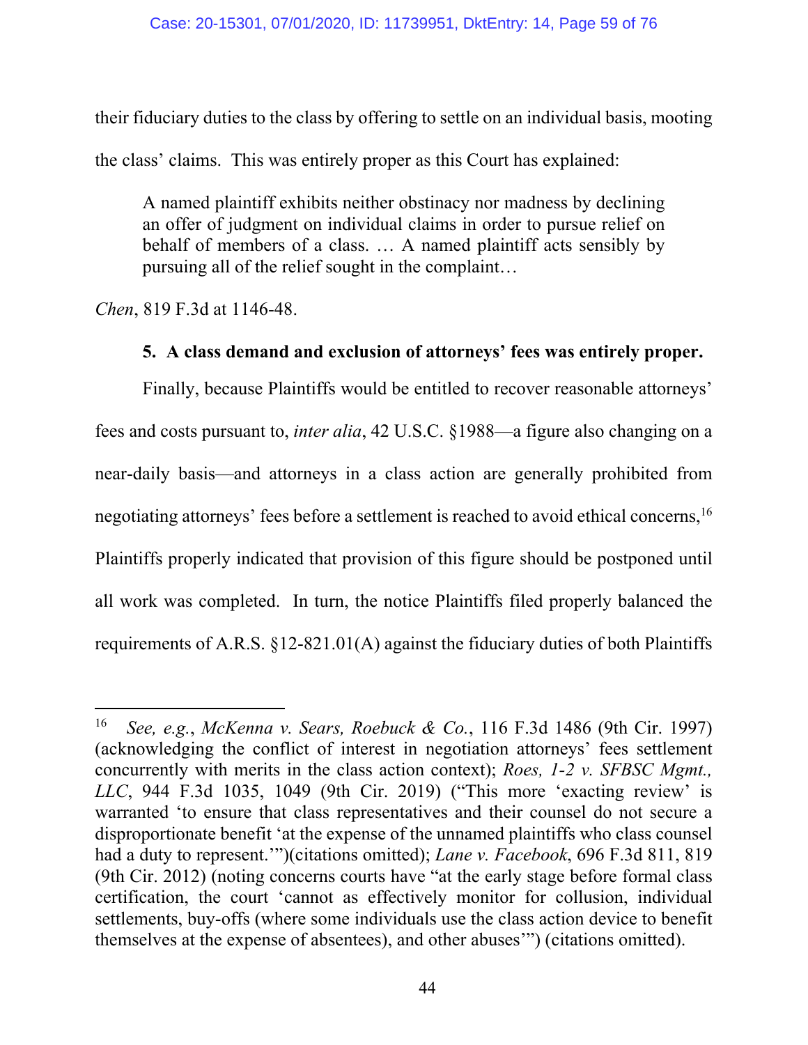their fiduciary duties to the class by offering to settle on an individual basis, mooting the class' claims. This was entirely proper as this Court has explained:

> A named plaintiff exhibits neither obstinacy nor madness by declining an offer of judgment on individual claims in order to pursue relief on behalf of members of a class. … A named plaintiff acts sensibly by pursuing all of the relief sought in the complaint…

*Chen*, 819 F.3d at 1146-48.

**5. A class demand and exclusion of attorneys' fees was entirely proper.**

Finally, because Plaintiffs would be entitled to recover reasonable attorneys' fees and costs pursuant to, *inter alia*, 42 U.S.C. §1988—a figure also changing on a near-daily basis—and attorneys in a class action are generally prohibited from negotiating attorneys' fees before a settlement is reached to avoid ethical concerns,[16] Plaintiffs properly indicated that provision of this figure should be postponed until all work was completed. In turn, the notice Plaintiffs filed properly balanced the requirements of A.R.S. §12-821.01(A) against the fiduciary duties of both Plaintiffs

---

[16] *See, e.g.*, *McKenna v. Sears, Roebuck & Co.*, 116 F.3d 1486 (9th Cir. 1997) (acknowledging the conflict of interest in negotiation attorneys' fees settlement concurrently with merits in the class action context); *Roes, 1-2 v. SFBSC Mgmt., LLC*, 944 F.3d 1035, 1049 (9th Cir. 2019) ("This more 'exacting review' is warranted 'to ensure that class representatives and their counsel do not secure a disproportionate benefit 'at the expense of the unnamed plaintiffs who class counsel had a duty to represent.'")(citations omitted); *Lane v. Facebook*, 696 F.3d 811, 819 (9th Cir. 2012) (noting concerns courts have "at the early stage before formal class certification, the court 'cannot as effectively monitor for collusion, individual settlements, buy-offs (where some individuals use the class action device to benefit themselves at the expense of absentees), and other abuses'") (citations omitted).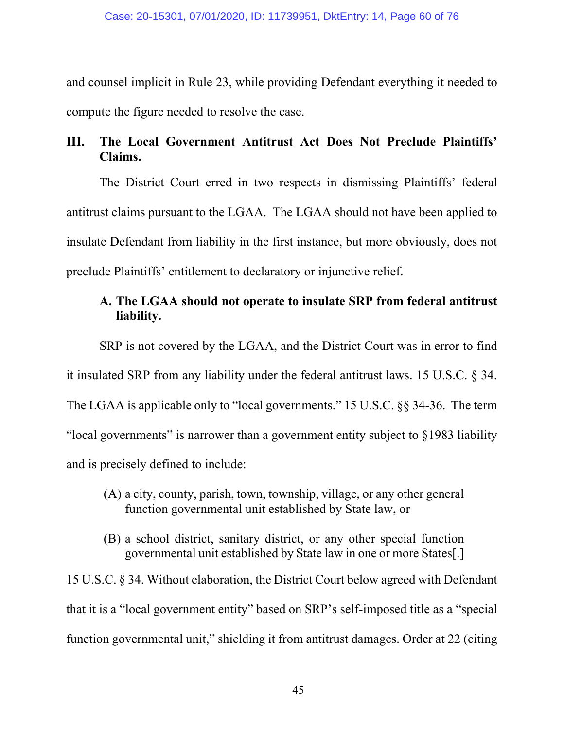and counsel implicit in Rule 23, while providing Defendant everything it needed to compute the figure needed to resolve the case.

## III. The Local Government Antitrust Act Does Not Preclude Plaintiffs' Claims.

The District Court erred in two respects in dismissing Plaintiffs' federal antitrust claims pursuant to the LGAA. The LGAA should not have been applied to insulate Defendant from liability in the first instance, but more obviously, does not preclude Plaintiffs' entitlement to declaratory or injunctive relief.

### A. The LGAA should not operate to insulate SRP from federal antitrust liability.

SRP is not covered by the LGAA, and the District Court was in error to find it insulated SRP from any liability under the federal antitrust laws. 15 U.S.C. § 34. The LGAA is applicable only to "local governments." 15 U.S.C. §§ 34-36. The term "local governments" is narrower than a government entity subject to §1983 liability and is precisely defined to include:

> (A) a city, county, parish, town, township, village, or any other general function governmental unit established by State law, or
>
> (B) a school district, sanitary district, or any other special function governmental unit established by State law in one or more States[.]

15 U.S.C. § 34. Without elaboration, the District Court below agreed with Defendant that it is a "local government entity" based on SRP's self-imposed title as a "special function governmental unit," shielding it from antitrust damages. Order at 22 (citing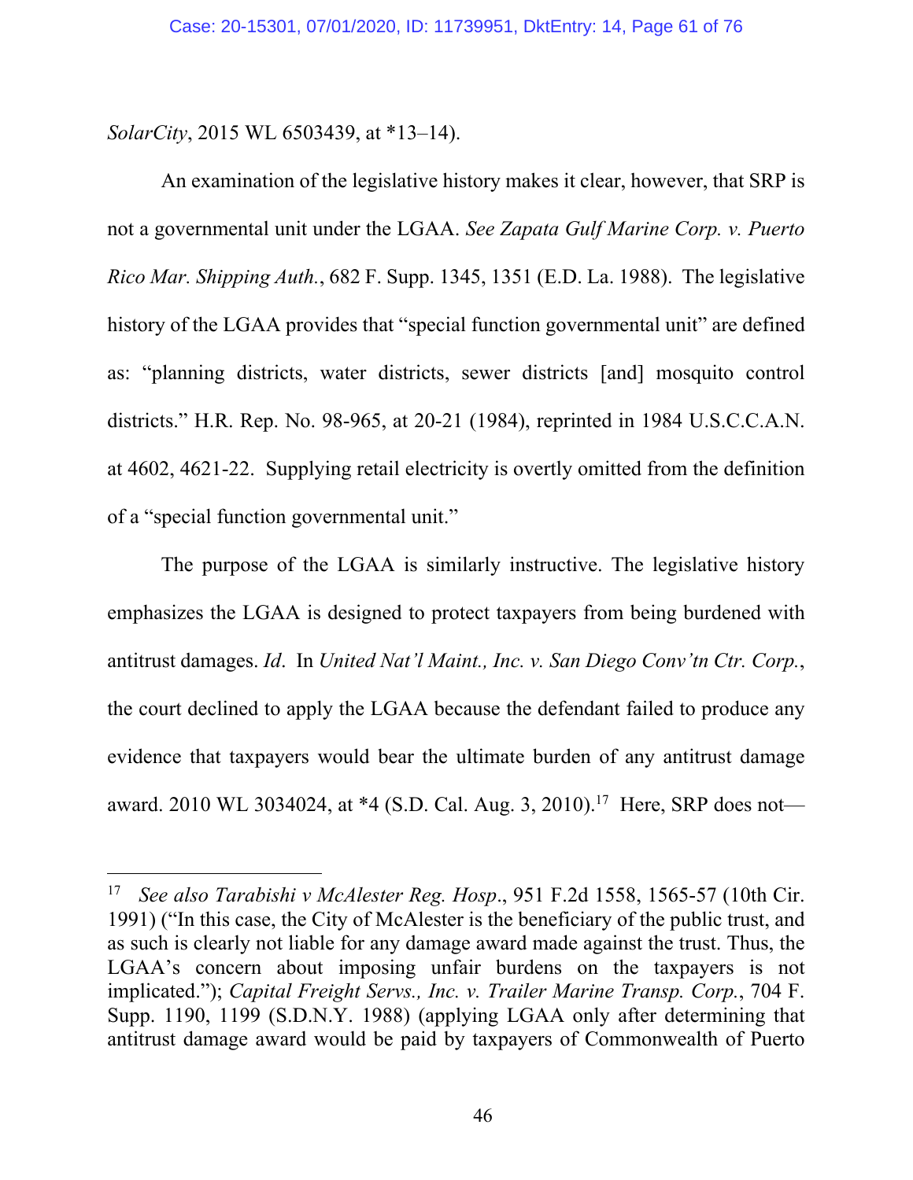*SolarCity*, 2015 WL 6503439, at *13–14).

An examination of the legislative history makes it clear, however, that SRP is not a governmental unit under the LGAA. *See Zapata Gulf Marine Corp. v. Puerto Rico Mar. Shipping Auth.*, 682 F. Supp. 1345, 1351 (E.D. La. 1988). The legislative history of the LGAA provides that "special function governmental unit" are defined as: "planning districts, water districts, sewer districts [and] mosquito control districts." H.R. Rep. No. 98-965, at 20-21 (1984), reprinted in 1984 U.S.C.C.A.N. at 4602, 4621-22. Supplying retail electricity is overtly omitted from the definition of a "special function governmental unit."

The purpose of the LGAA is similarly instructive. The legislative history emphasizes the LGAA is designed to protect taxpayers from being burdened with antitrust damages. *Id*. In *United Nat'l Maint., Inc. v. San Diego Conv'tn Ctr. Corp.*, the court declined to apply the LGAA because the defendant failed to produce any evidence that taxpayers would bear the ultimate burden of any antitrust damage award. 2010 WL 3034024, at *4 (S.D. Cal. Aug. 3, 2010).[17] Here, SRP does not—

[17] *See also Tarabishi v McAlester Reg. Hosp*., 951 F.2d 1558, 1565-57 (10th Cir. 1991) ("In this case, the City of McAlester is the beneficiary of the public trust, and as such is clearly not liable for any damage award made against the trust. Thus, the LGAA's concern about imposing unfair burdens on the taxpayers is not implicated."); *Capital Freight Servs., Inc. v. Trailer Marine Transp. Corp.*, 704 F. Supp. 1190, 1199 (S.D.N.Y. 1988) (applying LGAA only after determining that antitrust damage award would be paid by taxpayers of Commonwealth of Puerto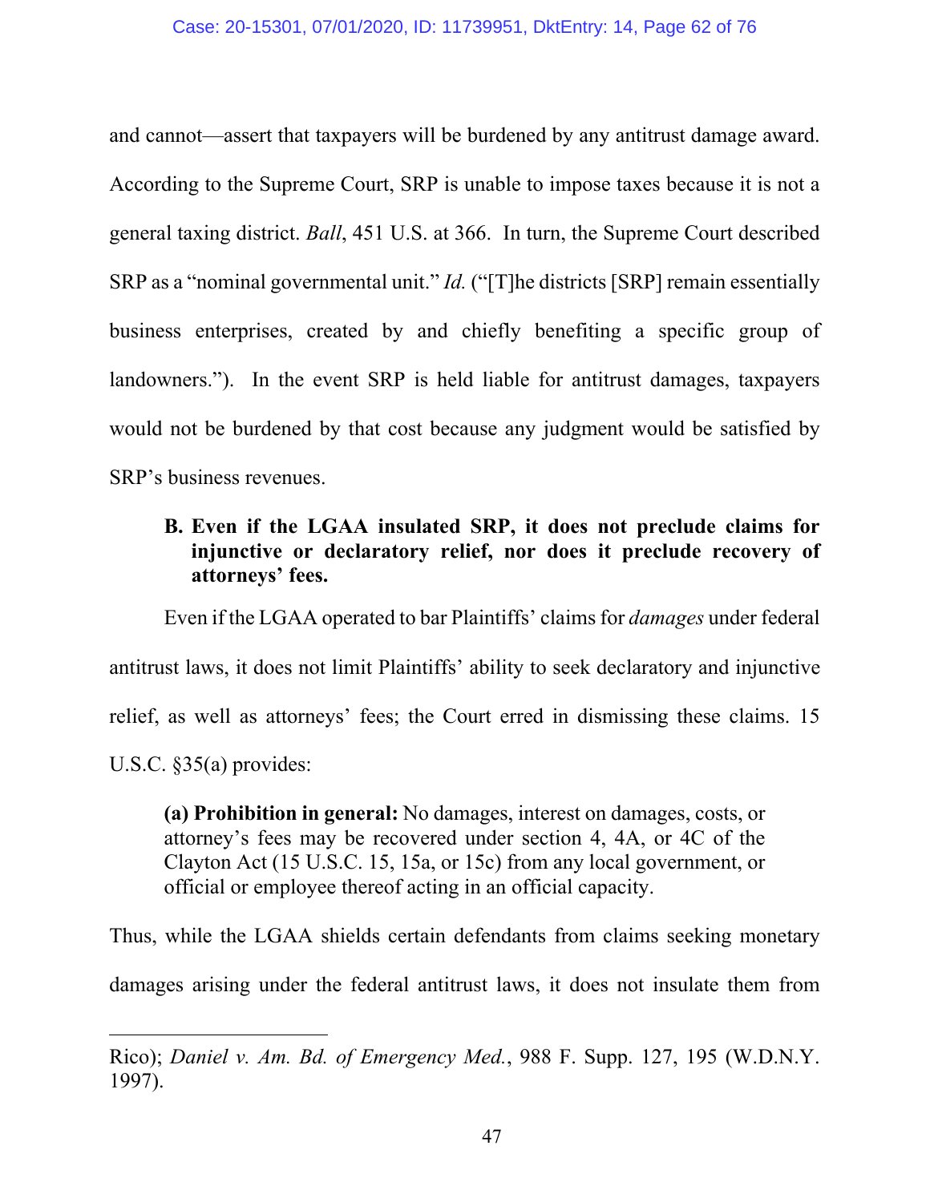and cannot—assert that taxpayers will be burdened by any antitrust damage award. According to the Supreme Court, SRP is unable to impose taxes because it is not a general taxing district. *Ball*, 451 U.S. at 366. In turn, the Supreme Court described SRP as a "nominal governmental unit." *Id.* ("[T]he districts [SRP] remain essentially business enterprises, created by and chiefly benefiting a specific group of landowners."). In the event SRP is held liable for antitrust damages, taxpayers would not be burdened by that cost because any judgment would be satisfied by SRP's business revenues.

### B. Even if the LGAA insulated SRP, it does not preclude claims for injunctive or declaratory relief, nor does it preclude recovery of attorneys' fees.

Even if the LGAA operated to bar Plaintiffs' claims for *damages* under federal antitrust laws, it does not limit Plaintiffs' ability to seek declaratory and injunctive relief, as well as attorneys' fees; the Court erred in dismissing these claims. 15 U.S.C. §35(a) provides:

> **(a) Prohibition in general:** No damages, interest on damages, costs, or attorney's fees may be recovered under section 4, 4A, or 4C of the Clayton Act (15 U.S.C. 15, 15a, or 15c) from any local government, or official or employee thereof acting in an official capacity.

Thus, while the LGAA shields certain defendants from claims seeking monetary damages arising under the federal antitrust laws, it does not insulate them from

---

Rico); *Daniel v. Am. Bd. of Emergency Med.*, 988 F. Supp. 127, 195 (W.D.N.Y. 1997).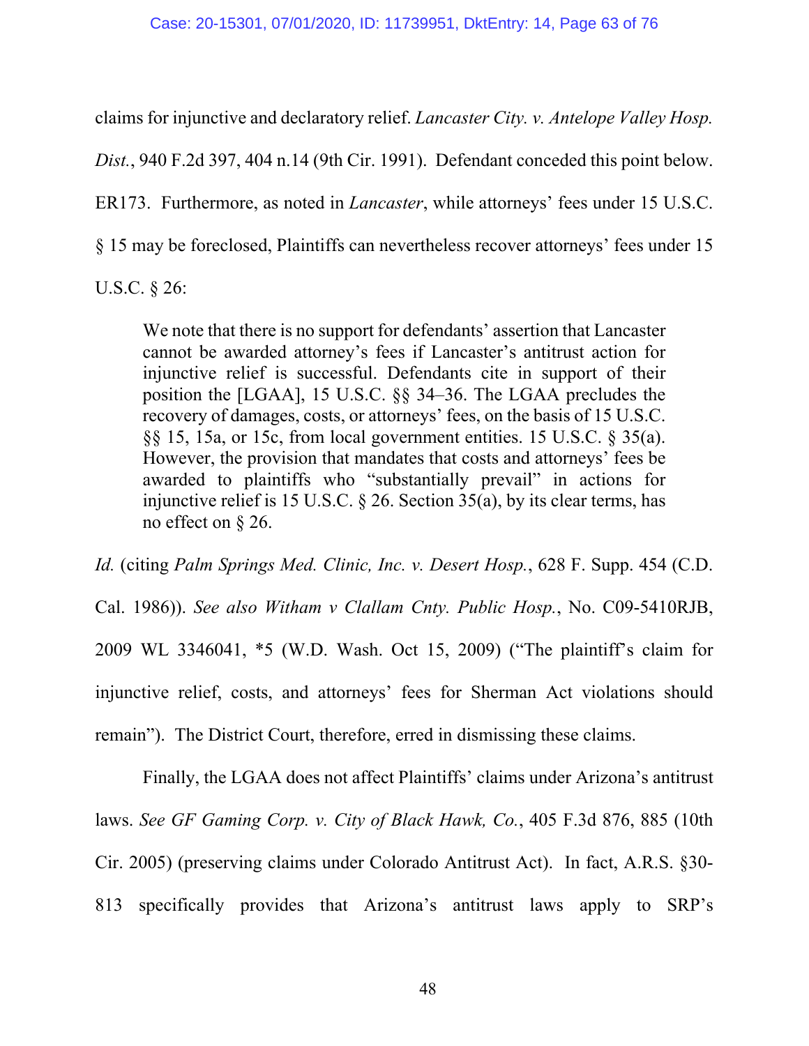claims for injunctive and declaratory relief. *Lancaster City. v. Antelope Valley Hosp. Dist.*, 940 F.2d 397, 404 n.14 (9th Cir. 1991). Defendant conceded this point below. ER173. Furthermore, as noted in *Lancaster*, while attorneys' fees under 15 U.S.C. § 15 may be foreclosed, Plaintiffs can nevertheless recover attorneys' fees under 15 U.S.C. § 26:

> We note that there is no support for defendants' assertion that Lancaster cannot be awarded attorney's fees if Lancaster's antitrust action for injunctive relief is successful. Defendants cite in support of their position the [LGAA], 15 U.S.C. §§ 34–36. The LGAA precludes the recovery of damages, costs, or attorneys' fees, on the basis of 15 U.S.C. §§ 15, 15a, or 15c, from local government entities. 15 U.S.C. § 35(a). However, the provision that mandates that costs and attorneys' fees be awarded to plaintiffs who "substantially prevail" in actions for injunctive relief is 15 U.S.C. § 26. Section 35(a), by its clear terms, has no effect on § 26.

*Id.* (citing *Palm Springs Med. Clinic, Inc. v. Desert Hosp.*, 628 F. Supp. 454 (C.D. Cal. 1986)). *See also Witham v Clallam Cnty. Public Hosp.*, No. C09-5410RJB, 2009 WL 3346041, *5 (W.D. Wash. Oct 15, 2009) ("The plaintiff's claim for injunctive relief, costs, and attorneys' fees for Sherman Act violations should remain"). The District Court, therefore, erred in dismissing these claims.

Finally, the LGAA does not affect Plaintiffs' claims under Arizona's antitrust laws. *See GF Gaming Corp. v. City of Black Hawk, Co.*, 405 F.3d 876, 885 (10th Cir. 2005) (preserving claims under Colorado Antitrust Act). In fact, A.R.S. §30-813 specifically provides that Arizona's antitrust laws apply to SRP's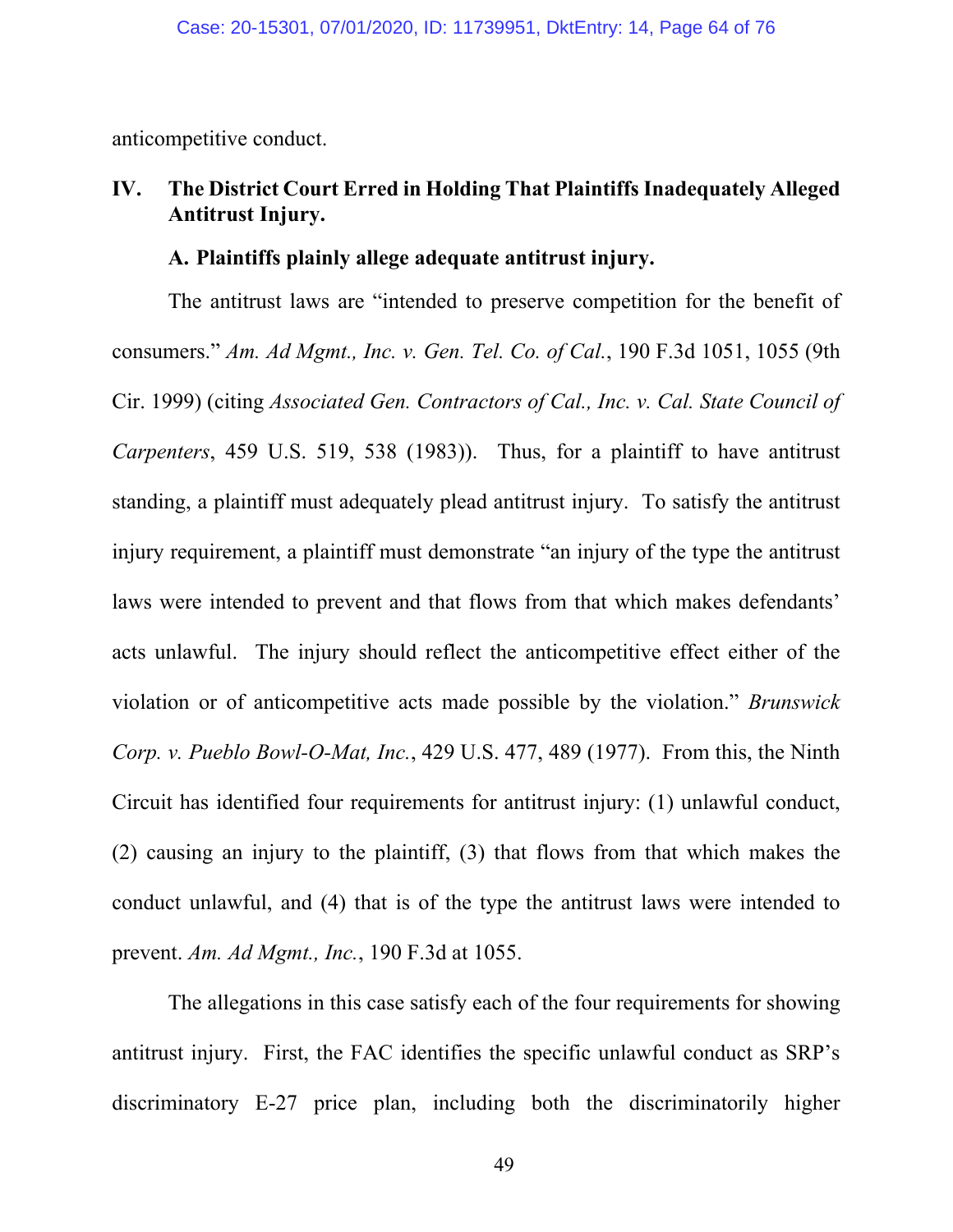anticompetitive conduct.

## IV. The District Court Erred in Holding That Plaintiffs Inadequately Alleged Antitrust Injury.

### A. Plaintiffs plainly allege adequate antitrust injury.

The antitrust laws are "intended to preserve competition for the benefit of consumers." *Am. Ad Mgmt., Inc. v. Gen. Tel. Co. of Cal.*, 190 F.3d 1051, 1055 (9th Cir. 1999) (citing *Associated Gen. Contractors of Cal., Inc. v. Cal. State Council of Carpenters*, 459 U.S. 519, 538 (1983)). Thus, for a plaintiff to have antitrust standing, a plaintiff must adequately plead antitrust injury. To satisfy the antitrust injury requirement, a plaintiff must demonstrate "an injury of the type the antitrust laws were intended to prevent and that flows from that which makes defendants' acts unlawful. The injury should reflect the anticompetitive effect either of the violation or of anticompetitive acts made possible by the violation." *Brunswick Corp. v. Pueblo Bowl-O-Mat, Inc.*, 429 U.S. 477, 489 (1977). From this, the Ninth Circuit has identified four requirements for antitrust injury: (1) unlawful conduct, (2) causing an injury to the plaintiff, (3) that flows from that which makes the conduct unlawful, and (4) that is of the type the antitrust laws were intended to prevent. *Am. Ad Mgmt., Inc.*, 190 F.3d at 1055.

The allegations in this case satisfy each of the four requirements for showing antitrust injury. First, the FAC identifies the specific unlawful conduct as SRP's discriminatory E-27 price plan, including both the discriminatorily higher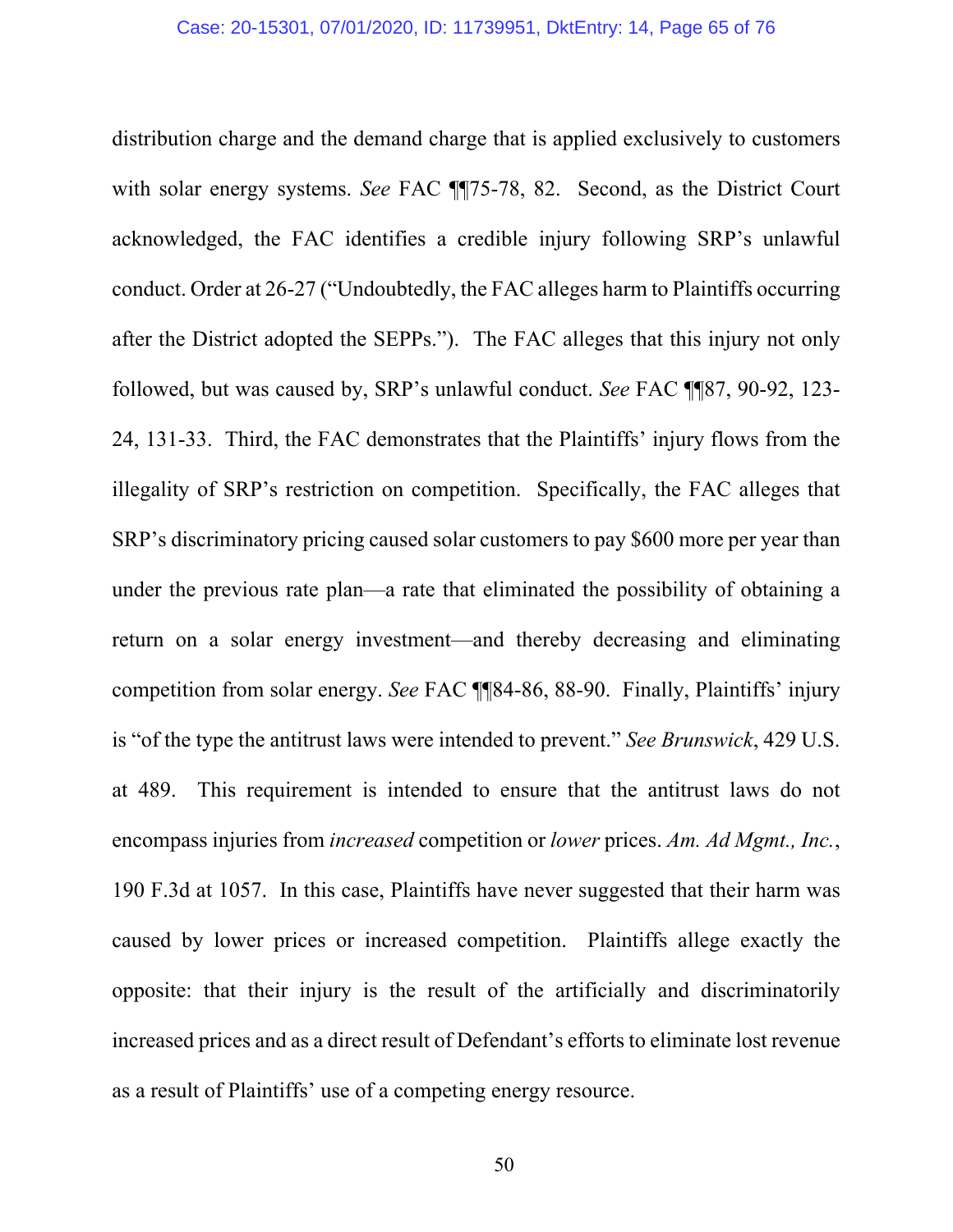distribution charge and the demand charge that is applied exclusively to customers with solar energy systems. *See* FAC ¶¶75-78, 82. Second, as the District Court acknowledged, the FAC identifies a credible injury following SRP's unlawful conduct. Order at 26-27 ("Undoubtedly, the FAC alleges harm to Plaintiffs occurring after the District adopted the SEPPs."). The FAC alleges that this injury not only followed, but was caused by, SRP's unlawful conduct. *See* FAC ¶¶87, 90-92, 123-24, 131-33. Third, the FAC demonstrates that the Plaintiffs' injury flows from the illegality of SRP's restriction on competition. Specifically, the FAC alleges that SRP's discriminatory pricing caused solar customers to pay $600 more per year than under the previous rate plan—a rate that eliminated the possibility of obtaining a return on a solar energy investment—and thereby decreasing and eliminating competition from solar energy. *See* FAC ¶¶84-86, 88-90. Finally, Plaintiffs' injury is "of the type the antitrust laws were intended to prevent." *See Brunswick*, 429 U.S. at 489. This requirement is intended to ensure that the antitrust laws do not encompass injuries from *increased* competition or *lower* prices. *Am. Ad Mgmt., Inc.*, 190 F.3d at 1057. In this case, Plaintiffs have never suggested that their harm was caused by lower prices or increased competition. Plaintiffs allege exactly the opposite: that their injury is the result of the artificially and discriminatorily increased prices and as a direct result of Defendant's efforts to eliminate lost revenue as a result of Plaintiffs' use of a competing energy resource.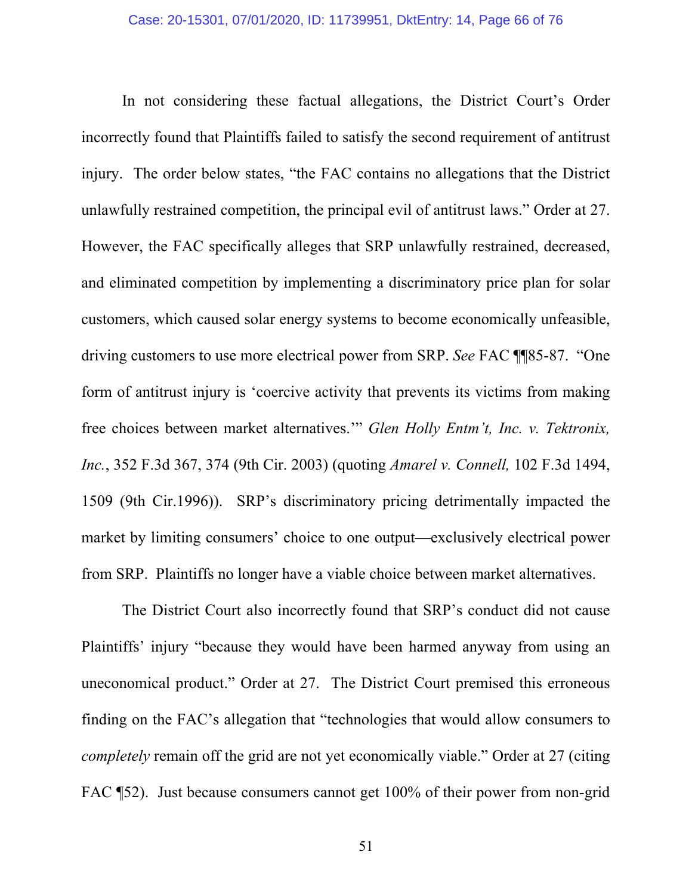In not considering these factual allegations, the District Court's Order incorrectly found that Plaintiffs failed to satisfy the second requirement of antitrust injury. The order below states, "the FAC contains no allegations that the District unlawfully restrained competition, the principal evil of antitrust laws." Order at 27. However, the FAC specifically alleges that SRP unlawfully restrained, decreased, and eliminated competition by implementing a discriminatory price plan for solar customers, which caused solar energy systems to become economically unfeasible, driving customers to use more electrical power from SRP. *See* FAC ¶¶85-87. "One form of antitrust injury is 'coercive activity that prevents its victims from making free choices between market alternatives.'" *Glen Holly Entm't, Inc. v. Tektronix, Inc.*, 352 F.3d 367, 374 (9th Cir. 2003) (quoting *Amarel v. Connell,* 102 F.3d 1494, 1509 (9th Cir.1996)). SRP's discriminatory pricing detrimentally impacted the market by limiting consumers' choice to one output—exclusively electrical power from SRP. Plaintiffs no longer have a viable choice between market alternatives.

The District Court also incorrectly found that SRP's conduct did not cause Plaintiffs' injury "because they would have been harmed anyway from using an uneconomical product." Order at 27. The District Court premised this erroneous finding on the FAC's allegation that "technologies that would allow consumers to *completely* remain off the grid are not yet economically viable." Order at 27 (citing FAC ¶52). Just because consumers cannot get 100% of their power from non-grid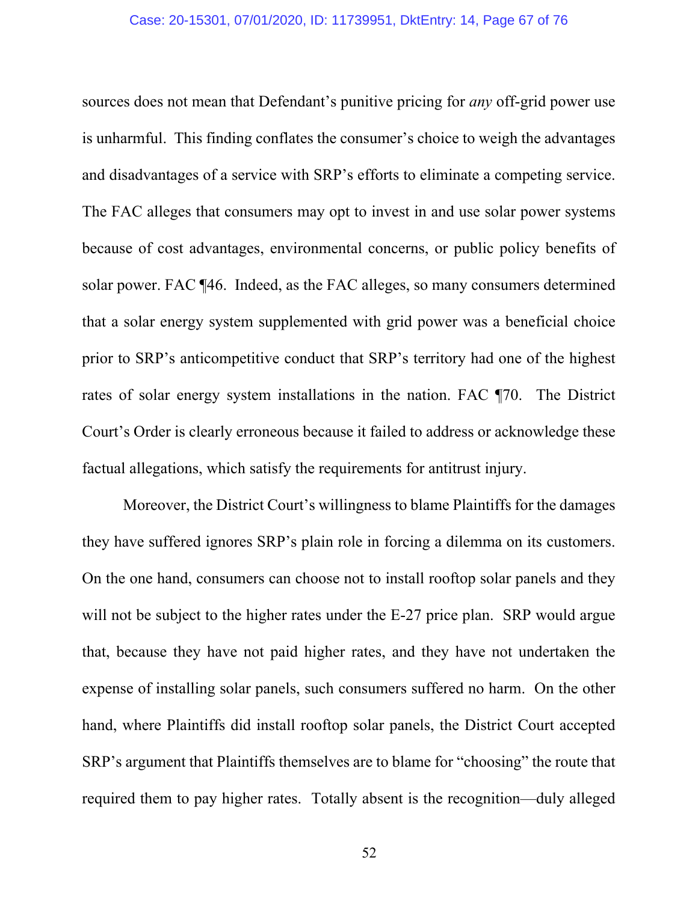sources does not mean that Defendant's punitive pricing for *any* off-grid power use is unharmful. This finding conflates the consumer's choice to weigh the advantages and disadvantages of a service with SRP's efforts to eliminate a competing service. The FAC alleges that consumers may opt to invest in and use solar power systems because of cost advantages, environmental concerns, or public policy benefits of solar power. FAC ¶46. Indeed, as the FAC alleges, so many consumers determined that a solar energy system supplemented with grid power was a beneficial choice prior to SRP's anticompetitive conduct that SRP's territory had one of the highest rates of solar energy system installations in the nation. FAC ¶70. The District Court's Order is clearly erroneous because it failed to address or acknowledge these factual allegations, which satisfy the requirements for antitrust injury.

Moreover, the District Court's willingness to blame Plaintiffs for the damages they have suffered ignores SRP's plain role in forcing a dilemma on its customers. On the one hand, consumers can choose not to install rooftop solar panels and they will not be subject to the higher rates under the E-27 price plan. SRP would argue that, because they have not paid higher rates, and they have not undertaken the expense of installing solar panels, such consumers suffered no harm. On the other hand, where Plaintiffs did install rooftop solar panels, the District Court accepted SRP's argument that Plaintiffs themselves are to blame for "choosing" the route that required them to pay higher rates. Totally absent is the recognition—duly alleged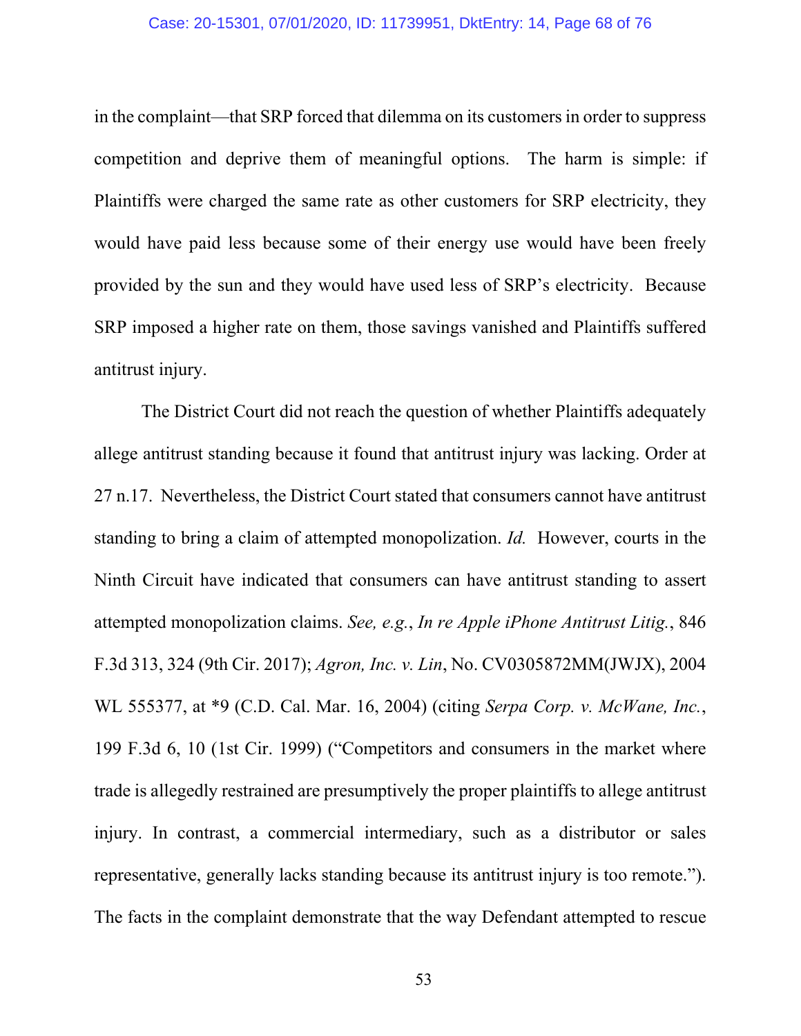in the complaint—that SRP forced that dilemma on its customers in order to suppress competition and deprive them of meaningful options. The harm is simple: if Plaintiffs were charged the same rate as other customers for SRP electricity, they would have paid less because some of their energy use would have been freely provided by the sun and they would have used less of SRP's electricity. Because SRP imposed a higher rate on them, those savings vanished and Plaintiffs suffered antitrust injury.

The District Court did not reach the question of whether Plaintiffs adequately allege antitrust standing because it found that antitrust injury was lacking. Order at 27 n.17. Nevertheless, the District Court stated that consumers cannot have antitrust standing to bring a claim of attempted monopolization. *Id.* However, courts in the Ninth Circuit have indicated that consumers can have antitrust standing to assert attempted monopolization claims. *See, e.g.*, *In re Apple iPhone Antitrust Litig.*, 846 F.3d 313, 324 (9th Cir. 2017); *Agron, Inc. v. Lin*, No. CV0305872MM(JWJX), 2004 WL 555377, at *9 (C.D. Cal. Mar. 16, 2004) (citing *Serpa Corp. v. McWane, Inc.*, 199 F.3d 6, 10 (1st Cir. 1999) ("Competitors and consumers in the market where trade is allegedly restrained are presumptively the proper plaintiffs to allege antitrust injury. In contrast, a commercial intermediary, such as a distributor or sales representative, generally lacks standing because its antitrust injury is too remote."). The facts in the complaint demonstrate that the way Defendant attempted to rescue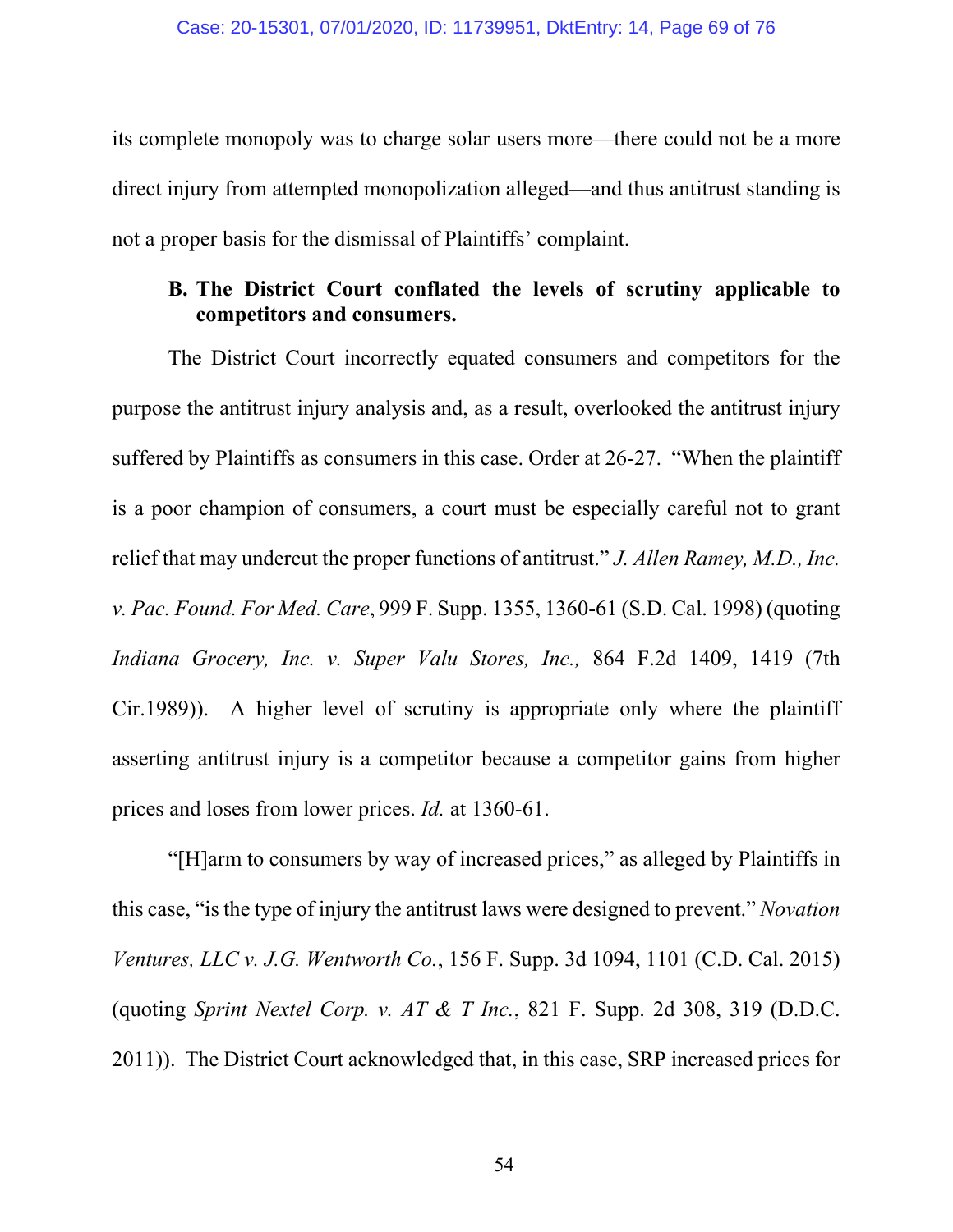its complete monopoly was to charge solar users more—there could not be a more direct injury from attempted monopolization alleged—and thus antitrust standing is not a proper basis for the dismissal of Plaintiffs' complaint.

### B. The District Court conflated the levels of scrutiny applicable to competitors and consumers.

The District Court incorrectly equated consumers and competitors for the purpose the antitrust injury analysis and, as a result, overlooked the antitrust injury suffered by Plaintiffs as consumers in this case. Order at 26-27. "When the plaintiff is a poor champion of consumers, a court must be especially careful not to grant relief that may undercut the proper functions of antitrust." *J. Allen Ramey, M.D., Inc. v. Pac. Found. For Med. Care*, 999 F. Supp. 1355, 1360-61 (S.D. Cal. 1998) (quoting *Indiana Grocery, Inc. v. Super Valu Stores, Inc.,* 864 F.2d 1409, 1419 (7th Cir.1989)). A higher level of scrutiny is appropriate only where the plaintiff asserting antitrust injury is a competitor because a competitor gains from higher prices and loses from lower prices. *Id.* at 1360-61.

"[H]arm to consumers by way of increased prices," as alleged by Plaintiffs in this case, "is the type of injury the antitrust laws were designed to prevent." *Novation Ventures, LLC v. J.G. Wentworth Co.*, 156 F. Supp. 3d 1094, 1101 (C.D. Cal. 2015) (quoting *Sprint Nextel Corp. v. AT & T Inc.*, 821 F. Supp. 2d 308, 319 (D.D.C. 2011)). The District Court acknowledged that, in this case, SRP increased prices for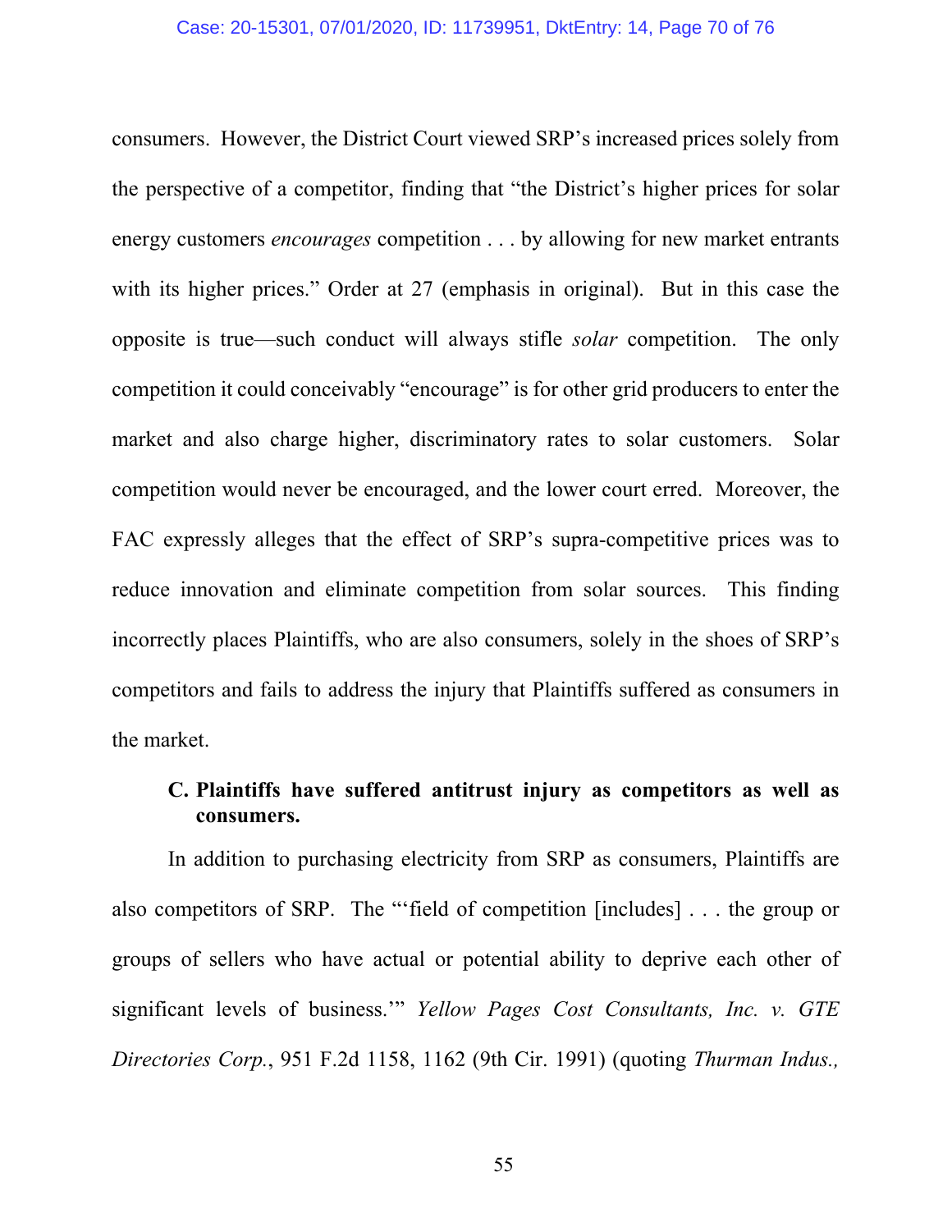consumers. However, the District Court viewed SRP's increased prices solely from the perspective of a competitor, finding that "the District's higher prices for solar energy customers *encourages* competition . . . by allowing for new market entrants with its higher prices." Order at 27 (emphasis in original). But in this case the opposite is true—such conduct will always stifle *solar* competition. The only competition it could conceivably "encourage" is for other grid producers to enter the market and also charge higher, discriminatory rates to solar customers. Solar competition would never be encouraged, and the lower court erred. Moreover, the FAC expressly alleges that the effect of SRP's supra-competitive prices was to reduce innovation and eliminate competition from solar sources. This finding incorrectly places Plaintiffs, who are also consumers, solely in the shoes of SRP's competitors and fails to address the injury that Plaintiffs suffered as consumers in the market.

### C. Plaintiffs have suffered antitrust injury as competitors as well as consumers.

In addition to purchasing electricity from SRP as consumers, Plaintiffs are also competitors of SRP. The "'field of competition [includes] . . . the group or groups of sellers who have actual or potential ability to deprive each other of significant levels of business.'" *Yellow Pages Cost Consultants, Inc. v. GTE Directories Corp.*, 951 F.2d 1158, 1162 (9th Cir. 1991) (quoting *Thurman Indus.,*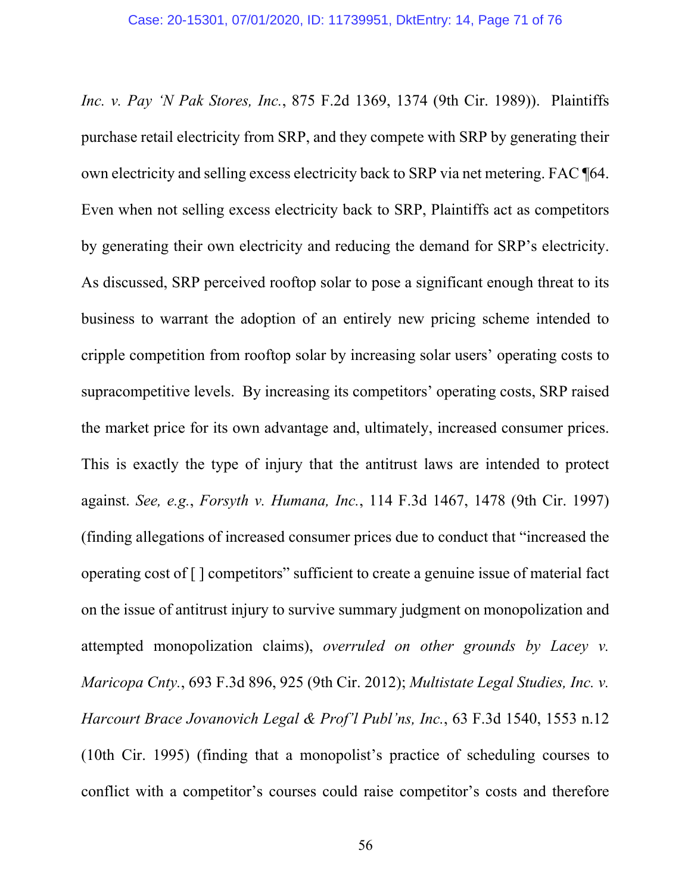*Inc. v. Pay 'N Pak Stores, Inc.*, 875 F.2d 1369, 1374 (9th Cir. 1989)). Plaintiffs purchase retail electricity from SRP, and they compete with SRP by generating their own electricity and selling excess electricity back to SRP via net metering. FAC ¶64. Even when not selling excess electricity back to SRP, Plaintiffs act as competitors by generating their own electricity and reducing the demand for SRP's electricity. As discussed, SRP perceived rooftop solar to pose a significant enough threat to its business to warrant the adoption of an entirely new pricing scheme intended to cripple competition from rooftop solar by increasing solar users' operating costs to supracompetitive levels. By increasing its competitors' operating costs, SRP raised the market price for its own advantage and, ultimately, increased consumer prices. This is exactly the type of injury that the antitrust laws are intended to protect against. *See, e.g.*, *Forsyth v. Humana, Inc.*, 114 F.3d 1467, 1478 (9th Cir. 1997) (finding allegations of increased consumer prices due to conduct that "increased the operating cost of [ ] competitors" sufficient to create a genuine issue of material fact on the issue of antitrust injury to survive summary judgment on monopolization and attempted monopolization claims), *overruled on other grounds by Lacey v. Maricopa Cnty.*, 693 F.3d 896, 925 (9th Cir. 2012); *Multistate Legal Studies, Inc. v. Harcourt Brace Jovanovich Legal & Prof'l Publ'ns, Inc.*, 63 F.3d 1540, 1553 n.12 (10th Cir. 1995) (finding that a monopolist's practice of scheduling courses to conflict with a competitor's courses could raise competitor's costs and therefore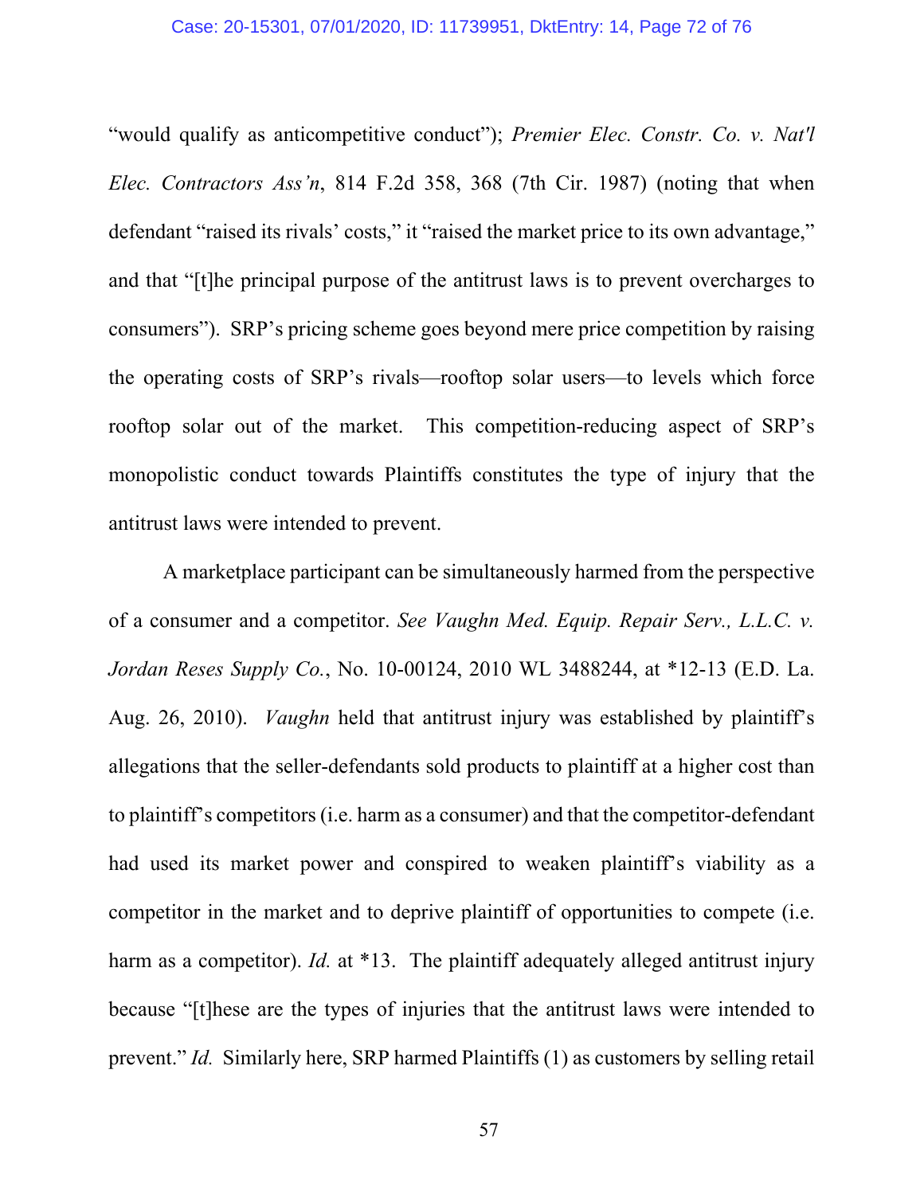"would qualify as anticompetitive conduct"); *Premier Elec. Constr. Co. v. Nat'l Elec. Contractors Ass'n*, 814 F.2d 358, 368 (7th Cir. 1987) (noting that when defendant "raised its rivals' costs," it "raised the market price to its own advantage," and that "[t]he principal purpose of the antitrust laws is to prevent overcharges to consumers"). SRP's pricing scheme goes beyond mere price competition by raising the operating costs of SRP's rivals—rooftop solar users—to levels which force rooftop solar out of the market. This competition-reducing aspect of SRP's monopolistic conduct towards Plaintiffs constitutes the type of injury that the antitrust laws were intended to prevent.

A marketplace participant can be simultaneously harmed from the perspective of a consumer and a competitor. *See Vaughn Med. Equip. Repair Serv., L.L.C. v. Jordan Reses Supply Co.*, No. 10-00124, 2010 WL 3488244, at *12-13 (E.D. La. Aug. 26, 2010). *Vaughn* held that antitrust injury was established by plaintiff's allegations that the seller-defendants sold products to plaintiff at a higher cost than to plaintiff's competitors (i.e. harm as a consumer) and that the competitor-defendant had used its market power and conspired to weaken plaintiff's viability as a competitor in the market and to deprive plaintiff of opportunities to compete (i.e. harm as a competitor). *Id.* at *13. The plaintiff adequately alleged antitrust injury because "[t]hese are the types of injuries that the antitrust laws were intended to prevent." *Id.* Similarly here, SRP harmed Plaintiffs (1) as customers by selling retail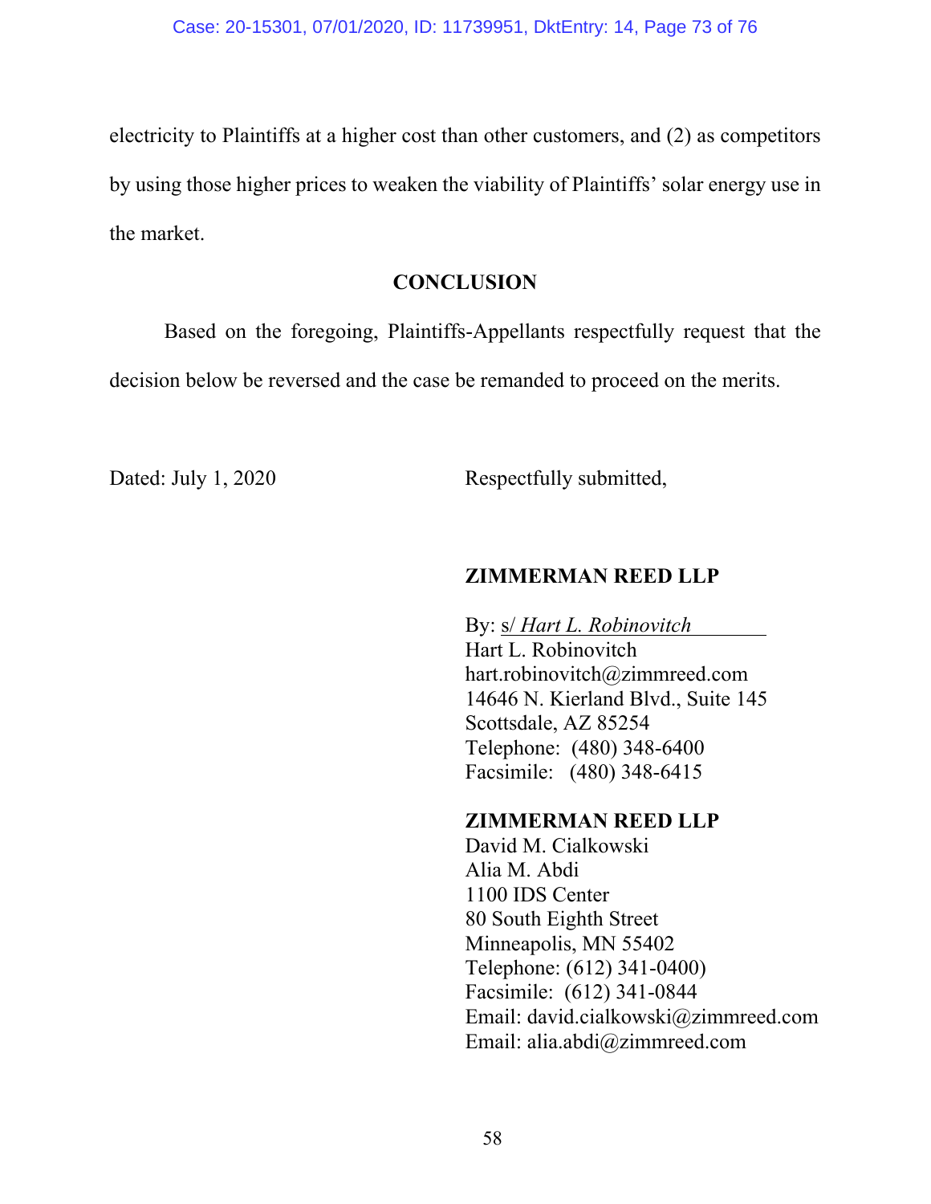electricity to Plaintiffs at a higher cost than other customers, and (2) as competitors by using those higher prices to weaken the viability of Plaintiffs' solar energy use in the market.

## CONCLUSION

Based on the foregoing, Plaintiffs-Appellants respectfully request that the decision below be reversed and the case be remanded to proceed on the merits.

Dated: July 1, 2020

Respectfully submitted,

**ZIMMERMAN REED LLP**

By: s/ *Hart L. Robinovitch*
Hart L. Robinovitch
hart.robinovitch@zimmreed.com
14646 N. Kierland Blvd., Suite 145
Scottsdale, AZ 85254
Telephone: (480) 348-6400
Facsimile: (480) 348-6415

**ZIMMERMAN REED LLP**
David M. Cialkowski
Alia M. Abdi
1100 IDS Center
80 South Eighth Street
Minneapolis, MN 55402
Telephone: (612) 341-0400)
Facsimile: (612) 341-0844
Email: david.cialkowski@zimmreed.com
Email: alia.abdi@zimmreed.com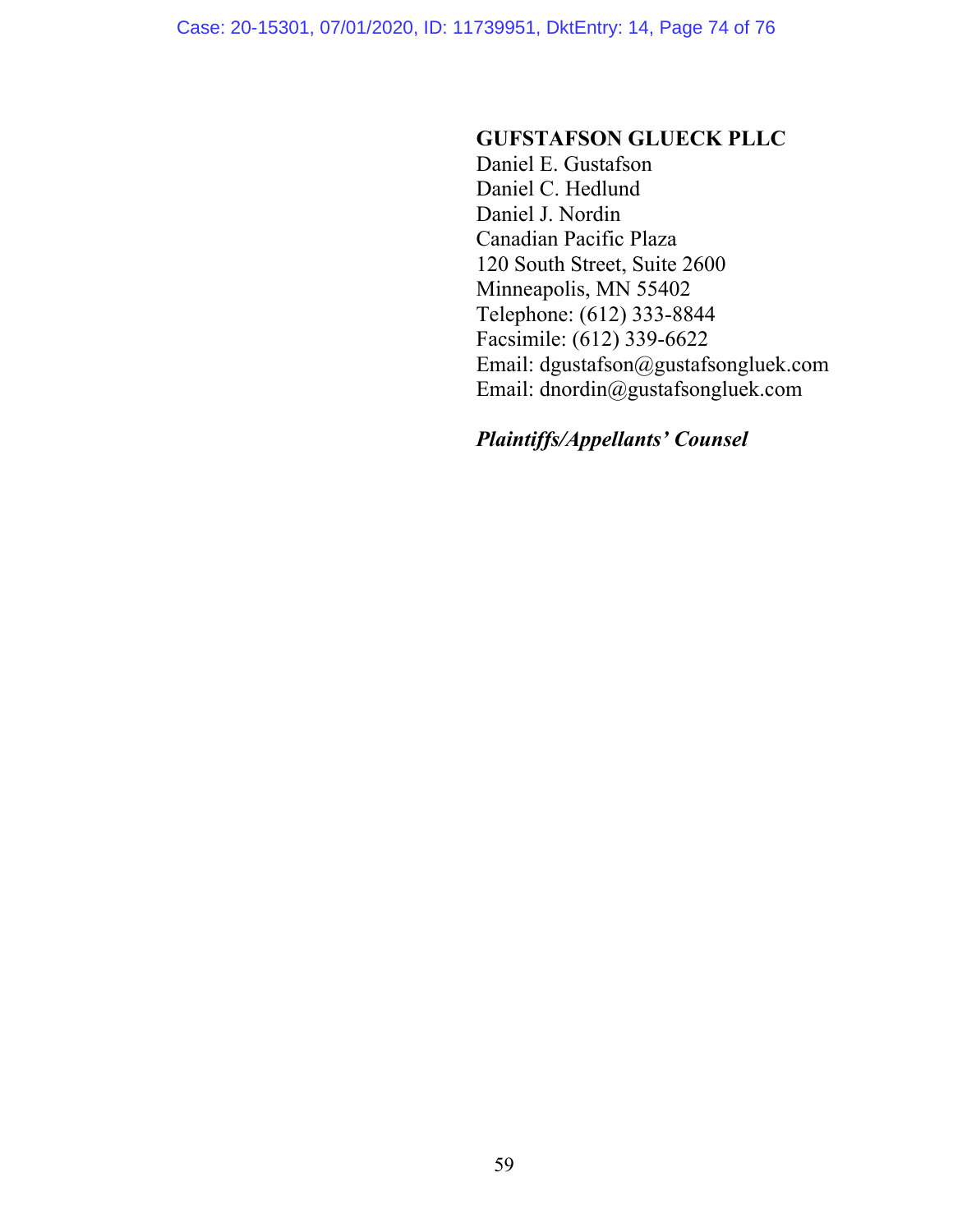**GUFSTAFSON GLUECK PLLC**
Daniel E. Gustafson
Daniel C. Hedlund
Daniel J. Nordin
Canadian Pacific Plaza
120 South Street, Suite 2600
Minneapolis, MN 55402
Telephone: (612) 333-8844
Facsimile: (612) 339-6622
Email: dgustafson@gustafsongluek.com
Email: dnordin@gustafsongluek.com

***Plaintiffs/Appellants' Counsel***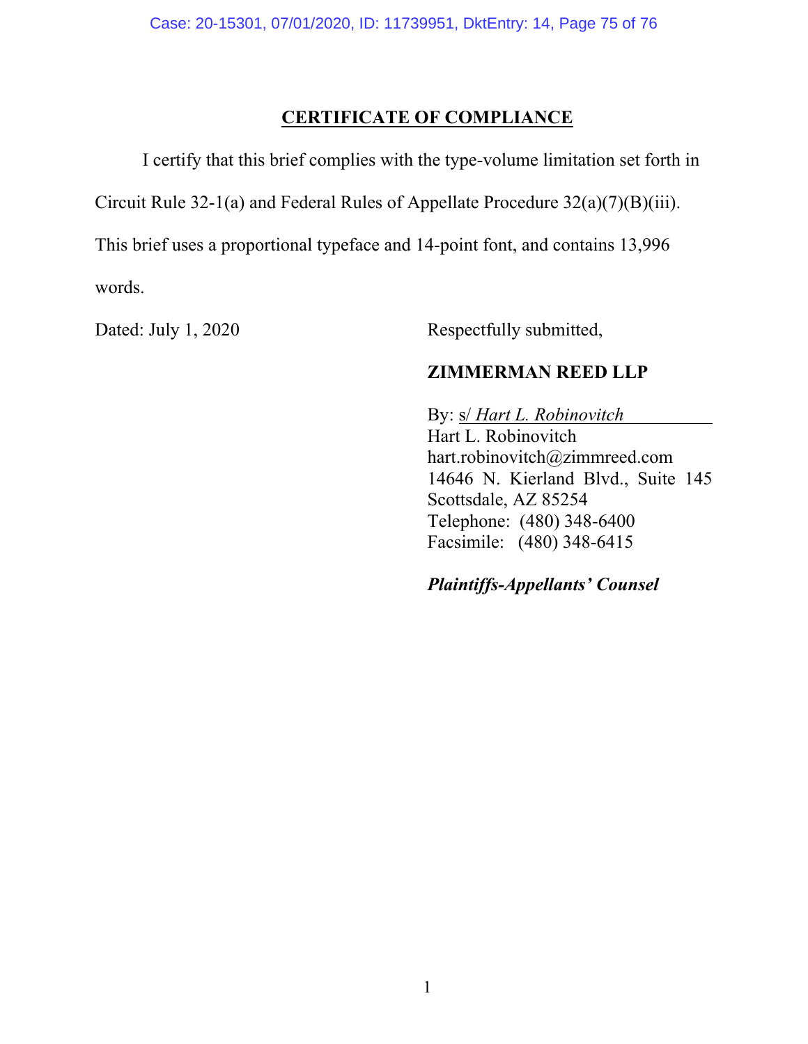## CERTIFICATE OF COMPLIANCE

I certify that this brief complies with the type-volume limitation set forth in Circuit Rule 32-1(a) and Federal Rules of Appellate Procedure 32(a)(7)(B)(iii). This brief uses a proportional typeface and 14-point font, and contains 13,996 words.

Dated: July 1, 2020

Respectfully submitted,

**ZIMMERMAN REED LLP**

By: s/ *Hart L. Robinovitch*
Hart L. Robinovitch
hart.robinovitch@zimmreed.com
14646 N. Kierland Blvd., Suite 145
Scottsdale, AZ 85254
Telephone: (480) 348-6400
Facsimile: (480) 348-6415

***Plaintiffs-Appellants' Counsel***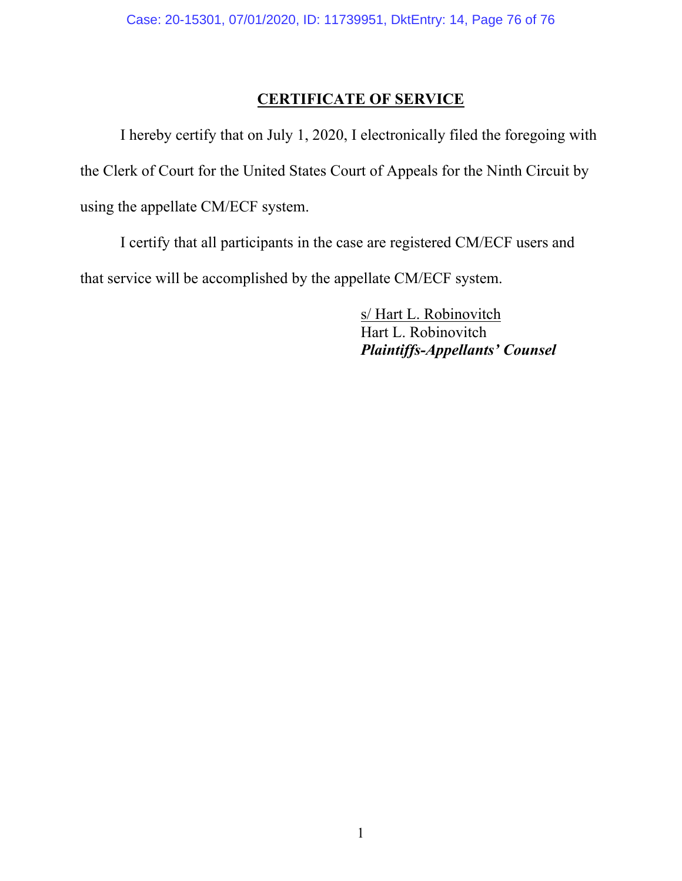## CERTIFICATE OF SERVICE

I hereby certify that on July 1, 2020, I electronically filed the foregoing with the Clerk of Court for the United States Court of Appeals for the Ninth Circuit by using the appellate CM/ECF system.

I certify that all participants in the case are registered CM/ECF users and that service will be accomplished by the appellate CM/ECF system.

s/ Hart L. Robinovitch
Hart L. Robinovitch
***Plaintiffs-Appellants' Counsel***